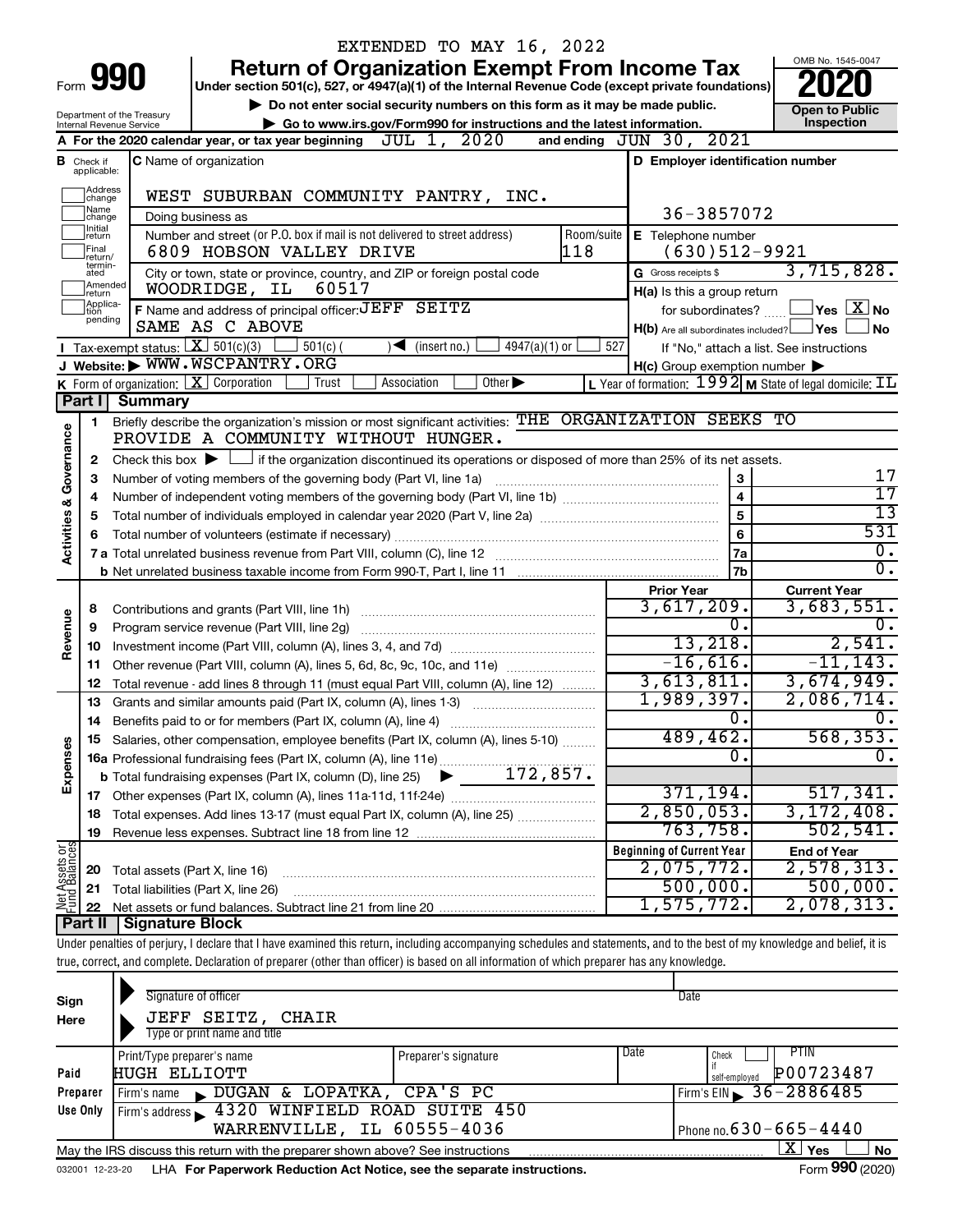EXTENDED TO MAY 16, 2022

# Form 990 — Return of Organization Exempt From Income Tax (2020)

Under section 501(c), 527, or 4947(a)(1) of the Internal Revenue Code (except private foundations)

▶ Do not enter social security numbers on this form as it may be made public.

▶ Go to www.irs.gov/Form990 for instructions and the latest information.

Department of the Treasury, Internal Revenue Service

OMB No. 1545-0047 — Open to Public Inspection

**A** For the 2020 calendar year, or tax year beginning JUL 1, 2020 and ending JUN 30, 2021

**B** Check if applicable: Address change, Name change, Initial return, Final return/terminated, Amended return, Application pending

**C** Name of organization: WEST SUBURBAN COMMUNITY PANTRY, INC.

Doing business as

Number and street (or P.O. box if mail is not delivered to street address): 6809 HOBSON VALLEY DRIVE — Room/suite: 118

City or town, state or province, country, and ZIP or foreign postal code: WOODRIDGE, IL 60517

**D** Employer identification number: 36-3857072

**E** Telephone number: (630)512-9921

**G** Gross receipts $ 3,715,828.

**F** Name and address of principal officer: JEFF SEITZ, SAME AS C ABOVE

**H(a)** Is this a group return for subordinates? ☐ Yes ☒ No

**H(b)** Are all subordinates included? ☐ Yes ☐ No — If "No," attach a list. See instructions

**H(c)** Group exemption number ▶

**I** Tax-exempt status: ☒ 501(c)(3) ☐ 501(c) ( ) ◀ (insert no.) ☐ 4947(a)(1) or ☐ 527

**J** Website: ▶ WWW.WSCPANTRY.ORG

**K** Form of organization: ☒ Corporation ☐ Trust ☐ Association ☐ Other ▶

**L** Year of formation: 1992 **M** State of legal domicile: IL

## Part I Summary

**Activities & Governance**

1. Briefly describe the organization's mission or most significant activities: THE ORGANIZATION SEEKS TO PROVIDE A COMMUNITY WITHOUT HUNGER.
2. Check this box ▶ ☐ if the organization discontinued its operations or disposed of more than 25% of its net assets.

| | | Line | |
|---|---|---|---|
| 3 | Number of voting members of the governing body (Part VI, line 1a) | 3 | 17 |
| 4 | Number of independent voting members of the governing body (Part VI, line 1b) | 4 | 17 |
| 5 | Total number of individuals employed in calendar year 2020 (Part V, line 2a) | 5 | 13 |
| 6 | Total number of volunteers (estimate if necessary) | 6 | 531 |
| 7a | Total unrelated business revenue from Part VIII, column (C), line 12 | 7a | 0. |
| b | Net unrelated business taxable income from Form 990-T, Part I, line 11 | 7b | 0. |

| | | Prior Year | Current Year |
|---|---|---|---|
| **Revenue** | | | |
| 8 | Contributions and grants (Part VIII, line 1h) | 3,617,209. | 3,683,551. |
| 9 | Program service revenue (Part VIII, line 2g) | 0. | 0. |
| 10 | Investment income (Part VIII, column (A), lines 3, 4, and 7d) | 13,218. | 2,541. |
| 11 | Other revenue (Part VIII, column (A), lines 5, 6d, 8c, 9c, 10c, and 11e) | -16,616. | -11,143. |
| 12 | Total revenue - add lines 8 through 11 (must equal Part VIII, column (A), line 12) | 3,613,811. | 3,674,949. |
| **Expenses** | | | |
| 13 | Grants and similar amounts paid (Part IX, column (A), lines 1-3) | 1,989,397. | 2,086,714. |
| 14 | Benefits paid to or for members (Part IX, column (A), line 4) | 0. | 0. |
| 15 | Salaries, other compensation, employee benefits (Part IX, column (A), lines 5-10) | 489,462. | 568,353. |
| 16a | Professional fundraising fees (Part IX, column (A), line 11e) | 0. | 0. |
| b | Total fundraising expenses (Part IX, column (D), line 25) ▶ 172,857. | | |
| 17 | Other expenses (Part IX, column (A), lines 11a-11d, 11f-24e) | 371,194. | 517,341. |
| 18 | Total expenses. Add lines 13-17 (must equal Part IX, column (A), line 25) | 2,850,053. | 3,172,408. |
| 19 | Revenue less expenses. Subtract line 18 from line 12 | 763,758. | 502,541. |

| **Net Assets or Fund Balances** | | Beginning of Current Year | End of Year |
|---|---|---|---|
| 20 | Total assets (Part X, line 16) | 2,075,772. | 2,578,313. |
| 21 | Total liabilities (Part X, line 26) | 500,000. | 500,000. |
| 22 | Net assets or fund balances. Subtract line 21 from line 20 | 1,575,772. | 2,078,313. |

## Part II Signature Block

Under penalties of perjury, I declare that I have examined this return, including accompanying schedules and statements, and to the best of my knowledge and belief, it is true, correct, and complete. Declaration of preparer (other than officer) is based on all information of which preparer has any knowledge.

**Sign Here**

Signature of officer — Date

JEFF SEITZ, CHAIR
Type or print name and title

**Paid Preparer Use Only**

| Print/Type preparer's name | Preparer's signature | Date | Check if self-employed | PTIN |
|---|---|---|---|---|
| HUGH ELLIOTT | | | ☐ | P00723487 |

Firm's name ▶ DUGAN & LOPATKA, CPA'S PC — Firm's EIN ▶ 36-2886485

Firm's address ▶ 4320 WINFIELD ROAD SUITE 450, WARRENVILLE, IL 60555-4036 — Phone no. 630-665-4440

May the IRS discuss this return with the preparer shown above? See instructions ☒ Yes ☐ No

032001 12-23-20 LHA For Paperwork Reduction Act Notice, see the separate instructions. Form **990** (2020)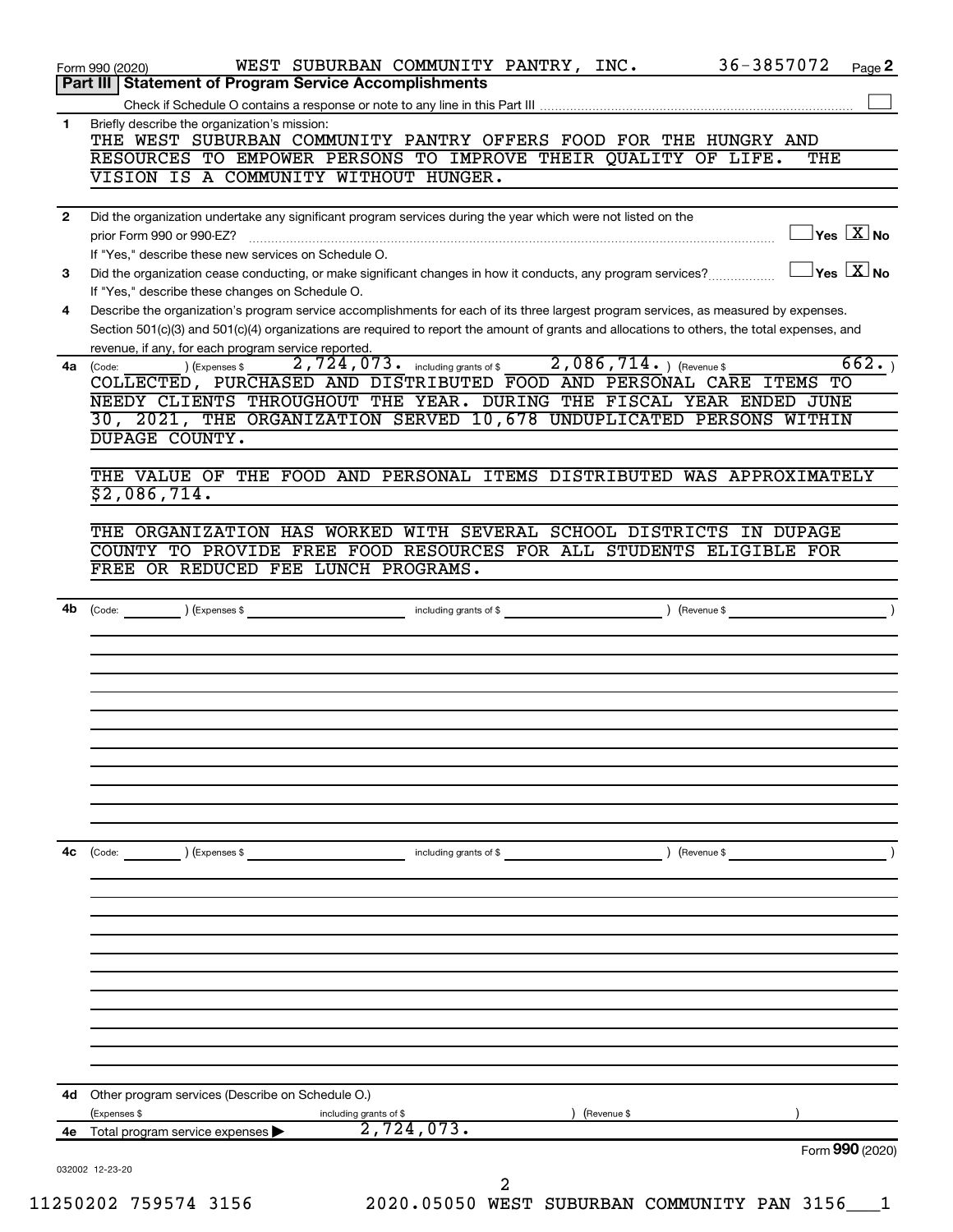Form 990 (2020) WEST SUBURBAN COMMUNITY PANTRY, INC. 36-3857072 Page **2**

## Part III | Statement of Program Service Accomplishments

Check if Schedule O contains a response or note to any line in this Part III ☐

**1** Briefly describe the organization's mission:

THE WEST SUBURBAN COMMUNITY PANTRY OFFERS FOOD FOR THE HUNGRY AND RESOURCES TO EMPOWER PERSONS TO IMPROVE THEIR QUALITY OF LIFE. THE VISION IS A COMMUNITY WITHOUT HUNGER.

**2** Did the organization undertake any significant program services during the year which were not listed on the prior Form 990 or 990-EZ? ☐ Yes ☒ No

If "Yes," describe these new services on Schedule O.

**3** Did the organization cease conducting, or make significant changes in how it conducts, any program services? ☐ Yes ☒ No

If "Yes," describe these changes on Schedule O.

**4** Describe the organization's program service accomplishments for each of its three largest program services, as measured by expenses. Section 501(c)(3) and 501(c)(4) organizations are required to report the amount of grants and allocations to others, the total expenses, and revenue, if any, for each program service reported.

**4a** (Code: ) (Expenses $ 2,724,073. including grants of $ 2,086,714. ) (Revenue $ 662. )

COLLECTED, PURCHASED AND DISTRIBUTED FOOD AND PERSONAL CARE ITEMS TO NEEDY CLIENTS THROUGHOUT THE YEAR. DURING THE FISCAL YEAR ENDED JUNE 30, 2021, THE ORGANIZATION SERVED 10,678 UNDUPLICATED PERSONS WITHIN DUPAGE COUNTY.

THE VALUE OF THE FOOD AND PERSONAL ITEMS DISTRIBUTED WAS APPROXIMATELY $2,086,714.

THE ORGANIZATION HAS WORKED WITH SEVERAL SCHOOL DISTRICTS IN DUPAGE COUNTY TO PROVIDE FREE FOOD RESOURCES FOR ALL STUDENTS ELIGIBLE FOR FREE OR REDUCED FEE LUNCH PROGRAMS.

**4b** (Code: ) (Expenses $ including grants of $ ) (Revenue $ )

**4c** (Code: ) (Expenses $ including grants of $ ) (Revenue $ )

**4d** Other program services (Describe on Schedule O.)

(Expenses $ including grants of $ ) (Revenue $ )

**4e** Total program service expenses ▶ 2,724,073.

Form **990** (2020)

032002 12-23-20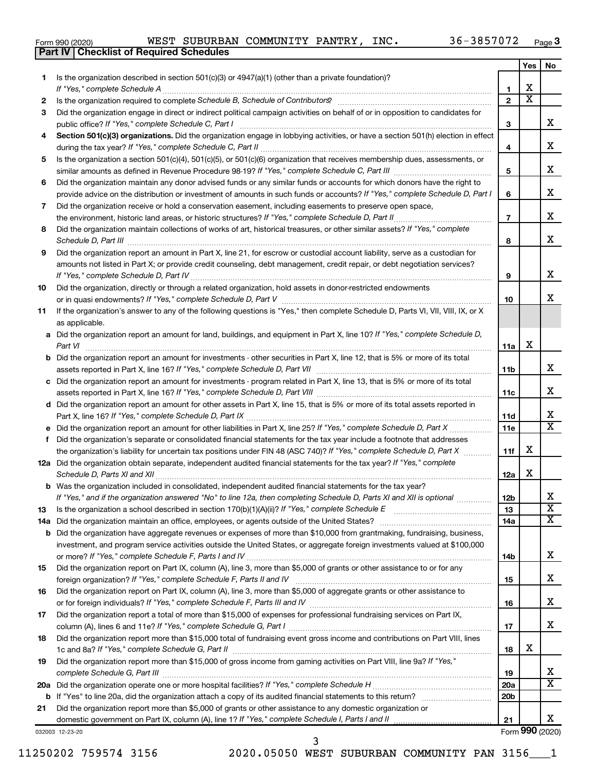Form 990 (2020) WEST SUBURBAN COMMUNITY PANTRY, INC. 36-3857072 Page 3

## Part IV Checklist of Required Schedules

| | | | Yes | No |
|---|---|---|---|---|
| 1 | Is the organization described in section 501(c)(3) or 4947(a)(1) (other than a private foundation)? *If "Yes," complete Schedule A* | 1 | X | |
| 2 | Is the organization required to complete *Schedule B, Schedule of Contributors*? | 2 | X | |
| 3 | Did the organization engage in direct or indirect political campaign activities on behalf of or in opposition to candidates for public office? *If "Yes," complete Schedule C, Part I* | 3 | | X |
| 4 | **Section 501(c)(3) organizations.** Did the organization engage in lobbying activities, or have a section 501(h) election in effect during the tax year? *If "Yes," complete Schedule C, Part II* | 4 | | X |
| 5 | Is the organization a section 501(c)(4), 501(c)(5), or 501(c)(6) organization that receives membership dues, assessments, or similar amounts as defined in Revenue Procedure 98-19? *If "Yes," complete Schedule C, Part III* | 5 | | X |
| 6 | Did the organization maintain any donor advised funds or any similar funds or accounts for which donors have the right to provide advice on the distribution or investment of amounts in such funds or accounts? *If "Yes," complete Schedule D, Part I* | 6 | | X |
| 7 | Did the organization receive or hold a conservation easement, including easements to preserve open space, the environment, historic land areas, or historic structures? *If "Yes," complete Schedule D, Part II* | 7 | | X |
| 8 | Did the organization maintain collections of works of art, historical treasures, or other similar assets? *If "Yes," complete Schedule D, Part III* | 8 | | X |
| 9 | Did the organization report an amount in Part X, line 21, for escrow or custodial account liability, serve as a custodian for amounts not listed in Part X; or provide credit counseling, debt management, credit repair, or debt negotiation services? *If "Yes," complete Schedule D, Part IV* | 9 | | X |
| 10 | Did the organization, directly or through a related organization, hold assets in donor-restricted endowments or in quasi endowments? *If "Yes," complete Schedule D, Part V* | 10 | | X |
| 11 | If the organization's answer to any of the following questions is "Yes," then complete Schedule D, Parts VI, VII, VIII, IX, or X as applicable. | | | |
| a | Did the organization report an amount for land, buildings, and equipment in Part X, line 10? *If "Yes," complete Schedule D, Part VI* | 11a | X | |
| b | Did the organization report an amount for investments - other securities in Part X, line 12, that is 5% or more of its total assets reported in Part X, line 16? *If "Yes," complete Schedule D, Part VII* | 11b | | X |
| c | Did the organization report an amount for investments - program related in Part X, line 13, that is 5% or more of its total assets reported in Part X, line 16? *If "Yes," complete Schedule D, Part VIII* | 11c | | X |
| d | Did the organization report an amount for other assets in Part X, line 15, that is 5% or more of its total assets reported in Part X, line 16? *If "Yes," complete Schedule D, Part IX* | 11d | | X |
| e | Did the organization report an amount for other liabilities in Part X, line 25? *If "Yes," complete Schedule D, Part X* | 11e | | X |
| f | Did the organization's separate or consolidated financial statements for the tax year include a footnote that addresses the organization's liability for uncertain tax positions under FIN 48 (ASC 740)? *If "Yes," complete Schedule D, Part X* | 11f | X | |
| 12a | Did the organization obtain separate, independent audited financial statements for the tax year? *If "Yes," complete Schedule D, Parts XI and XII* | 12a | X | |
| b | Was the organization included in consolidated, independent audited financial statements for the tax year? *If "Yes," and if the organization answered "No" to line 12a, then completing Schedule D, Parts XI and XII is optional* | 12b | | X |
| 13 | Is the organization a school described in section 170(b)(1)(A)(ii)? *If "Yes," complete Schedule E* | 13 | | X |
| 14a | Did the organization maintain an office, employees, or agents outside of the United States? | 14a | | X |
| b | Did the organization have aggregate revenues or expenses of more than $10,000 from grantmaking, fundraising, business, investment, and program service activities outside the United States, or aggregate foreign investments valued at $100,000 or more? *If "Yes," complete Schedule F, Parts I and IV* | 14b | | X |
| 15 | Did the organization report on Part IX, column (A), line 3, more than $5,000 of grants or other assistance to or for any foreign organization? *If "Yes," complete Schedule F, Parts II and IV* | 15 | | X |
| 16 | Did the organization report on Part IX, column (A), line 3, more than $5,000 of aggregate grants or other assistance to or for foreign individuals? *If "Yes," complete Schedule F, Parts III and IV* | 16 | | X |
| 17 | Did the organization report a total of more than $15,000 of expenses for professional fundraising services on Part IX, column (A), lines 6 and 11e? *If "Yes," complete Schedule G, Part I* | 17 | | X |
| 18 | Did the organization report more than $15,000 total of fundraising event gross income and contributions on Part VIII, lines 1c and 8a? *If "Yes," complete Schedule G, Part II* | 18 | X | |
| 19 | Did the organization report more than $15,000 of gross income from gaming activities on Part VIII, line 9a? *If "Yes," complete Schedule G, Part III* | 19 | | X |
| 20a | Did the organization operate one or more hospital facilities? *If "Yes," complete Schedule H* | 20a | | X |
| b | If "Yes" to line 20a, did the organization attach a copy of its audited financial statements to this return? | 20b | | |
| 21 | Did the organization report more than $5,000 of grants or other assistance to any domestic organization or domestic government on Part IX, column (A), line 1? *If "Yes," complete Schedule I, Parts I and II* | 21 | | X |

032003 12-23-20 Form **990** (2020)

11250202 759574 3156 2020.05050 WEST SUBURBAN COMMUNITY PAN 3156___1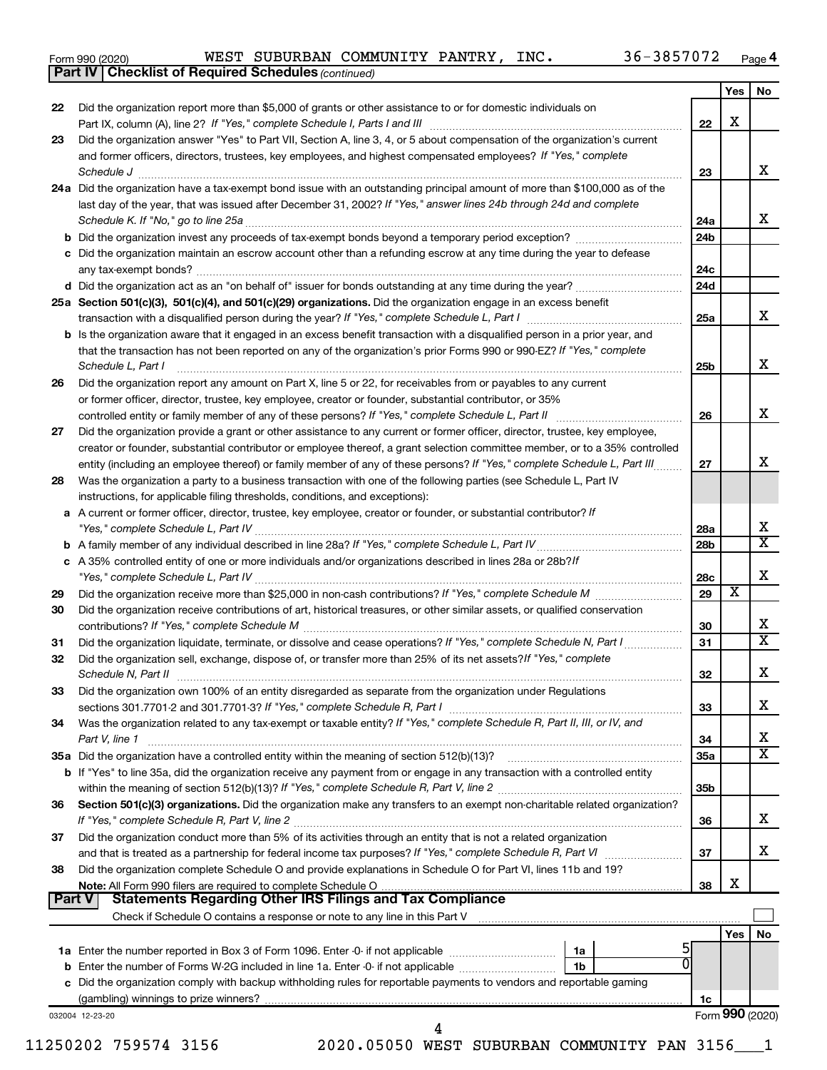Form 990 (2020) WEST SUBURBAN COMMUNITY PANTRY, INC. 36-3857072 Page 4

## Part IV Checklist of Required Schedules *(continued)*

| | | | Yes | No |
|---|---|---|---|---|
| 22 | Did the organization report more than $5,000 of grants or other assistance to or for domestic individuals on Part IX, column (A), line 2? *If "Yes," complete Schedule I, Parts I and III* | 22 | X | |
| 23 | Did the organization answer "Yes" to Part VII, Section A, line 3, 4, or 5 about compensation of the organization's current and former officers, directors, trustees, key employees, and highest compensated employees? *If "Yes," complete Schedule J* | 23 | | X |
| 24a | Did the organization have a tax-exempt bond issue with an outstanding principal amount of more than $100,000 as of the last day of the year, that was issued after December 31, 2002? *If "Yes," answer lines 24b through 24d and complete Schedule K. If "No," go to line 25a* | 24a | | X |
| b | Did the organization invest any proceeds of tax-exempt bonds beyond a temporary period exception? | 24b | | |
| c | Did the organization maintain an escrow account other than a refunding escrow at any time during the year to defease any tax-exempt bonds? | 24c | | |
| d | Did the organization act as an "on behalf of" issuer for bonds outstanding at any time during the year? | 24d | | |
| 25a | **Section 501(c)(3), 501(c)(4), and 501(c)(29) organizations.** Did the organization engage in an excess benefit transaction with a disqualified person during the year? *If "Yes," complete Schedule L, Part I* | 25a | | X |
| b | Is the organization aware that it engaged in an excess benefit transaction with a disqualified person in a prior year, and that the transaction has not been reported on any of the organization's prior Forms 990 or 990-EZ? *If "Yes," complete Schedule L, Part I* | 25b | | X |
| 26 | Did the organization report any amount on Part X, line 5 or 22, for receivables from or payables to any current or former officer, director, trustee, key employee, creator or founder, substantial contributor, or 35% controlled entity or family member of any of these persons? *If "Yes," complete Schedule L, Part II* | 26 | | X |
| 27 | Did the organization provide a grant or other assistance to any current or former officer, director, trustee, key employee, creator or founder, substantial contributor or employee thereof, a grant selection committee member, or to a 35% controlled entity (including an employee thereof) or family member of any of these persons? *If "Yes," complete Schedule L, Part III* | 27 | | X |
| 28 | Was the organization a party to a business transaction with one of the following parties (see Schedule L, Part IV instructions, for applicable filing thresholds, conditions, and exceptions): | | | |
| a | A current or former officer, director, trustee, key employee, creator or founder, or substantial contributor? *If "Yes," complete Schedule L, Part IV* | 28a | | X |
| b | A family member of any individual described in line 28a? *If "Yes," complete Schedule L, Part IV* | 28b | | X |
| c | A 35% controlled entity of one or more individuals and/or organizations described in lines 28a or 28b? *If "Yes," complete Schedule L, Part IV* | 28c | | X |
| 29 | Did the organization receive more than $25,000 in non-cash contributions? *If "Yes," complete Schedule M* | 29 | X | |
| 30 | Did the organization receive contributions of art, historical treasures, or other similar assets, or qualified conservation contributions? *If "Yes," complete Schedule M* | 30 | | X |
| 31 | Did the organization liquidate, terminate, or dissolve and cease operations? *If "Yes," complete Schedule N, Part I* | 31 | | X |
| 32 | Did the organization sell, exchange, dispose of, or transfer more than 25% of its net assets? *If "Yes," complete Schedule N, Part II* | 32 | | X |
| 33 | Did the organization own 100% of an entity disregarded as separate from the organization under Regulations sections 301.7701-2 and 301.7701-3? *If "Yes," complete Schedule R, Part I* | 33 | | X |
| 34 | Was the organization related to any tax-exempt or taxable entity? *If "Yes," complete Schedule R, Part II, III, or IV, and Part V, line 1* | 34 | | X |
| 35a | Did the organization have a controlled entity within the meaning of section 512(b)(13)? | 35a | | X |
| b | If "Yes" to line 35a, did the organization receive any payment from or engage in any transaction with a controlled entity within the meaning of section 512(b)(13)? *If "Yes," complete Schedule R, Part V, line 2* | 35b | | |
| 36 | **Section 501(c)(3) organizations.** Did the organization make any transfers to an exempt non-charitable related organization? *If "Yes," complete Schedule R, Part V, line 2* | 36 | | X |
| 37 | Did the organization conduct more than 5% of its activities through an entity that is not a related organization and that is treated as a partnership for federal income tax purposes? *If "Yes," complete Schedule R, Part VI* | 37 | | X |
| 38 | Did the organization complete Schedule O and provide explanations in Schedule O for Part VI, lines 11b and 19? **Note:** All Form 990 filers are required to complete Schedule O | 38 | X | |

## Part V Statements Regarding Other IRS Filings and Tax Compliance

Check if Schedule O contains a response or note to any line in this Part V

| | | | | | Yes | No |
|---|---|---|---|---|---|---|
| 1a | Enter the number reported in Box 3 of Form 1096. Enter -0- if not applicable | 1a | 5 | | | |
| b | Enter the number of Forms W-2G included in line 1a. Enter -0- if not applicable | 1b | 0 | | | |
| c | Did the organization comply with backup withholding rules for reportable payments to vendors and reportable gaming (gambling) winnings to prize winners? | | | 1c | | |

032004 12-23-20 Form **990** (2020)

11250202 759574 3156 2020.05050 WEST SUBURBAN COMMUNITY PAN 3156___1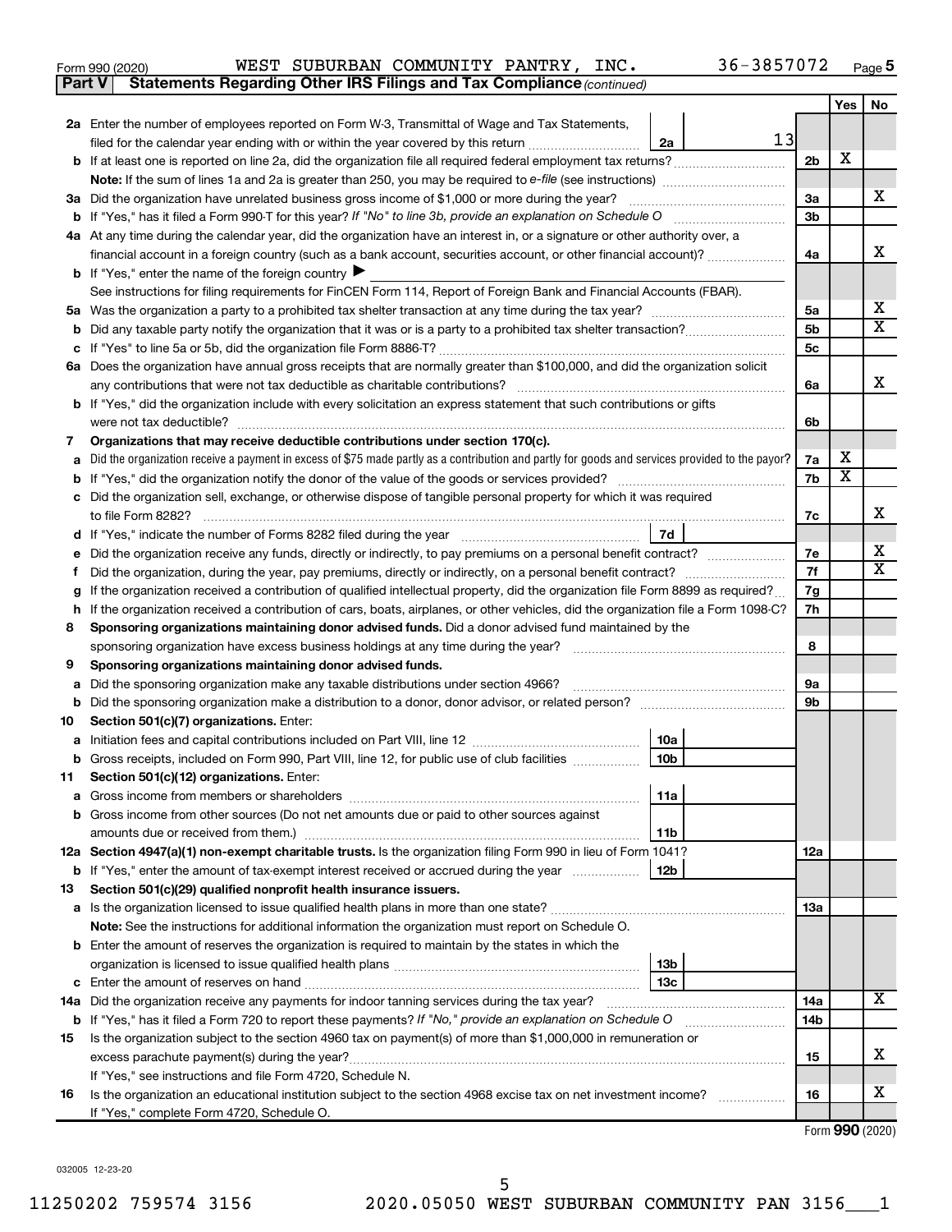Form 990 (2020) WEST SUBURBAN COMMUNITY PANTRY, INC. 36-3857072 Page 5

**Part V** **Statements Regarding Other IRS Filings and Tax Compliance** *(continued)*

| | | | | Yes | No |
|---|---|---|---|---|---|
| **2a** | Enter the number of employees reported on Form W-3, Transmittal of Wage and Tax Statements, filed for the calendar year ending with or within the year covered by this return | 2a | 13 | | |
| **b** | If at least one is reported on line 2a, did the organization file all required federal employment tax returns? | | 2b | X | |
| | **Note:** If the sum of lines 1a and 2a is greater than 250, you may be required to *e-file* (see instructions) | | | | |
| **3a** | Did the organization have unrelated business gross income of $1,000 or more during the year? | | 3a | | X |
| **b** | If "Yes," has it filed a Form 990-T for this year? *If "No" to line 3b, provide an explanation on Schedule O* | | 3b | | |
| **4a** | At any time during the calendar year, did the organization have an interest in, or a signature or other authority over, a financial account in a foreign country (such as a bank account, securities account, or other financial account)? | | 4a | | X |
| **b** | If "Yes," enter the name of the foreign country ▶ | | | | |
| | See instructions for filing requirements for FinCEN Form 114, Report of Foreign Bank and Financial Accounts (FBAR). | | | | |
| **5a** | Was the organization a party to a prohibited tax shelter transaction at any time during the tax year? | | 5a | | X |
| **b** | Did any taxable party notify the organization that it was or is a party to a prohibited tax shelter transaction? | | 5b | | X |
| **c** | If "Yes" to line 5a or 5b, did the organization file Form 8886-T? | | 5c | | |
| **6a** | Does the organization have annual gross receipts that are normally greater than $100,000, and did the organization solicit any contributions that were not tax deductible as charitable contributions? | | 6a | | X |
| **b** | If "Yes," did the organization include with every solicitation an express statement that such contributions or gifts were not tax deductible? | | 6b | | |
| **7** | **Organizations that may receive deductible contributions under section 170(c).** | | | | |
| **a** | Did the organization receive a payment in excess of $75 made partly as a contribution and partly for goods and services provided to the payor? | | 7a | X | |
| **b** | If "Yes," did the organization notify the donor of the value of the goods or services provided? | | 7b | X | |
| **c** | Did the organization sell, exchange, or otherwise dispose of tangible personal property for which it was required to file Form 8282? | | 7c | | X |
| **d** | If "Yes," indicate the number of Forms 8282 filed during the year | 7d | | | |
| **e** | Did the organization receive any funds, directly or indirectly, to pay premiums on a personal benefit contract? | | 7e | | X |
| **f** | Did the organization, during the year, pay premiums, directly or indirectly, on a personal benefit contract? | | 7f | | X |
| **g** | If the organization received a contribution of qualified intellectual property, did the organization file Form 8899 as required? | | 7g | | |
| **h** | If the organization received a contribution of cars, boats, airplanes, or other vehicles, did the organization file a Form 1098-C? | | 7h | | |
| **8** | **Sponsoring organizations maintaining donor advised funds.** Did a donor advised fund maintained by the sponsoring organization have excess business holdings at any time during the year? | | 8 | | |
| **9** | **Sponsoring organizations maintaining donor advised funds.** | | | | |
| **a** | Did the sponsoring organization make any taxable distributions under section 4966? | | 9a | | |
| **b** | Did the sponsoring organization make a distribution to a donor, donor advisor, or related person? | | 9b | | |
| **10** | **Section 501(c)(7) organizations.** Enter: | | | | |
| **a** | Initiation fees and capital contributions included on Part VIII, line 12 | 10a | | | |
| **b** | Gross receipts, included on Form 990, Part VIII, line 12, for public use of club facilities | 10b | | | |
| **11** | **Section 501(c)(12) organizations.** Enter: | | | | |
| **a** | Gross income from members or shareholders | 11a | | | |
| **b** | Gross income from other sources (Do not net amounts due or paid to other sources against amounts due or received from them.) | 11b | | | |
| **12a** | **Section 4947(a)(1) non-exempt charitable trusts.** Is the organization filing Form 990 in lieu of Form 1041? | | 12a | | |
| **b** | If "Yes," enter the amount of tax-exempt interest received or accrued during the year | 12b | | | |
| **13** | **Section 501(c)(29) qualified nonprofit health insurance issuers.** | | | | |
| **a** | Is the organization licensed to issue qualified health plans in more than one state? | | 13a | | |
| | **Note:** See the instructions for additional information the organization must report on Schedule O. | | | | |
| **b** | Enter the amount of reserves the organization is required to maintain by the states in which the organization is licensed to issue qualified health plans | 13b | | | |
| **c** | Enter the amount of reserves on hand | 13c | | | |
| **14a** | Did the organization receive any payments for indoor tanning services during the tax year? | | 14a | | X |
| **b** | If "Yes," has it filed a Form 720 to report these payments? *If "No," provide an explanation on Schedule O* | | 14b | | |
| **15** | Is the organization subject to the section 4960 tax on payment(s) of more than $1,000,000 in remuneration or excess parachute payment(s) during the year? | | 15 | | X |
| | If "Yes," see instructions and file Form 4720, Schedule N. | | | | |
| **16** | Is the organization an educational institution subject to the section 4968 excise tax on net investment income? | | 16 | | X |
| | If "Yes," complete Form 4720, Schedule O. | | | | |

Form **990** (2020)

032005 12-23-20

11250202 759574 3156 2020.05050 WEST SUBURBAN COMMUNITY PAN 3156___1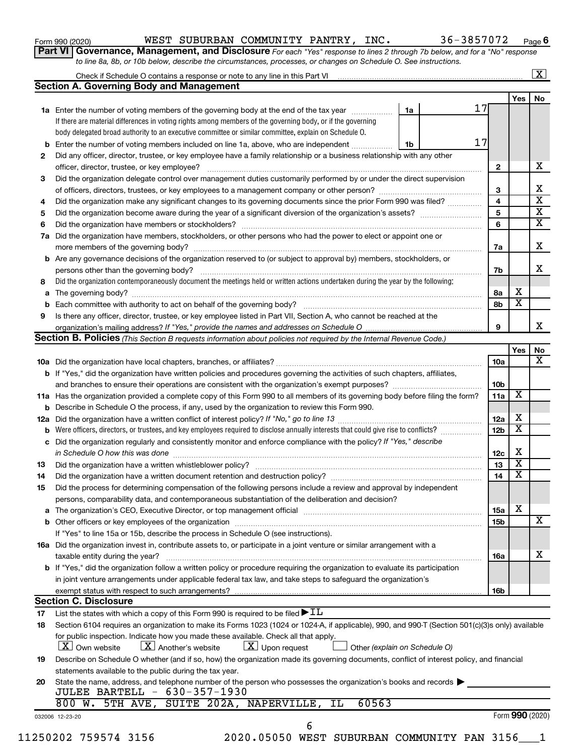Form 990 (2020) WEST SUBURBAN COMMUNITY PANTRY, INC. 36-3857072 Page 6

**Part VI Governance, Management, and Disclosure** *For each "Yes" response to lines 2 through 7b below, and for a "No" response to line 8a, 8b, or 10b below, describe the circumstances, processes, or changes on Schedule O. See instructions.*

Check if Schedule O contains a response or note to any line in this Part VI ..... [X]

## Section A. Governing Body and Management

| | | | | Yes | No |
|---|---|---|---|---|---|
| **1a** | Enter the number of voting members of the governing body at the end of the tax year ..... **1a** | 17 | | | |
| | If there are material differences in voting rights among members of the governing body, or if the governing body delegated broad authority to an executive committee or similar committee, explain on Schedule O. | | | | |
| **b** | Enter the number of voting members included on line 1a, above, who are independent ..... **1b** | 17 | | | |
| **2** | Did any officer, director, trustee, or key employee have a family relationship or a business relationship with any other officer, director, trustee, or key employee? | | 2 | | X |
| **3** | Did the organization delegate control over management duties customarily performed by or under the direct supervision of officers, directors, trustees, or key employees to a management company or other person? | | 3 | | X |
| **4** | Did the organization make any significant changes to its governing documents since the prior Form 990 was filed? | | 4 | | X |
| **5** | Did the organization become aware during the year of a significant diversion of the organization's assets? | | 5 | | X |
| **6** | Did the organization have members or stockholders? | | 6 | | X |
| **7a** | Did the organization have members, stockholders, or other persons who had the power to elect or appoint one or more members of the governing body? | | 7a | | X |
| **b** | Are any governance decisions of the organization reserved to (or subject to approval by) members, stockholders, or persons other than the governing body? | | 7b | | X |
| **8** | Did the organization contemporaneously document the meetings held or written actions undertaken during the year by the following: | | | | |
| **a** | The governing body? | | 8a | X | |
| **b** | Each committee with authority to act on behalf of the governing body? | | 8b | X | |
| **9** | Is there any officer, director, trustee, or key employee listed in Part VII, Section A, who cannot be reached at the organization's mailing address? *If "Yes," provide the names and addresses on Schedule O* | | 9 | | X |

## Section B. Policies *(This Section B requests information about policies not required by the Internal Revenue Code.)*

| | | | Yes | No |
|---|---|---|---|---|
| **10a** | Did the organization have local chapters, branches, or affiliates? | 10a | | X |
| **b** | If "Yes," did the organization have written policies and procedures governing the activities of such chapters, affiliates, and branches to ensure their operations are consistent with the organization's exempt purposes? | 10b | | |
| **11a** | Has the organization provided a complete copy of this Form 990 to all members of its governing body before filing the form? | 11a | X | |
| **b** | Describe in Schedule O the process, if any, used by the organization to review this Form 990. | | | |
| **12a** | Did the organization have a written conflict of interest policy? *If "No," go to line 13* | 12a | X | |
| **b** | Were officers, directors, or trustees, and key employees required to disclose annually interests that could give rise to conflicts? | 12b | X | |
| **c** | Did the organization regularly and consistently monitor and enforce compliance with the policy? *If "Yes," describe in Schedule O how this was done* | 12c | X | |
| **13** | Did the organization have a written whistleblower policy? | 13 | X | |
| **14** | Did the organization have a written document retention and destruction policy? | 14 | X | |
| **15** | Did the process for determining compensation of the following persons include a review and approval by independent persons, comparability data, and contemporaneous substantiation of the deliberation and decision? | | | |
| **a** | The organization's CEO, Executive Director, or top management official | 15a | X | |
| **b** | Other officers or key employees of the organization | 15b | | X |
| | If "Yes" to line 15a or 15b, describe the process in Schedule O (see instructions). | | | |
| **16a** | Did the organization invest in, contribute assets to, or participate in a joint venture or similar arrangement with a taxable entity during the year? | 16a | | X |
| **b** | If "Yes," did the organization follow a written policy or procedure requiring the organization to evaluate its participation in joint venture arrangements under applicable federal tax law, and take steps to safeguard the organization's exempt status with respect to such arrangements? | 16b | | |

## Section C. Disclosure

**17** List the states with which a copy of this Form 990 is required to be filed ▶ IL

**18** Section 6104 requires an organization to make its Forms 1023 (1024 or 1024-A, if applicable), 990, and 990-T (Section 501(c)(3)s only) available for public inspection. Indicate how you made these available. Check all that apply.

[X] Own website [X] Another's website [X] Upon request [ ] Other *(explain on Schedule O)*

**19** Describe on Schedule O whether (and if so, how) the organization made its governing documents, conflict of interest policy, and financial statements available to the public during the tax year.

**20** State the name, address, and telephone number of the person who possesses the organization's books and records ▶

JULEE BARTELL - 630-357-1930
800 W. 5TH AVE, SUITE 202A, NAPERVILLE, IL 60563

032006 12-23-20 Form **990** (2020)

11250202 759574 3156 2020.05050 WEST SUBURBAN COMMUNITY PAN 3156___1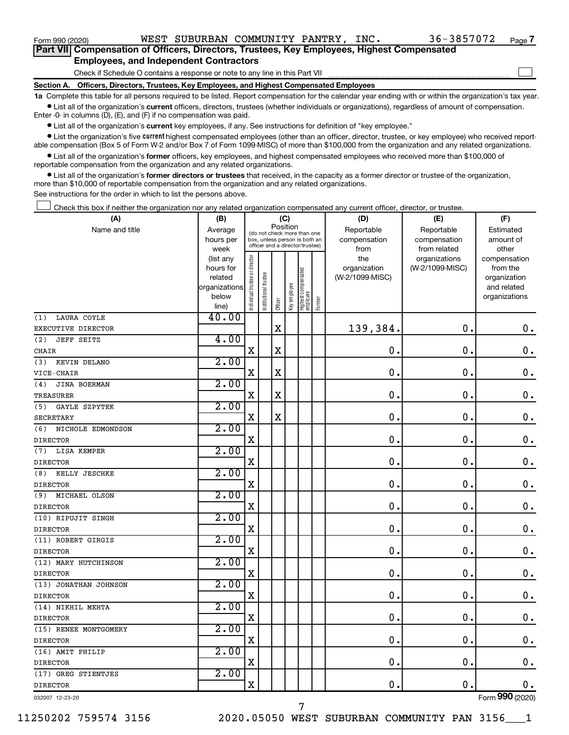Form 990 (2020) WEST SUBURBAN COMMUNITY PANTRY, INC. 36-3857072 Page 7

## Part VII Compensation of Officers, Directors, Trustees, Key Employees, Highest Compensated Employees, and Independent Contractors

Check if Schedule O contains a response or note to any line in this Part VII

### Section A. Officers, Directors, Trustees, Key Employees, and Highest Compensated Employees

**1a** Complete this table for all persons required to be listed. Report compensation for the calendar year ending with or within the organization's tax year.

- List all of the organization's **current** officers, directors, trustees (whether individuals or organizations), regardless of amount of compensation. Enter -0- in columns (D), (E), and (F) if no compensation was paid.
- List all of the organization's **current** key employees, if any. See instructions for definition of "key employee."
- List the organization's five **current** highest compensated employees (other than an officer, director, trustee, or key employee) who received reportable compensation (Box 5 of Form W-2 and/or Box 7 of Form 1099-MISC) of more than $100,000 from the organization and any related organizations.
- List all of the organization's **former** officers, key employees, and highest compensated employees who received more than $100,000 of reportable compensation from the organization and any related organizations.
- List all of the organization's **former directors or trustees** that received, in the capacity as a former director or trustee of the organization, more than $10,000 of reportable compensation from the organization and any related organizations.

See instructions for the order in which to list the persons above.

Check this box if neither the organization nor any related organization compensated any current officer, director, or trustee.

| (A) Name and title | (B) Average hours per week (list any hours for related organizations below line) | (C) Position: Individual trustee or director | Institutional trustee | Officer | Key employee | Highest compensated employee | Former | (D) Reportable compensation from the organization (W-2/1099-MISC) | (E) Reportable compensation from related organizations (W-2/1099-MISC) | (F) Estimated amount of other compensation from the organization and related organizations |
|---|---|---|---|---|---|---|---|---|---|---|
| (1) LAURA COYLE<br>EXECUTIVE DIRECTOR | 40.00 | | | X | | | | 139,384. | 0. | 0. |
| (2) JEFF SEITZ<br>CHAIR | 4.00 | X | | X | | | | 0. | 0. | 0. |
| (3) KEVIN DELANO<br>VICE-CHAIR | 2.00 | X | | X | | | | 0. | 0. | 0. |
| (4) JINA BOERMAN<br>TREASURER | 2.00 | X | | X | | | | 0. | 0. | 0. |
| (5) GAYLE SZPYTEK<br>SECRETARY | 2.00 | X | | X | | | | 0. | 0. | 0. |
| (6) NICHOLE EDMONDSON<br>DIRECTOR | 2.00 | X | | | | | | 0. | 0. | 0. |
| (7) LISA KEMPER<br>DIRECTOR | 2.00 | X | | | | | | 0. | 0. | 0. |
| (8) KELLY JESCHKE<br>DIRECTOR | 2.00 | X | | | | | | 0. | 0. | 0. |
| (9) MICHAEL OLSON<br>DIRECTOR | 2.00 | X | | | | | | 0. | 0. | 0. |
| (10) RIPUJIT SINGH<br>DIRECTOR | 2.00 | X | | | | | | 0. | 0. | 0. |
| (11) ROBERT GIRGIS<br>DIRECTOR | 2.00 | X | | | | | | 0. | 0. | 0. |
| (12) MARY HUTCHINSON<br>DIRECTOR | 2.00 | X | | | | | | 0. | 0. | 0. |
| (13) JONATHAN JOHNSON<br>DIRECTOR | 2.00 | X | | | | | | 0. | 0. | 0. |
| (14) NIKHIL MEHTA<br>DIRECTOR | 2.00 | X | | | | | | 0. | 0. | 0. |
| (15) RENEE MONTGOMERY<br>DIRECTOR | 2.00 | X | | | | | | 0. | 0. | 0. |
| (16) AMIT PHILIP<br>DIRECTOR | 2.00 | X | | | | | | 0. | 0. | 0. |
| (17) GREG STIENTJES<br>DIRECTOR | 2.00 | X | | | | | | 0. | 0. | 0. |

032007 12-23-20 Form 990 (2020)

11250202 759574 3156 2020.05050 WEST SUBURBAN COMMUNITY PAN 3156___1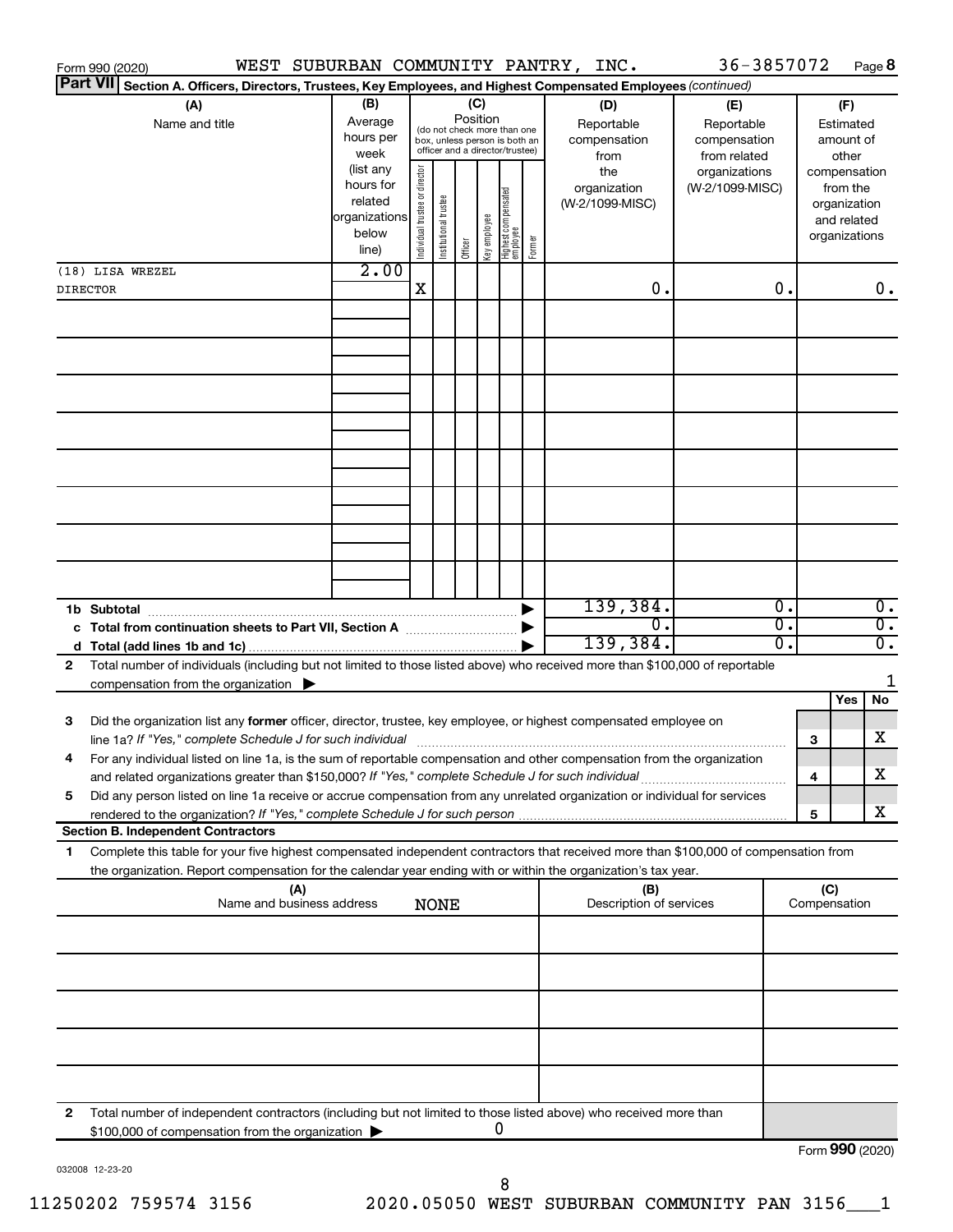Form 990 (2020) WEST SUBURBAN COMMUNITY PANTRY, INC. 36-3857072 Page **8**

**Part VII** **Section A. Officers, Directors, Trustees, Key Employees, and Highest Compensated Employees** *(continued)*

| (A) Name and title | (B) Average hours per week (list any hours for related organizations below line) | (C) Position: Individual trustee or director | Institutional trustee | Officer | Key employee | Highest compensated employee | Former | (D) Reportable compensation from the organization (W-2/1099-MISC) | (E) Reportable compensation from related organizations (W-2/1099-MISC) | (F) Estimated amount of other compensation from the organization and related organizations |
|---|---|---|---|---|---|---|---|---|---|---|
| (18) LISA WREZEL DIRECTOR | 2.00 | X | | | | | | 0. | 0. | 0. |
| **1b Subtotal** | | | | | | | | 139,384. | 0. | 0. |
| **c Total from continuation sheets to Part VII, Section A** | | | | | | | | 0. | 0. | 0. |
| **d Total (add lines 1b and 1c)** | | | | | | | | 139,384. | 0. | 0. |

**2** Total number of individuals (including but not limited to those listed above) who received more than $100,000 of reportable compensation from the organization ▶ 1

| | | | Yes | No |
|---|---|---|---|---|
| **3** | Did the organization list any **former** officer, director, trustee, key employee, or highest compensated employee on line 1a? *If "Yes," complete Schedule J for such individual* | 3 | | X |
| **4** | For any individual listed on line 1a, is the sum of reportable compensation and other compensation from the organization and related organizations greater than $150,000? *If "Yes," complete Schedule J for such individual* | 4 | | X |
| **5** | Did any person listed on line 1a receive or accrue compensation from any unrelated organization or individual for services rendered to the organization? *If "Yes," complete Schedule J for such person* | 5 | | X |

**Section B. Independent Contractors**

**1** Complete this table for your five highest compensated independent contractors that received more than $100,000 of compensation from the organization. Report compensation for the calendar year ending with or within the organization's tax year.

| (A) Name and business address | (B) Description of services | (C) Compensation |
|---|---|---|
| NONE | | |

**2** Total number of independent contractors (including but not limited to those listed above) who received more than $100,000 of compensation from the organization ▶ 0

Form **990** (2020)

032008 12-23-20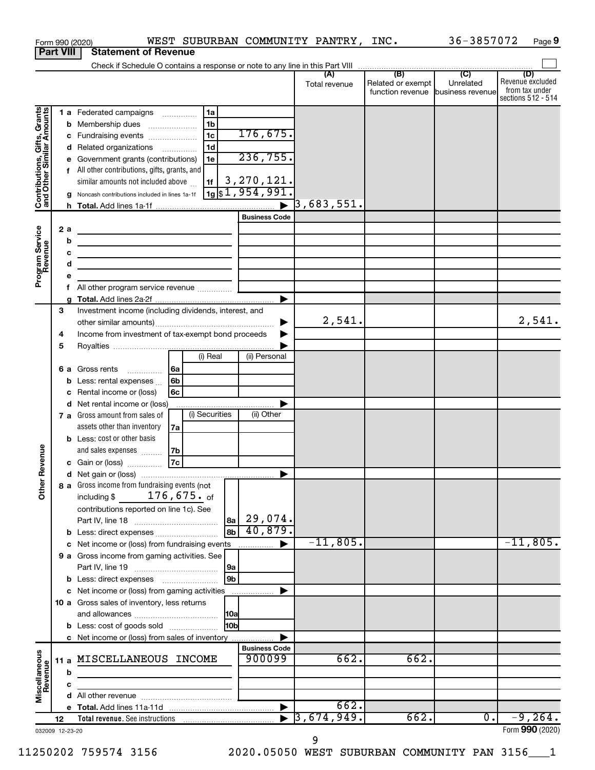Form 990 (2020) WEST SUBURBAN COMMUNITY PANTRY, INC. 36-3857072 Page 9

## Part VIII Statement of Revenue

Check if Schedule O contains a response or note to any line in this Part VIII

| | | | | (A) Total revenue | (B) Related or exempt function revenue | (C) Unrelated business revenue | (D) Revenue excluded from tax under sections 512 - 514 |
|---|---|---|---|---|---|---|---|
| **Contributions, Gifts, Grants and Other Similar Amounts** | 1 a Federated campaigns | 1a | | | | | |
| | b Membership dues | 1b | | | | | |
| | c Fundraising events | 1c | 176,675. | | | | |
| | d Related organizations | 1d | | | | | |
| | e Government grants (contributions) | 1e | 236,755. | | | | |
| | f All other contributions, gifts, grants, and similar amounts not included above | 1f | 3,270,121. | | | | |
| | g Noncash contributions included in lines 1a-1f | 1g | $1,954,991. | | | | |
| | h Total. Add lines 1a-1f | | | 3,683,551. | | | |
| **Program Service Revenue** | | | Business Code | | | | |
| | 2 a | | | | | | |
| | b | | | | | | |
| | c | | | | | | |
| | d | | | | | | |
| | e | | | | | | |
| | f All other program service revenue | | | | | | |
| | g Total. Add lines 2a-2f | | | | | | |
| **Other Revenue** | 3 Investment income (including dividends, interest, and other similar amounts) | | | 2,541. | | | 2,541. |
| | 4 Income from investment of tax-exempt bond proceeds | | | | | | |
| | 5 Royalties | | | | | | |
| | | (i) Real | (ii) Personal | | | | |
| | 6 a Gross rents (6a) | | | | | | |
| | b Less: rental expenses (6b) | | | | | | |
| | c Rental income or (loss) (6c) | | | | | | |
| | d Net rental income or (loss) | | | | | | |
| | | (i) Securities | (ii) Other | | | | |
| | 7 a Gross amount from sales of assets other than inventory (7a) | | | | | | |
| | b Less: cost or other basis and sales expenses (7b) | | | | | | |
| | c Gain or (loss) (7c) | | | | | | |
| | d Net gain or (loss) | | | | | | |
| | 8 a Gross income from fundraising events (not including $ 176,675. of contributions reported on line 1c). See Part IV, line 18 | 8a | 29,074. | | | | |
| | b Less: direct expenses | 8b | 40,879. | | | | |
| | c Net income or (loss) from fundraising events | | | -11,805. | | | -11,805. |
| | 9 a Gross income from gaming activities. See Part IV, line 19 | 9a | | | | | |
| | b Less: direct expenses | 9b | | | | | |
| | c Net income or (loss) from gaming activities | | | | | | |
| | 10 a Gross sales of inventory, less returns and allowances | 10a | | | | | |
| | b Less: cost of goods sold | 10b | | | | | |
| | c Net income or (loss) from sales of inventory | | | | | | |
| **Miscellaneous Revenue** | | | Business Code | | | | |
| | 11 a MISCELLANEOUS INCOME | | 900099 | 662. | 662. | | |
| | b | | | | | | |
| | c | | | | | | |
| | d All other revenue | | | | | | |
| | e Total. Add lines 11a-11d | | | 662. | | | |
| | 12 Total revenue. See instructions | | | 3,674,949. | 662. | 0. | -9,264. |

032009 12-23-20 Form 990 (2020)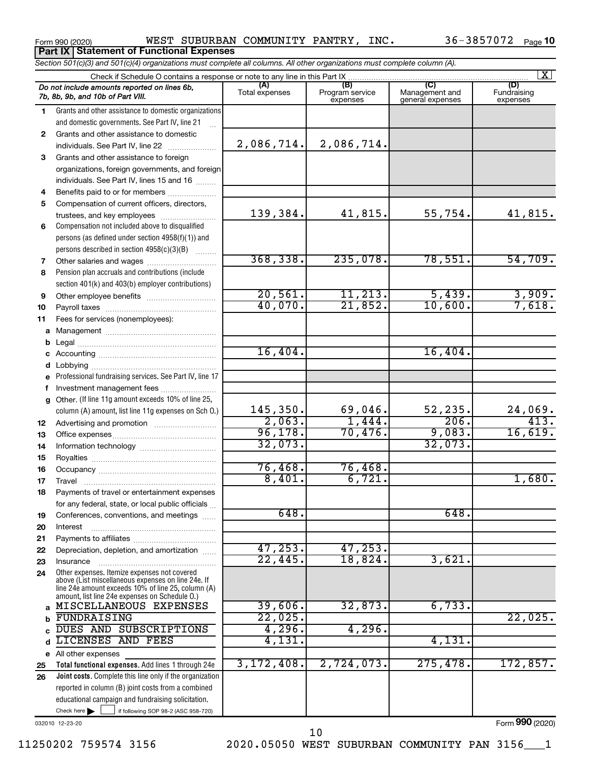Form 990 (2020) WEST SUBURBAN COMMUNITY PANTRY, INC. 36-3857072 Page 10

## Part IX Statement of Functional Expenses

*Section 501(c)(3) and 501(c)(4) organizations must complete all columns. All other organizations must complete column (A).*

Check if Schedule O contains a response or note to any line in this Part IX [X]

| | *Do not include amounts reported on lines 6b, 7b, 8b, 9b, and 10b of Part VIII.* | (A) Total expenses | (B) Program service expenses | (C) Management and general expenses | (D) Fundraising expenses |
|---|---|---|---|---|---|
| 1 | Grants and other assistance to domestic organizations and domestic governments. See Part IV, line 21 | | | | |
| 2 | Grants and other assistance to domestic individuals. See Part IV, line 22 | 2,086,714. | 2,086,714. | | |
| 3 | Grants and other assistance to foreign organizations, foreign governments, and foreign individuals. See Part IV, lines 15 and 16 | | | | |
| 4 | Benefits paid to or for members | | | | |
| 5 | Compensation of current officers, directors, trustees, and key employees | 139,384. | 41,815. | 55,754. | 41,815. |
| 6 | Compensation not included above to disqualified persons (as defined under section 4958(f)(1)) and persons described in section 4958(c)(3)(B) | | | | |
| 7 | Other salaries and wages | 368,338. | 235,078. | 78,551. | 54,709. |
| 8 | Pension plan accruals and contributions (include section 401(k) and 403(b) employer contributions) | | | | |
| 9 | Other employee benefits | 20,561. | 11,213. | 5,439. | 3,909. |
| 10 | Payroll taxes | 40,070. | 21,852. | 10,600. | 7,618. |
| 11 | Fees for services (nonemployees): | | | | |
| a | Management | | | | |
| b | Legal | | | | |
| c | Accounting | 16,404. | | 16,404. | |
| d | Lobbying | | | | |
| e | Professional fundraising services. See Part IV, line 17 | | | | |
| f | Investment management fees | | | | |
| g | Other. (If line 11g amount exceeds 10% of line 25, column (A) amount, list line 11g expenses on Sch O.) | 145,350. | 69,046. | 52,235. | 24,069. |
| 12 | Advertising and promotion | 2,063. | 1,444. | 206. | 413. |
| 13 | Office expenses | 96,178. | 70,476. | 9,083. | 16,619. |
| 14 | Information technology | 32,073. | | 32,073. | |
| 15 | Royalties | | | | |
| 16 | Occupancy | 76,468. | 76,468. | | |
| 17 | Travel | 8,401. | 6,721. | | 1,680. |
| 18 | Payments of travel or entertainment expenses for any federal, state, or local public officials | | | | |
| 19 | Conferences, conventions, and meetings | 648. | | 648. | |
| 20 | Interest | | | | |
| 21 | Payments to affiliates | | | | |
| 22 | Depreciation, depletion, and amortization | 47,253. | 47,253. | | |
| 23 | Insurance | 22,445. | 18,824. | 3,621. | |
| 24 | Other expenses. Itemize expenses not covered above (List miscellaneous expenses on line 24e. If line 24e amount exceeds 10% of line 25, column (A) amount, list line 24e expenses on Schedule O.) | | | | |
| a | MISCELLANEOUS EXPENSES | 39,606. | 32,873. | 6,733. | |
| b | FUNDRAISING | 22,025. | | | 22,025. |
| c | DUES AND SUBSCRIPTIONS | 4,296. | 4,296. | | |
| d | LICENSES AND FEES | 4,131. | | 4,131. | |
| e | All other expenses | | | | |
| 25 | **Total functional expenses.** Add lines 1 through 24e | 3,172,408. | 2,724,073. | 275,478. | 172,857. |
| 26 | **Joint costs.** Complete this line only if the organization reported in column (B) joint costs from a combined educational campaign and fundraising solicitation. Check here [ ] if following SOP 98-2 (ASC 958-720) | | | | |

032010 12-23-20

Form 990 (2020)

11250202 759574 3156 2020.05050 WEST SUBURBAN COMMUNITY PAN 3156___1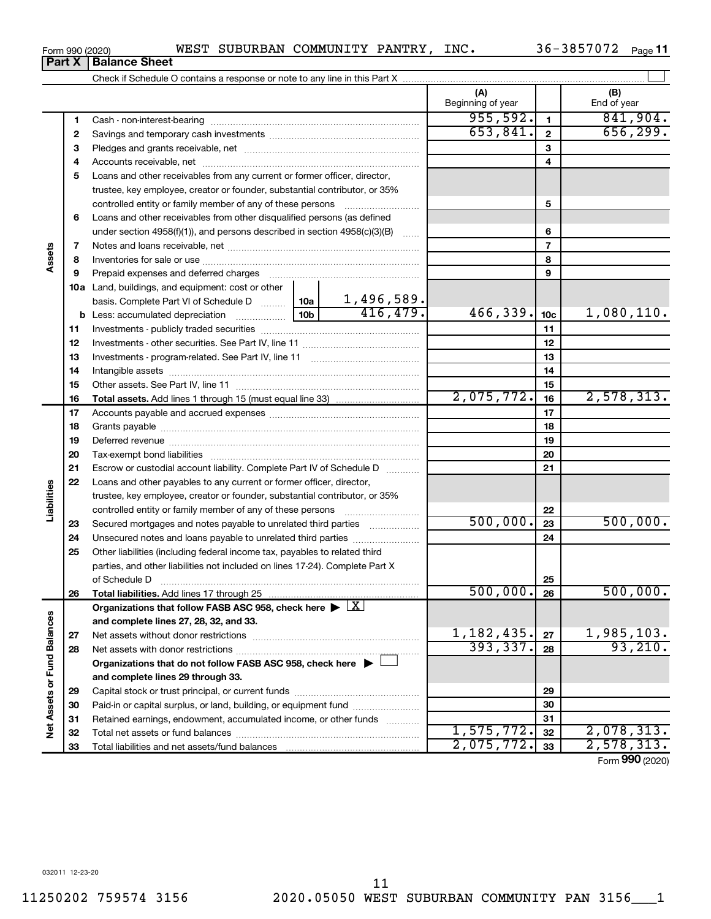Form 990 (2020) WEST SUBURBAN COMMUNITY PANTRY, INC. 36-3857072 Page 11

## Part X Balance Sheet

Check if Schedule O contains a response or note to any line in this Part X

| | | | (A) Beginning of year | | (B) End of year |
|---|---|---|---|---|---|
| Assets | 1 | Cash - non-interest-bearing | 955,592. | 1 | 841,904. |
| | 2 | Savings and temporary cash investments | 653,841. | 2 | 656,299. |
| | 3 | Pledges and grants receivable, net | | 3 | |
| | 4 | Accounts receivable, net | | 4 | |
| | 5 | Loans and other receivables from any current or former officer, director, trustee, key employee, creator or founder, substantial contributor, or 35% controlled entity or family member of any of these persons | | 5 | |
| | 6 | Loans and other receivables from other disqualified persons (as defined under section 4958(f)(1)), and persons described in section 4958(c)(3)(B) | | 6 | |
| | 7 | Notes and loans receivable, net | | 7 | |
| | 8 | Inventories for sale or use | | 8 | |
| | 9 | Prepaid expenses and deferred charges | | 9 | |
| | 10a | Land, buildings, and equipment: cost or other basis. Complete Part VI of Schedule D 10a 1,496,589. | | | |
| | b | Less: accumulated depreciation 10b 416,479. | 466,339. | 10c | 1,080,110. |
| | 11 | Investments - publicly traded securities | | 11 | |
| | 12 | Investments - other securities. See Part IV, line 11 | | 12 | |
| | 13 | Investments - program-related. See Part IV, line 11 | | 13 | |
| | 14 | Intangible assets | | 14 | |
| | 15 | Other assets. See Part IV, line 11 | | 15 | |
| | 16 | **Total assets.** Add lines 1 through 15 (must equal line 33) | 2,075,772. | 16 | 2,578,313. |
| Liabilities | 17 | Accounts payable and accrued expenses | | 17 | |
| | 18 | Grants payable | | 18 | |
| | 19 | Deferred revenue | | 19 | |
| | 20 | Tax-exempt bond liabilities | | 20 | |
| | 21 | Escrow or custodial account liability. Complete Part IV of Schedule D | | 21 | |
| | 22 | Loans and other payables to any current or former officer, director, trustee, key employee, creator or founder, substantial contributor, or 35% controlled entity or family member of any of these persons | | 22 | |
| | 23 | Secured mortgages and notes payable to unrelated third parties | 500,000. | 23 | 500,000. |
| | 24 | Unsecured notes and loans payable to unrelated third parties | | 24 | |
| | 25 | Other liabilities (including federal income tax, payables to related third parties, and other liabilities not included on lines 17-24). Complete Part X of Schedule D | | 25 | |
| | 26 | **Total liabilities.** Add lines 17 through 25 | 500,000. | 26 | 500,000. |
| Net Assets or Fund Balances | | **Organizations that follow FASB ASC 958, check here ▶ [X] and complete lines 27, 28, 32, and 33.** | | | |
| | 27 | Net assets without donor restrictions | 1,182,435. | 27 | 1,985,103. |
| | 28 | Net assets with donor restrictions | 393,337. | 28 | 93,210. |
| | | **Organizations that do not follow FASB ASC 958, check here ▶ [ ] and complete lines 29 through 33.** | | | |
| | 29 | Capital stock or trust principal, or current funds | | 29 | |
| | 30 | Paid-in or capital surplus, or land, building, or equipment fund | | 30 | |
| | 31 | Retained earnings, endowment, accumulated income, or other funds | | 31 | |
| | 32 | Total net assets or fund balances | 1,575,772. | 32 | 2,078,313. |
| | 33 | Total liabilities and net assets/fund balances | 2,075,772. | 33 | 2,578,313. |

Form **990** (2020)

032011 12-23-20

11250202 759574 3156 2020.05050 WEST SUBURBAN COMMUNITY PAN 3156___1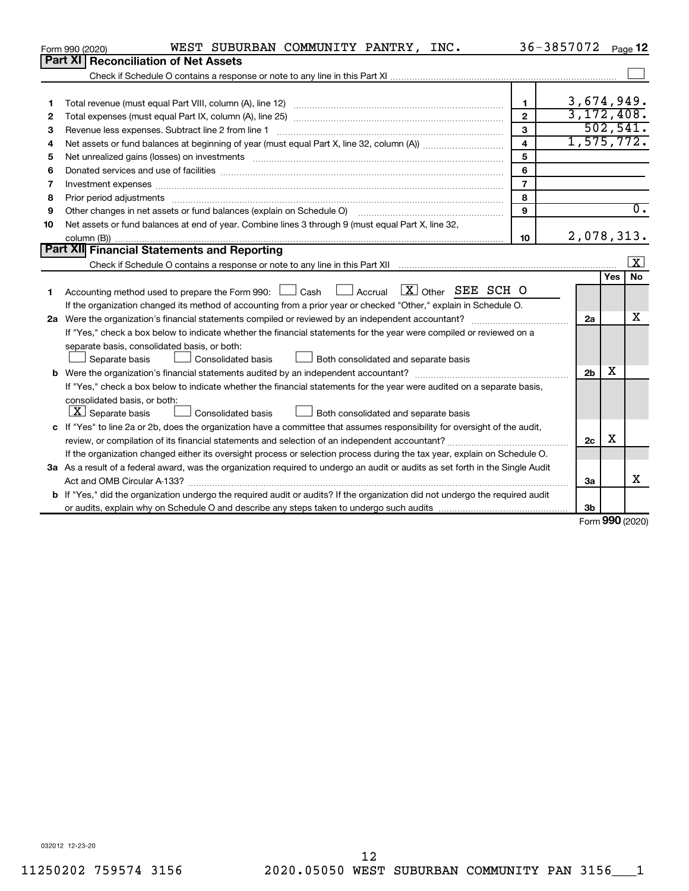Form 990 (2020) WEST SUBURBAN COMMUNITY PANTRY, INC. 36-3857072 Page 12

## Part XI Reconciliation of Net Assets

Check if Schedule O contains a response or note to any line in this Part XI ☐

| | | | |
|---|---|---|---|
| 1 | Total revenue (must equal Part VIII, column (A), line 12) | 1 | 3,674,949. |
| 2 | Total expenses (must equal Part IX, column (A), line 25) | 2 | 3,172,408. |
| 3 | Revenue less expenses. Subtract line 2 from line 1 | 3 | 502,541. |
| 4 | Net assets or fund balances at beginning of year (must equal Part X, line 32, column (A)) | 4 | 1,575,772. |
| 5 | Net unrealized gains (losses) on investments | 5 | |
| 6 | Donated services and use of facilities | 6 | |
| 7 | Investment expenses | 7 | |
| 8 | Prior period adjustments | 8 | |
| 9 | Other changes in net assets or fund balances (explain on Schedule O) | 9 | 0. |
| 10 | Net assets or fund balances at end of year. Combine lines 3 through 9 (must equal Part X, line 32, column (B)) | 10 | 2,078,313. |

## Part XII Financial Statements and Reporting

Check if Schedule O contains a response or note to any line in this Part XII ☒

| | | | Yes | No |
|---|---|---|---|---|
| 1 | Accounting method used to prepare the Form 990: ☐ Cash ☐ Accrual ☒ Other SEE SCH O<br>If the organization changed its method of accounting from a prior year or checked "Other," explain in Schedule O. | | | |
| 2a | Were the organization's financial statements compiled or reviewed by an independent accountant?<br>If "Yes," check a box below to indicate whether the financial statements for the year were compiled or reviewed on a separate basis, consolidated basis, or both:<br>☐ Separate basis ☐ Consolidated basis ☐ Both consolidated and separate basis | 2a | | X |
| b | Were the organization's financial statements audited by an independent accountant?<br>If "Yes," check a box below to indicate whether the financial statements for the year were audited on a separate basis, consolidated basis, or both:<br>☒ Separate basis ☐ Consolidated basis ☐ Both consolidated and separate basis | 2b | X | |
| c | If "Yes" to line 2a or 2b, does the organization have a committee that assumes responsibility for oversight of the audit, review, or compilation of its financial statements and selection of an independent accountant?<br>If the organization changed either its oversight process or selection process during the tax year, explain on Schedule O. | 2c | X | |
| 3a | As a result of a federal award, was the organization required to undergo an audit or audits as set forth in the Single Audit Act and OMB Circular A-133? | 3a | | X |
| b | If "Yes," did the organization undergo the required audit or audits? If the organization did not undergo the required audit or audits, explain why on Schedule O and describe any steps taken to undergo such audits | 3b | | |

Form **990** (2020)

032012 12-23-20

11250202 759574 3156 2020.05050 WEST SUBURBAN COMMUNITY PAN 3156___1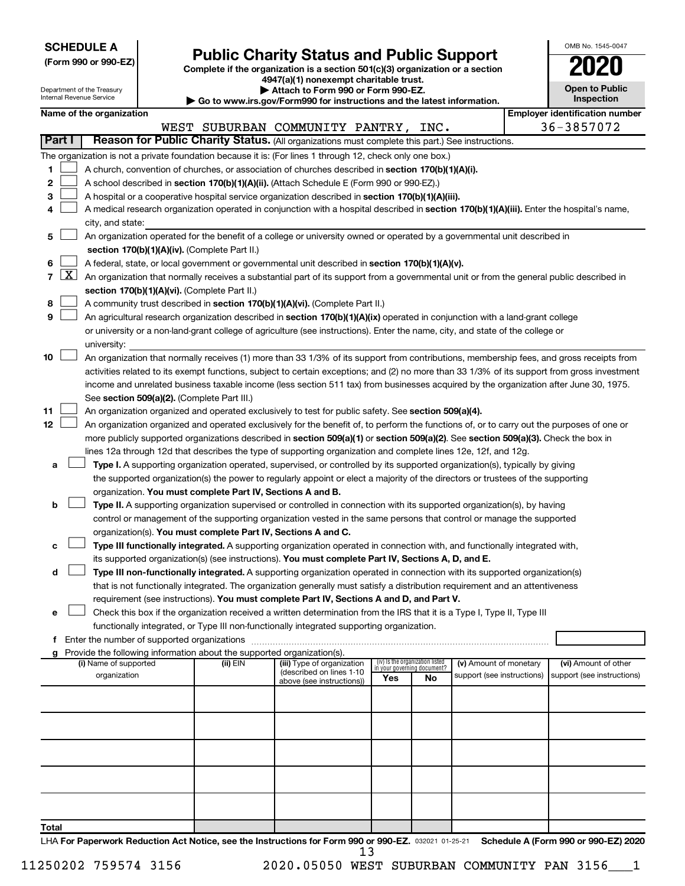**SCHEDULE A**
**(Form 990 or 990-EZ)**

Department of the Treasury
Internal Revenue Service

# Public Charity Status and Public Support

**Complete if the organization is a section 501(c)(3) organization or a section 4947(a)(1) nonexempt charitable trust.**
**▶ Attach to Form 990 or Form 990-EZ.**
**▶ Go to www.irs.gov/Form990 for instructions and the latest information.**

OMB No. 1545-0047
**2020**
**Open to Public Inspection**

**Name of the organization:** WEST SUBURBAN COMMUNITY PANTRY, INC.
**Employer identification number:** 36-3857072

## Part I — Reason for Public Charity Status. (All organizations must complete this part.) See instructions.

The organization is not a private foundation because it is: (For lines 1 through 12, check only one box.)

1. ☐ A church, convention of churches, or association of churches described in **section 170(b)(1)(A)(i).**
2. ☐ A school described in **section 170(b)(1)(A)(ii).** (Attach Schedule E (Form 990 or 990-EZ).)
3. ☐ A hospital or a cooperative hospital service organization described in **section 170(b)(1)(A)(iii).**
4. ☐ A medical research organization operated in conjunction with a hospital described in **section 170(b)(1)(A)(iii).** Enter the hospital's name, city, and state:
5. ☐ An organization operated for the benefit of a college or university owned or operated by a governmental unit described in **section 170(b)(1)(A)(iv).** (Complete Part II.)
6. ☐ A federal, state, or local government or governmental unit described in **section 170(b)(1)(A)(v).**
7. ☒ An organization that normally receives a substantial part of its support from a governmental unit or from the general public described in **section 170(b)(1)(A)(vi).** (Complete Part II.)
8. ☐ A community trust described in **section 170(b)(1)(A)(vi).** (Complete Part II.)
9. ☐ An agricultural research organization described in **section 170(b)(1)(A)(ix)** operated in conjunction with a land-grant college or university or a non-land-grant college of agriculture (see instructions). Enter the name, city, and state of the college or university:
10. ☐ An organization that normally receives (1) more than 33 1/3% of its support from contributions, membership fees, and gross receipts from activities related to its exempt functions, subject to certain exceptions; and (2) no more than 33 1/3% of its support from gross investment income and unrelated business taxable income (less section 511 tax) from businesses acquired by the organization after June 30, 1975. See **section 509(a)(2).** (Complete Part III.)
11. ☐ An organization organized and operated exclusively to test for public safety. See **section 509(a)(4).**
12. ☐ An organization organized and operated exclusively for the benefit of, to perform the functions of, or to carry out the purposes of one or more publicly supported organizations described in **section 509(a)(1)** or **section 509(a)(2).** See **section 509(a)(3).** Check the box in lines 12a through 12d that describes the type of supporting organization and complete lines 12e, 12f, and 12g.
   - **a** ☐ **Type I.** A supporting organization operated, supervised, or controlled by its supported organization(s), typically by giving the supported organization(s) the power to regularly appoint or elect a majority of the directors or trustees of the supporting organization. **You must complete Part IV, Sections A and B.**
   - **b** ☐ **Type II.** A supporting organization supervised or controlled in connection with its supported organization(s), by having control or management of the supporting organization vested in the same persons that control or manage the supported organization(s). **You must complete Part IV, Sections A and C.**
   - **c** ☐ **Type III functionally integrated.** A supporting organization operated in connection with, and functionally integrated with, its supported organization(s) (see instructions). **You must complete Part IV, Sections A, D, and E.**
   - **d** ☐ **Type III non-functionally integrated.** A supporting organization operated in connection with its supported organization(s) that is not functionally integrated. The organization generally must satisfy a distribution requirement and an attentiveness requirement (see instructions). **You must complete Part IV, Sections A and D, and Part V.**
   - **e** ☐ Check this box if the organization received a written determination from the IRS that it is a Type I, Type II, Type III functionally integrated, or Type III non-functionally integrated supporting organization.
   - **f** Enter the number of supported organizations
   - **g** Provide the following information about the supported organization(s).

| (i) Name of supported organization | (ii) EIN | (iii) Type of organization (described on lines 1-10 above (see instructions)) | (iv) Is the organization listed in your governing document? Yes | No | (v) Amount of monetary support (see instructions) | (vi) Amount of other support (see instructions) |
|---|---|---|---|---|---|---|
| | | | | | | |
| | | | | | | |
| | | | | | | |
| | | | | | | |
| | | | | | | |
| **Total** | | | | | | |

LHA **For Paperwork Reduction Act Notice, see the Instructions for Form 990 or 990-EZ.** 032021 01-25-21 **Schedule A (Form 990 or 990-EZ) 2020**

11250202 759574 3156 2020.05050 WEST SUBURBAN COMMUNITY PAN 3156___1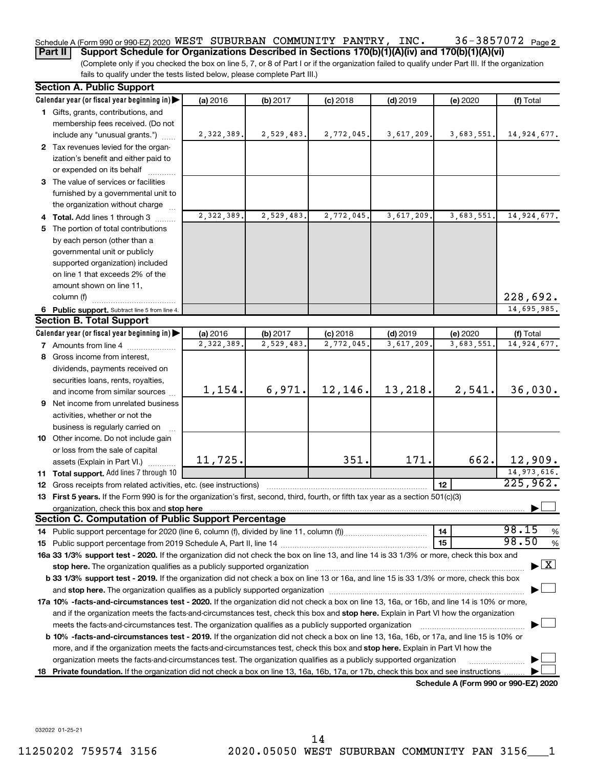Schedule A (Form 990 or 990-EZ) 2020 WEST SUBURBAN COMMUNITY PANTRY, INC. 36-3857072 Page 2

**Part II Support Schedule for Organizations Described in Sections 170(b)(1)(A)(iv) and 170(b)(1)(A)(vi)**

(Complete only if you checked the box on line 5, 7, or 8 of Part I or if the organization failed to qualify under Part III. If the organization fails to qualify under the tests listed below, please complete Part III.)

**Section A. Public Support**

| Calendar year (or fiscal year beginning in) | (a) 2016 | (b) 2017 | (c) 2018 | (d) 2019 | (e) 2020 | (f) Total |
|---|---|---|---|---|---|---|
| 1 Gifts, grants, contributions, and membership fees received. (Do not include any "unusual grants.") | 2,322,389. | 2,529,483. | 2,772,045. | 3,617,209. | 3,683,551. | 14,924,677. |
| 2 Tax revenues levied for the organization's benefit and either paid to or expended on its behalf | | | | | | |
| 3 The value of services or facilities furnished by a governmental unit to the organization without charge | | | | | | |
| 4 **Total.** Add lines 1 through 3 | 2,322,389. | 2,529,483. | 2,772,045. | 3,617,209. | 3,683,551. | 14,924,677. |
| 5 The portion of total contributions by each person (other than a governmental unit or publicly supported organization) included on line 1 that exceeds 2% of the amount shown on line 11, column (f) | | | | | | 228,692. |
| 6 **Public support.** Subtract line 5 from line 4. | | | | | | 14,695,985. |

**Section B. Total Support**

| Calendar year (or fiscal year beginning in) | (a) 2016 | (b) 2017 | (c) 2018 | (d) 2019 | (e) 2020 | (f) Total |
|---|---|---|---|---|---|---|
| 7 Amounts from line 4 | 2,322,389. | 2,529,483. | 2,772,045. | 3,617,209. | 3,683,551. | 14,924,677. |
| 8 Gross income from interest, dividends, payments received on securities loans, rents, royalties, and income from similar sources | 1,154. | 6,971. | 12,146. | 13,218. | 2,541. | 36,030. |
| 9 Net income from unrelated business activities, whether or not the business is regularly carried on | | | | | | |
| 10 Other income. Do not include gain or loss from the sale of capital assets (Explain in Part VI.) | 11,725. | | 351. | 171. | 662. | 12,909. |
| 11 **Total support.** Add lines 7 through 10 | | | | | | 14,973,616. |

12 Gross receipts from related activities, etc. (see instructions) | 12 | 225,962.

13 **First 5 years.** If the Form 990 is for the organization's first, second, third, fourth, or fifth tax year as a section 501(c)(3) organization, check this box and **stop here** ☐

**Section C. Computation of Public Support Percentage**

14 Public support percentage for 2020 (line 6, column (f), divided by line 11, column (f)) | 14 | 98.15 %

15 Public support percentage from 2019 Schedule A, Part II, line 14 | 15 | 98.50 %

16a **33 1/3% support test - 2020.** If the organization did not check the box on line 13, and line 14 is 33 1/3% or more, check this box and **stop here.** The organization qualifies as a publicly supported organization ☒

b **33 1/3% support test - 2019.** If the organization did not check a box on line 13 or 16a, and line 15 is 33 1/3% or more, check this box and **stop here.** The organization qualifies as a publicly supported organization ☐

17a **10% -facts-and-circumstances test - 2020.** If the organization did not check a box on line 13, 16a, or 16b, and line 14 is 10% or more, and if the organization meets the facts-and-circumstances test, check this box and **stop here.** Explain in Part VI how the organization meets the facts-and-circumstances test. The organization qualifies as a publicly supported organization ☐

b **10% -facts-and-circumstances test - 2019.** If the organization did not check a box on line 13, 16a, 16b, or 17a, and line 15 is 10% or more, and if the organization meets the facts-and-circumstances test, check this box and **stop here.** Explain in Part VI how the organization meets the facts-and-circumstances test. The organization qualifies as a publicly supported organization ☐

18 **Private foundation.** If the organization did not check a box on line 13, 16a, 16b, 17a, or 17b, check this box and see instructions ☐

**Schedule A (Form 990 or 990-EZ) 2020**

032022 01-25-21

11250202 759574 3156 2020.05050 WEST SUBURBAN COMMUNITY PAN 3156___1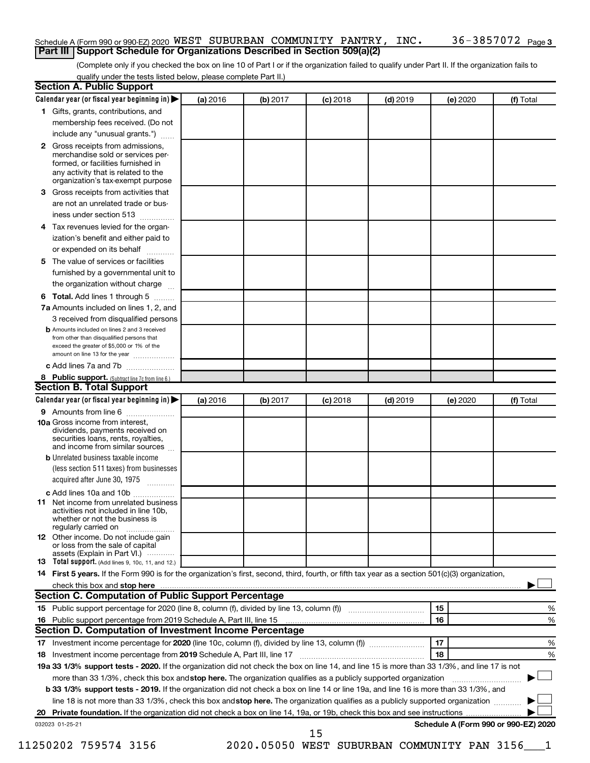Schedule A (Form 990 or 990-EZ) 2020 WEST SUBURBAN COMMUNITY PANTRY, INC. 36-3857072 Page 3

## Part III Support Schedule for Organizations Described in Section 509(a)(2)

(Complete only if you checked the box on line 10 of Part I or if the organization failed to qualify under Part II. If the organization fails to qualify under the tests listed below, please complete Part II.)

### Section A. Public Support

| Calendar year (or fiscal year beginning in) ▶ | (a) 2016 | (b) 2017 | (c) 2018 | (d) 2019 | (e) 2020 | (f) Total |
|---|---|---|---|---|---|---|
| 1 Gifts, grants, contributions, and membership fees received. (Do not include any "unusual grants.") | | | | | | |
| 2 Gross receipts from admissions, merchandise sold or services performed, or facilities furnished in any activity that is related to the organization's tax-exempt purpose | | | | | | |
| 3 Gross receipts from activities that are not an unrelated trade or business under section 513 | | | | | | |
| 4 Tax revenues levied for the organization's benefit and either paid to or expended on its behalf | | | | | | |
| 5 The value of services or facilities furnished by a governmental unit to the organization without charge | | | | | | |
| 6 Total. Add lines 1 through 5 | | | | | | |
| 7a Amounts included on lines 1, 2, and 3 received from disqualified persons | | | | | | |
| b Amounts included on lines 2 and 3 received from other than disqualified persons that exceed the greater of $5,000 or 1% of the amount on line 13 for the year | | | | | | |
| c Add lines 7a and 7b | | | | | | |
| 8 Public support. (Subtract line 7c from line 6.) | | | | | | |

### Section B. Total Support

| Calendar year (or fiscal year beginning in) ▶ | (a) 2016 | (b) 2017 | (c) 2018 | (d) 2019 | (e) 2020 | (f) Total |
|---|---|---|---|---|---|---|
| 9 Amounts from line 6 | | | | | | |
| 10a Gross income from interest, dividends, payments received on securities loans, rents, royalties, and income from similar sources | | | | | | |
| b Unrelated business taxable income (less section 511 taxes) from businesses acquired after June 30, 1975 | | | | | | |
| c Add lines 10a and 10b | | | | | | |
| 11 Net income from unrelated business activities not included in line 10b, whether or not the business is regularly carried on | | | | | | |
| 12 Other income. Do not include gain or loss from the sale of capital assets (Explain in Part VI.) | | | | | | |
| 13 Total support. (Add lines 9, 10c, 11, and 12.) | | | | | | |

14 **First 5 years.** If the Form 990 is for the organization's first, second, third, fourth, or fifth tax year as a section 501(c)(3) organization, check this box and **stop here** ▶ ☐

### Section C. Computation of Public Support Percentage

| | | | |
|---|---|---|---|
| 15 | Public support percentage for 2020 (line 8, column (f), divided by line 13, column (f)) | 15 | % |
| 16 | Public support percentage from 2019 Schedule A, Part III, line 15 | 16 | % |

### Section D. Computation of Investment Income Percentage

| | | | |
|---|---|---|---|
| 17 | Investment income percentage for **2020** (line 10c, column (f), divided by line 13, column (f)) | 17 | % |
| 18 | Investment income percentage from **2019** Schedule A, Part III, line 17 | 18 | % |

19a **33 1/3% support tests - 2020.** If the organization did not check the box on line 14, and line 15 is more than 33 1/3%, and line 17 is not more than 33 1/3%, check this box and **stop here.** The organization qualifies as a publicly supported organization ▶ ☐

b **33 1/3% support tests - 2019.** If the organization did not check a box on line 14 or line 19a, and line 16 is more than 33 1/3%, and line 18 is not more than 33 1/3%, check this box and **stop here.** The organization qualifies as a publicly supported organization ▶ ☐

20 **Private foundation.** If the organization did not check a box on line 14, 19a, or 19b, check this box and see instructions ▶ ☐

032023 01-25-21 **Schedule A (Form 990 or 990-EZ) 2020**

11250202 759574 3156 2020.05050 WEST SUBURBAN COMMUNITY PAN 3156___1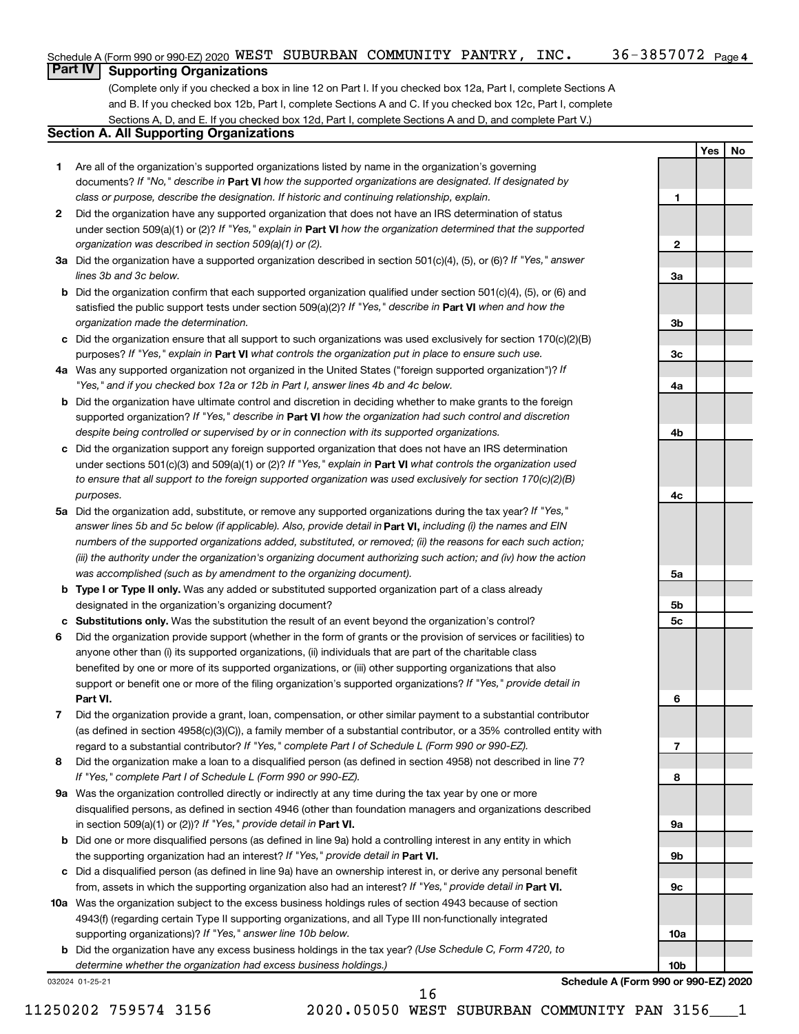Schedule A (Form 990 or 990-EZ) 2020 WEST SUBURBAN COMMUNITY PANTRY, INC. 36-3857072 Page 4

## Part IV Supporting Organizations

(Complete only if you checked a box in line 12 on Part I. If you checked box 12a, Part I, complete Sections A and B. If you checked box 12b, Part I, complete Sections A and C. If you checked box 12c, Part I, complete Sections A, D, and E. If you checked box 12d, Part I, complete Sections A and D, and complete Part V.)

### Section A. All Supporting Organizations

| | | | Yes | No |
|---|---|---|---|---|
| **1** | Are all of the organization's supported organizations listed by name in the organization's governing documents? *If "No," describe in* **Part VI** *how the supported organizations are designated. If designated by class or purpose, describe the designation. If historic and continuing relationship, explain.* | **1** | | |
| **2** | Did the organization have any supported organization that does not have an IRS determination of status under section 509(a)(1) or (2)? *If "Yes," explain in* **Part VI** *how the organization determined that the supported organization was described in section 509(a)(1) or (2).* | **2** | | |
| **3a** | Did the organization have a supported organization described in section 501(c)(4), (5), or (6)? *If "Yes," answer lines 3b and 3c below.* | **3a** | | |
| **b** | Did the organization confirm that each supported organization qualified under section 501(c)(4), (5), or (6) and satisfied the public support tests under section 509(a)(2)? *If "Yes," describe in* **Part VI** *when and how the organization made the determination.* | **3b** | | |
| **c** | Did the organization ensure that all support to such organizations was used exclusively for section 170(c)(2)(B) purposes? *If "Yes," explain in* **Part VI** *what controls the organization put in place to ensure such use.* | **3c** | | |
| **4a** | Was any supported organization not organized in the United States ("foreign supported organization")? *If "Yes," and if you checked box 12a or 12b in Part I, answer lines 4b and 4c below.* | **4a** | | |
| **b** | Did the organization have ultimate control and discretion in deciding whether to make grants to the foreign supported organization? *If "Yes," describe in* **Part VI** *how the organization had such control and discretion despite being controlled or supervised by or in connection with its supported organizations.* | **4b** | | |
| **c** | Did the organization support any foreign supported organization that does not have an IRS determination under sections 501(c)(3) and 509(a)(1) or (2)? *If "Yes," explain in* **Part VI** *what controls the organization used to ensure that all support to the foreign supported organization was used exclusively for section 170(c)(2)(B) purposes.* | **4c** | | |
| **5a** | Did the organization add, substitute, or remove any supported organizations during the tax year? *If "Yes," answer lines 5b and 5c below (if applicable). Also, provide detail in* **Part VI,** *including (i) the names and EIN numbers of the supported organizations added, substituted, or removed; (ii) the reasons for each such action; (iii) the authority under the organization's organizing document authorizing such action; and (iv) how the action was accomplished (such as by amendment to the organizing document).* | **5a** | | |
| **b** | **Type I or Type II only.** Was any added or substituted supported organization part of a class already designated in the organization's organizing document? | **5b** | | |
| **c** | **Substitutions only.** Was the substitution the result of an event beyond the organization's control? | **5c** | | |
| **6** | Did the organization provide support (whether in the form of grants or the provision of services or facilities) to anyone other than (i) its supported organizations, (ii) individuals that are part of the charitable class benefited by one or more of its supported organizations, or (iii) other supporting organizations that also support or benefit one or more of the filing organization's supported organizations? *If "Yes," provide detail in* **Part VI.** | **6** | | |
| **7** | Did the organization provide a grant, loan, compensation, or other similar payment to a substantial contributor (as defined in section 4958(c)(3)(C)), a family member of a substantial contributor, or a 35% controlled entity with regard to a substantial contributor? *If "Yes," complete Part I of Schedule L (Form 990 or 990-EZ).* | **7** | | |
| **8** | Did the organization make a loan to a disqualified person (as defined in section 4958) not described in line 7? *If "Yes," complete Part I of Schedule L (Form 990 or 990-EZ).* | **8** | | |
| **9a** | Was the organization controlled directly or indirectly at any time during the tax year by one or more disqualified persons, as defined in section 4946 (other than foundation managers and organizations described in section 509(a)(1) or (2))? *If "Yes," provide detail in* **Part VI.** | **9a** | | |
| **b** | Did one or more disqualified persons (as defined in line 9a) hold a controlling interest in any entity in which the supporting organization had an interest? *If "Yes," provide detail in* **Part VI.** | **9b** | | |
| **c** | Did a disqualified person (as defined in line 9a) have an ownership interest in, or derive any personal benefit from, assets in which the supporting organization also had an interest? *If "Yes," provide detail in* **Part VI.** | **9c** | | |
| **10a** | Was the organization subject to the excess business holdings rules of section 4943 because of section 4943(f) (regarding certain Type II supporting organizations, and all Type III non-functionally integrated supporting organizations)? *If "Yes," answer line 10b below.* | **10a** | | |
| **b** | Did the organization have any excess business holdings in the tax year? *(Use Schedule C, Form 4720, to determine whether the organization had excess business holdings.)* | **10b** | | |

032024 01-25-21 **Schedule A (Form 990 or 990-EZ) 2020**

11250202 759574 3156 2020.05050 WEST SUBURBAN COMMUNITY PAN 3156___1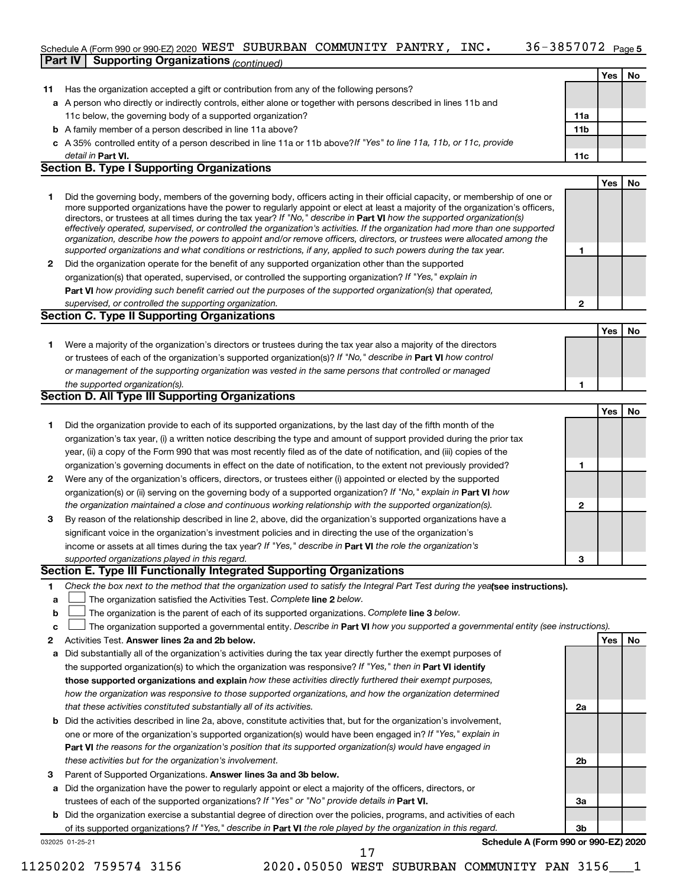Schedule A (Form 990 or 990-EZ) 2020 WEST SUBURBAN COMMUNITY PANTRY, INC. 36-3857072 Page 5

**Part IV | Supporting Organizations** *(continued)*

| | | | Yes | No |
|---|---|---|---|---|
| **11** | Has the organization accepted a gift or contribution from any of the following persons? | | | |
| **a** | A person who directly or indirectly controls, either alone or together with persons described in lines 11b and 11c below, the governing body of a supported organization? | **11a** | | |
| **b** | A family member of a person described in line 11a above? | **11b** | | |
| **c** | A 35% controlled entity of a person described in line 11a or 11b above? *If "Yes" to line 11a, 11b, or 11c, provide detail in* **Part VI.** | **11c** | | |

**Section B. Type I Supporting Organizations**

| | | | Yes | No |
|---|---|---|---|---|
| **1** | Did the governing body, members of the governing body, officers acting in their official capacity, or membership of one or more supported organizations have the power to regularly appoint or elect at least a majority of the organization's officers, directors, or trustees at all times during the tax year? *If "No," describe in* **Part VI** *how the supported organization(s) effectively operated, supervised, or controlled the organization's activities. If the organization had more than one supported organization, describe how the powers to appoint and/or remove officers, directors, or trustees were allocated among the supported organizations and what conditions or restrictions, if any, applied to such powers during the tax year.* | **1** | | |
| **2** | Did the organization operate for the benefit of any supported organization other than the supported organization(s) that operated, supervised, or controlled the supporting organization? *If "Yes," explain in* **Part VI** *how providing such benefit carried out the purposes of the supported organization(s) that operated, supervised, or controlled the supporting organization.* | **2** | | |

**Section C. Type II Supporting Organizations**

| | | | Yes | No |
|---|---|---|---|---|
| **1** | Were a majority of the organization's directors or trustees during the tax year also a majority of the directors or trustees of each of the organization's supported organization(s)? *If "No," describe in* **Part VI** *how control or management of the supporting organization was vested in the same persons that controlled or managed the supported organization(s).* | **1** | | |

**Section D. All Type III Supporting Organizations**

| | | | Yes | No |
|---|---|---|---|---|
| **1** | Did the organization provide to each of its supported organizations, by the last day of the fifth month of the organization's tax year, (i) a written notice describing the type and amount of support provided during the prior tax year, (ii) a copy of the Form 990 that was most recently filed as of the date of notification, and (iii) copies of the organization's governing documents in effect on the date of notification, to the extent not previously provided? | **1** | | |
| **2** | Were any of the organization's officers, directors, or trustees either (i) appointed or elected by the supported organization(s) or (ii) serving on the governing body of a supported organization? *If "No," explain in* **Part VI** *how the organization maintained a close and continuous working relationship with the supported organization(s).* | **2** | | |
| **3** | By reason of the relationship described in line 2, above, did the organization's supported organizations have a significant voice in the organization's investment policies and in directing the use of the organization's income or assets at all times during the tax year? *If "Yes," describe in* **Part VI** *the role the organization's supported organizations played in this regard.* | **3** | | |

**Section E. Type III Functionally Integrated Supporting Organizations**

**1** *Check the box next to the method that the organization used to satisfy the Integral Part Test during the year* **(see instructions).**

**a** ☐ The organization satisfied the Activities Test. *Complete* **line 2** *below.*

**b** ☐ The organization is the parent of each of its supported organizations. *Complete* **line 3** *below.*

**c** ☐ The organization supported a governmental entity. *Describe in* **Part VI** *how you supported a governmental entity (see instructions).*

| | | | Yes | No |
|---|---|---|---|---|
| **2** | Activities Test. **Answer lines 2a and 2b below.** | | | |
| **a** | Did substantially all of the organization's activities during the tax year directly further the exempt purposes of the supported organization(s) to which the organization was responsive? *If "Yes," then in* **Part VI identify those supported organizations and explain** *how these activities directly furthered their exempt purposes, how the organization was responsive to those supported organizations, and how the organization determined that these activities constituted substantially all of its activities.* | **2a** | | |
| **b** | Did the activities described in line 2a, above, constitute activities that, but for the organization's involvement, one or more of the organization's supported organization(s) would have been engaged in? *If "Yes," explain in* **Part VI** *the reasons for the organization's position that its supported organization(s) would have engaged in these activities but for the organization's involvement.* | **2b** | | |
| **3** | Parent of Supported Organizations. **Answer lines 3a and 3b below.** | | | |
| **a** | Did the organization have the power to regularly appoint or elect a majority of the officers, directors, or trustees of each of the supported organizations? *If "Yes" or "No" provide details in* **Part VI.** | **3a** | | |
| **b** | Did the organization exercise a substantial degree of direction over the policies, programs, and activities of each of its supported organizations? *If "Yes," describe in* **Part VI** *the role played by the organization in this regard.* | **3b** | | |

032025 01-25-21 **Schedule A (Form 990 or 990-EZ) 2020**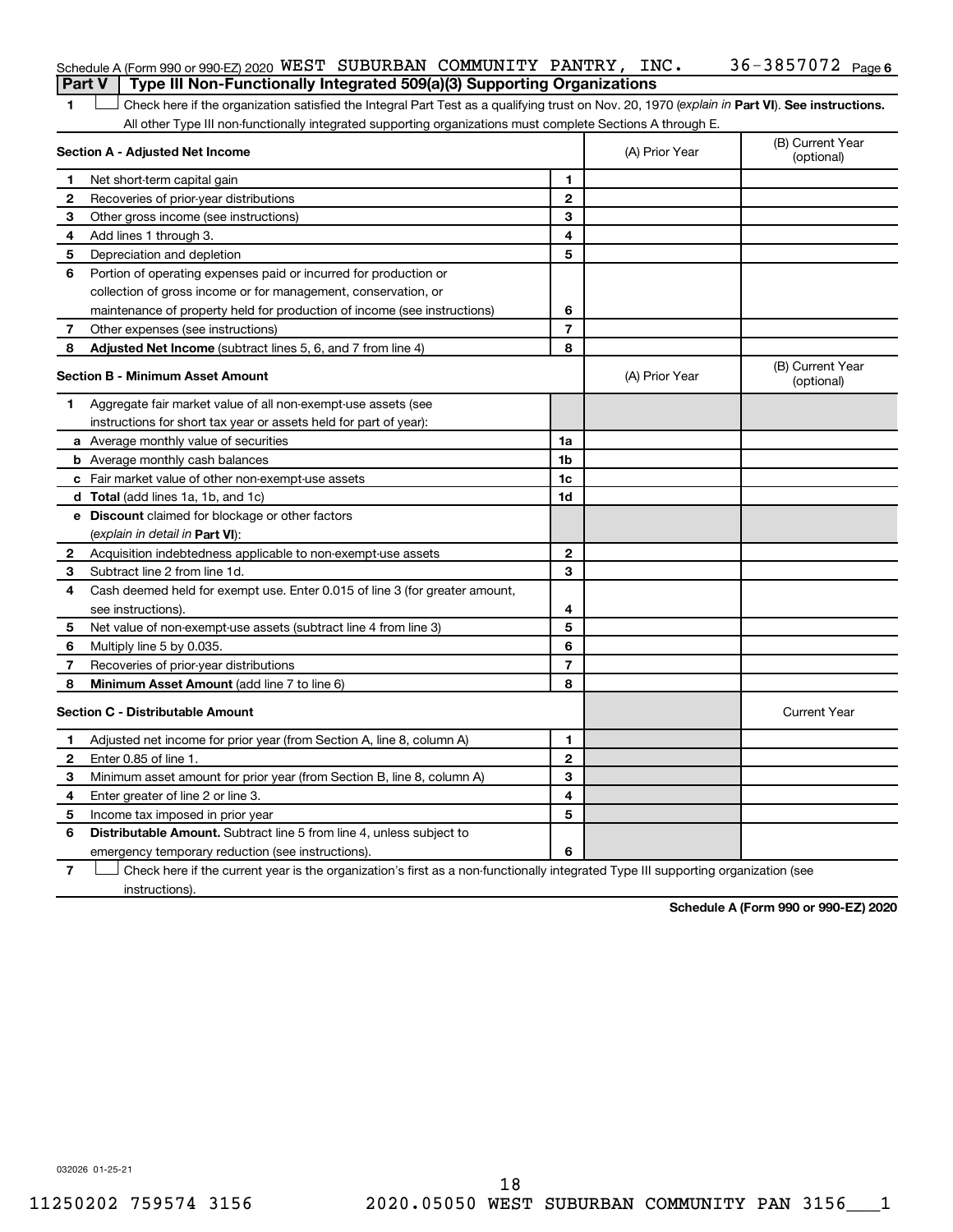Schedule A (Form 990 or 990-EZ) 2020 WEST SUBURBAN COMMUNITY PANTRY, INC. 36-3857072 Page 6

## Part V Type III Non-Functionally Integrated 509(a)(3) Supporting Organizations

1 ☐ Check here if the organization satisfied the Integral Part Test as a qualifying trust on Nov. 20, 1970 (*explain in* **Part VI**). **See instructions.** All other Type III non-functionally integrated supporting organizations must complete Sections A through E.

| **Section A - Adjusted Net Income** | | | (A) Prior Year | (B) Current Year (optional) |
|---|---|---|---|---|
| 1 | Net short-term capital gain | 1 | | |
| 2 | Recoveries of prior-year distributions | 2 | | |
| 3 | Other gross income (see instructions) | 3 | | |
| 4 | Add lines 1 through 3. | 4 | | |
| 5 | Depreciation and depletion | 5 | | |
| 6 | Portion of operating expenses paid or incurred for production or collection of gross income or for management, conservation, or maintenance of property held for production of income (see instructions) | 6 | | |
| 7 | Other expenses (see instructions) | 7 | | |
| 8 | **Adjusted Net Income** (subtract lines 5, 6, and 7 from line 4) | 8 | | |

| **Section B - Minimum Asset Amount** | | | (A) Prior Year | (B) Current Year (optional) |
|---|---|---|---|---|
| 1 | Aggregate fair market value of all non-exempt-use assets (see instructions for short tax year or assets held for part of year): | | | |
| a | Average monthly value of securities | 1a | | |
| b | Average monthly cash balances | 1b | | |
| c | Fair market value of other non-exempt-use assets | 1c | | |
| d | **Total** (add lines 1a, 1b, and 1c) | 1d | | |
| e | **Discount** claimed for blockage or other factors (*explain in detail in* **Part VI**): | | | |
| 2 | Acquisition indebtedness applicable to non-exempt-use assets | 2 | | |
| 3 | Subtract line 2 from line 1d. | 3 | | |
| 4 | Cash deemed held for exempt use. Enter 0.015 of line 3 (for greater amount, see instructions). | 4 | | |
| 5 | Net value of non-exempt-use assets (subtract line 4 from line 3) | 5 | | |
| 6 | Multiply line 5 by 0.035. | 6 | | |
| 7 | Recoveries of prior-year distributions | 7 | | |
| 8 | **Minimum Asset Amount** (add line 7 to line 6) | 8 | | |

| **Section C - Distributable Amount** | | | | Current Year |
|---|---|---|---|---|
| 1 | Adjusted net income for prior year (from Section A, line 8, column A) | 1 | | |
| 2 | Enter 0.85 of line 1. | 2 | | |
| 3 | Minimum asset amount for prior year (from Section B, line 8, column A) | 3 | | |
| 4 | Enter greater of line 2 or line 3. | 4 | | |
| 5 | Income tax imposed in prior year | 5 | | |
| 6 | **Distributable Amount.** Subtract line 5 from line 4, unless subject to emergency temporary reduction (see instructions). | 6 | | |

7 ☐ Check here if the current year is the organization's first as a non-functionally integrated Type III supporting organization (see instructions).

**Schedule A (Form 990 or 990-EZ) 2020**

032026 01-25-21

11250202 759574 3156 2020.05050 WEST SUBURBAN COMMUNITY PAN 3156___1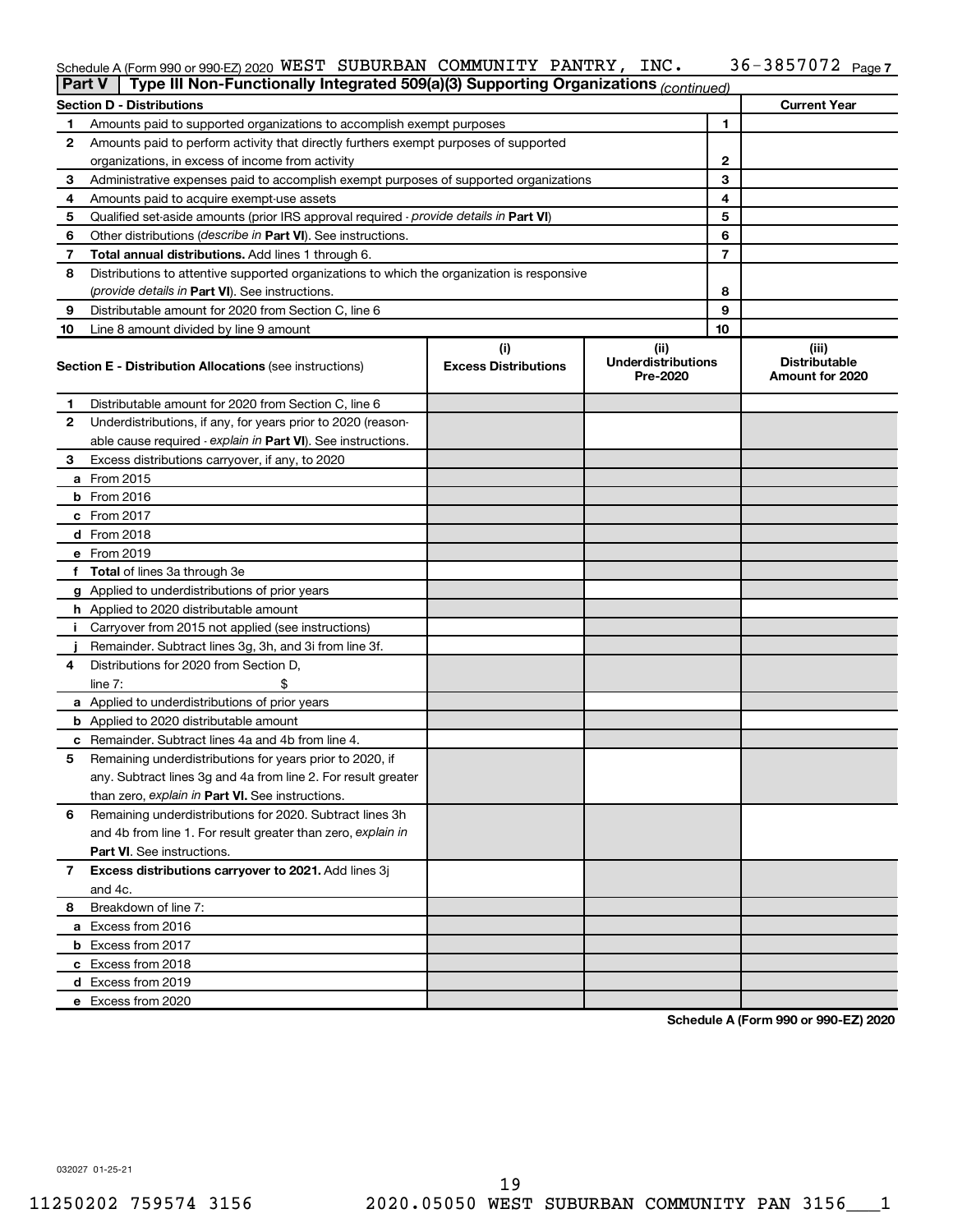Schedule A (Form 990 or 990-EZ) 2020 WEST SUBURBAN COMMUNITY PANTRY, INC. 36-3857072 Page 7

**Part V | Type III Non-Functionally Integrated 509(a)(3) Supporting Organizations** *(continued)*

| Section D - Distributions | | | Current Year |
|---|---|---|---|
| 1 | Amounts paid to supported organizations to accomplish exempt purposes | 1 | |
| 2 | Amounts paid to perform activity that directly furthers exempt purposes of supported organizations, in excess of income from activity | 2 | |
| 3 | Administrative expenses paid to accomplish exempt purposes of supported organizations | 3 | |
| 4 | Amounts paid to acquire exempt-use assets | 4 | |
| 5 | Qualified set-aside amounts (prior IRS approval required - *provide details in* **Part VI**) | 5 | |
| 6 | Other distributions (*describe in* **Part VI**). See instructions. | 6 | |
| 7 | **Total annual distributions.** Add lines 1 through 6. | 7 | |
| 8 | Distributions to attentive supported organizations to which the organization is responsive (*provide details in* **Part VI**). See instructions. | 8 | |
| 9 | Distributable amount for 2020 from Section C, line 6 | 9 | |
| 10 | Line 8 amount divided by line 9 amount | 10 | |

| | **Section E - Distribution Allocations** (see instructions) | (i) Excess Distributions | (ii) Underdistributions Pre-2020 | (iii) Distributable Amount for 2020 |
|---|---|---|---|---|
| 1 | Distributable amount for 2020 from Section C, line 6 | | | |
| 2 | Underdistributions, if any, for years prior to 2020 (reasonable cause required - *explain in* **Part VI**). See instructions. | | | |
| 3 | Excess distributions carryover, if any, to 2020 | | | |
| a | From 2015 | | | |
| b | From 2016 | | | |
| c | From 2017 | | | |
| d | From 2018 | | | |
| e | From 2019 | | | |
| f | **Total** of lines 3a through 3e | | | |
| g | Applied to underdistributions of prior years | | | |
| h | Applied to 2020 distributable amount | | | |
| i | Carryover from 2015 not applied (see instructions) | | | |
| j | Remainder. Subtract lines 3g, 3h, and 3i from line 3f. | | | |
| 4 | Distributions for 2020 from Section D, line 7: $ | | | |
| a | Applied to underdistributions of prior years | | | |
| b | Applied to 2020 distributable amount | | | |
| c | Remainder. Subtract lines 4a and 4b from line 4. | | | |
| 5 | Remaining underdistributions for years prior to 2020, if any. Subtract lines 3g and 4a from line 2. For result greater than zero, *explain in* **Part VI.** See instructions. | | | |
| 6 | Remaining underdistributions for 2020. Subtract lines 3h and 4b from line 1. For result greater than zero, *explain in* **Part VI**. See instructions. | | | |
| 7 | **Excess distributions carryover to 2021.** Add lines 3j and 4c. | | | |
| 8 | Breakdown of line 7: | | | |
| a | Excess from 2016 | | | |
| b | Excess from 2017 | | | |
| c | Excess from 2018 | | | |
| d | Excess from 2019 | | | |
| e | Excess from 2020 | | | |

**Schedule A (Form 990 or 990-EZ) 2020**

032027 01-25-21

11250202 759574 3156 2020.05050 WEST SUBURBAN COMMUNITY PAN 3156___1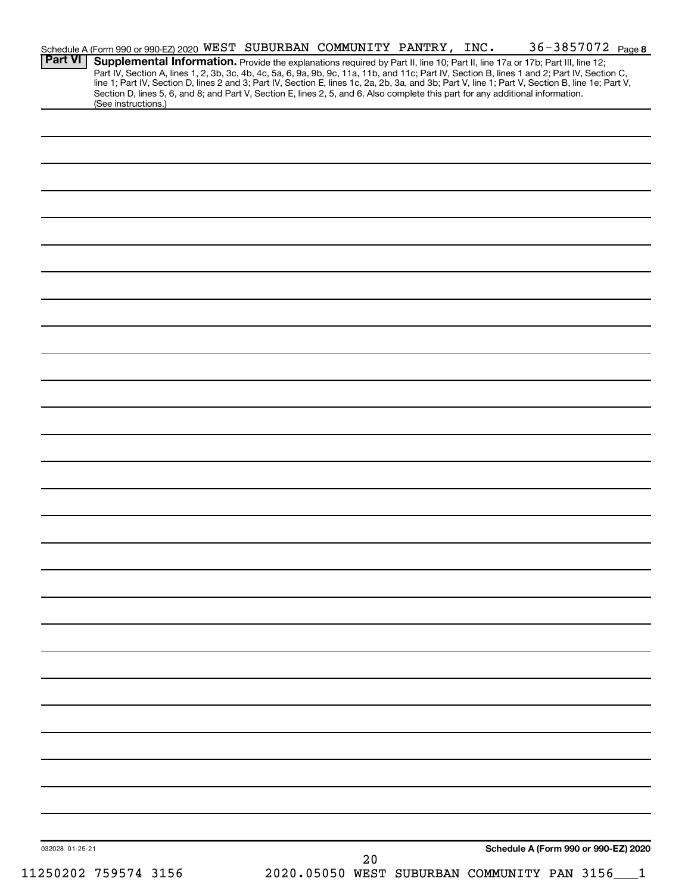Schedule A (Form 990 or 990-EZ) 2020 WEST SUBURBAN COMMUNITY PANTRY, INC. 36-3857072 Page 8

**Part VI** **Supplemental Information.** Provide the explanations required by Part II, line 10; Part II, line 17a or 17b; Part III, line 12; Part IV, Section A, lines 1, 2, 3b, 3c, 4b, 4c, 5a, 6, 9a, 9b, 9c, 11a, 11b, and 11c; Part IV, Section B, lines 1 and 2; Part IV, Section C, line 1; Part IV, Section D, lines 2 and 3; Part IV, Section E, lines 1c, 2a, 2b, 3a, and 3b; Part V, line 1; Part V, Section B, line 1e; Part V, Section D, lines 5, 6, and 8; and Part V, Section E, lines 2, 5, and 6. Also complete this part for any additional information. (See instructions.)

032028 01-25-21

**Schedule A (Form 990 or 990-EZ) 2020**

11250202 759574 3156 2020.05050 WEST SUBURBAN COMMUNITY PAN 3156___1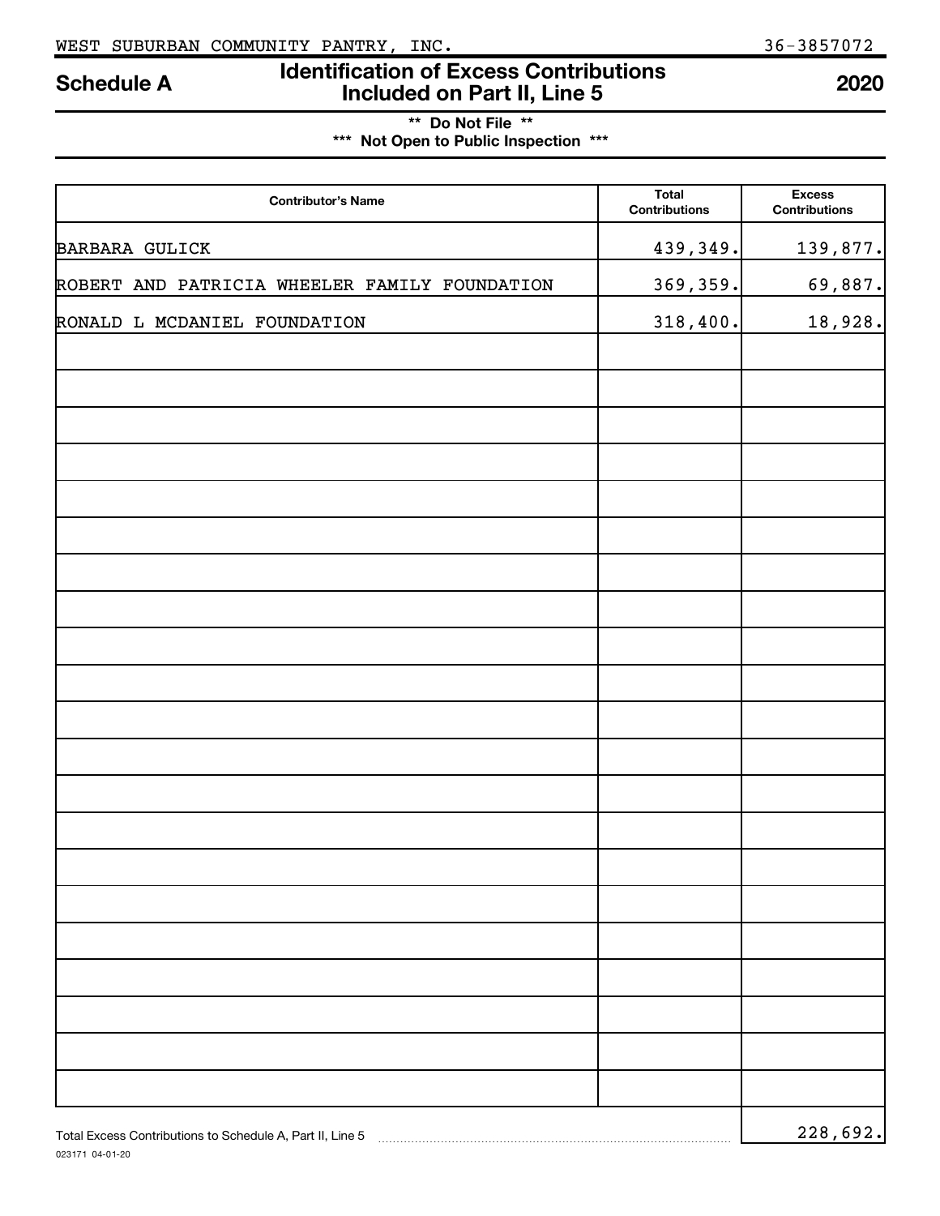WEST SUBURBAN COMMUNITY PANTRY, INC. 36-3857072

# Schedule A — Identification of Excess Contributions Included on Part II, Line 5 — 2020

** Do Not File **

*** Not Open to Public Inspection ***

| Contributor's Name | Total Contributions | Excess Contributions |
|---|---|---|
| BARBARA GULICK | 439,349. | 139,877. |
| ROBERT AND PATRICIA WHEELER FAMILY FOUNDATION | 369,359. | 69,887. |
| RONALD L MCDANIEL FOUNDATION | 318,400. | 18,928. |

Total Excess Contributions to Schedule A, Part II, Line 5 .......... 228,692.

023171 04-01-20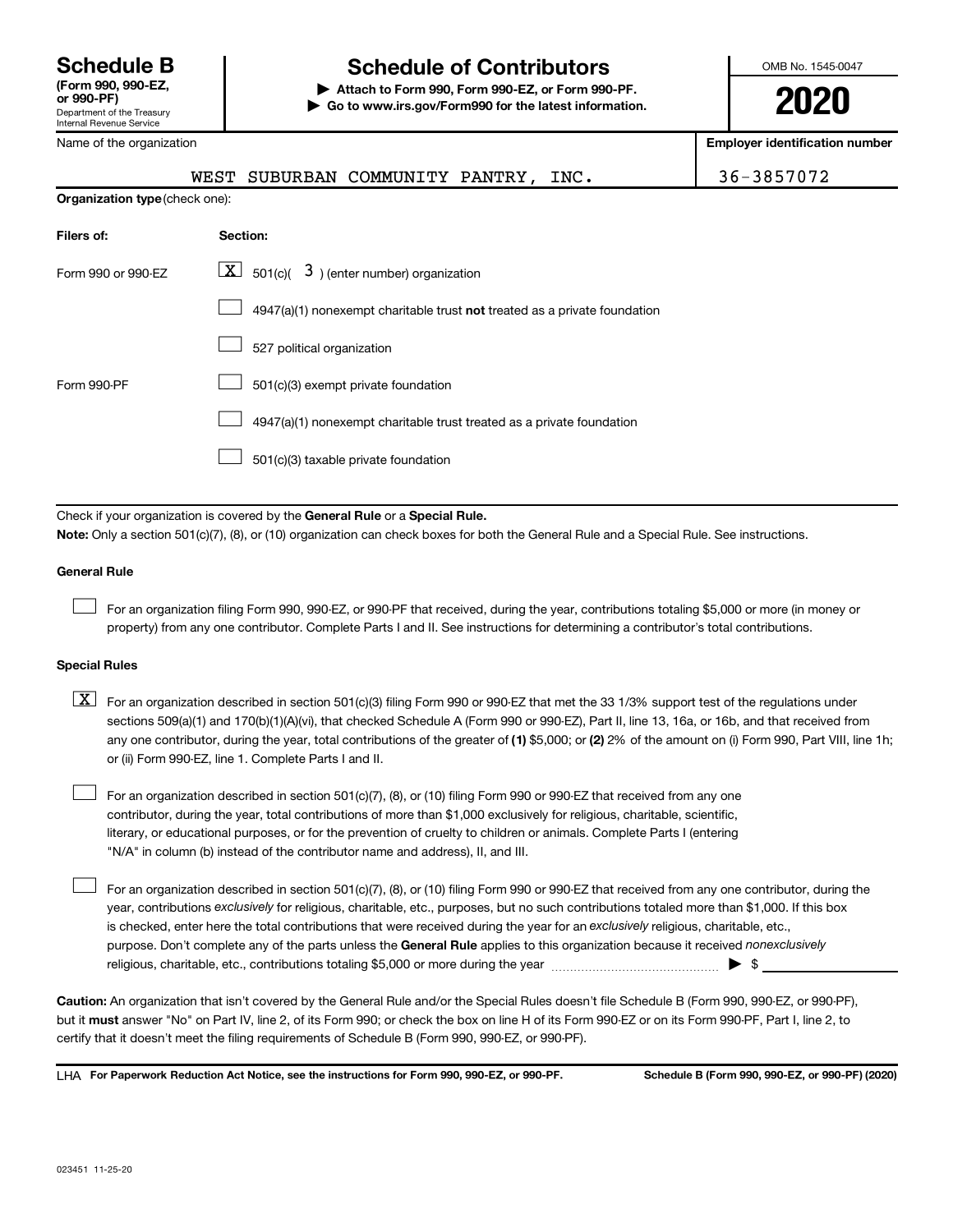# Schedule B (Form 990, 990-EZ, or 990-PF)

Department of the Treasury
Internal Revenue Service

## Schedule of Contributors

▶ Attach to Form 990, Form 990-EZ, or Form 990-PF.
▶ Go to www.irs.gov/Form990 for the latest information.

OMB No. 1545-0047

**2020**

| Name of the organization | Employer identification number |
|---|---|
| WEST SUBURBAN COMMUNITY PANTRY, INC. | 36-3857072 |

**Organization type** (check one):

| Filers of: | Section: |
|---|---|
| Form 990 or 990-EZ | [X] 501(c)( 3 ) (enter number) organization |
| | [ ] 4947(a)(1) nonexempt charitable trust **not** treated as a private foundation |
| | [ ] 527 political organization |
| Form 990-PF | [ ] 501(c)(3) exempt private foundation |
| | [ ] 4947(a)(1) nonexempt charitable trust treated as a private foundation |
| | [ ] 501(c)(3) taxable private foundation |

Check if your organization is covered by the **General Rule** or a **Special Rule.**

**Note:** Only a section 501(c)(7), (8), or (10) organization can check boxes for both the General Rule and a Special Rule. See instructions.

### General Rule

[ ] For an organization filing Form 990, 990-EZ, or 990-PF that received, during the year, contributions totaling $5,000 or more (in money or property) from any one contributor. Complete Parts I and II. See instructions for determining a contributor's total contributions.

### Special Rules

[X] For an organization described in section 501(c)(3) filing Form 990 or 990-EZ that met the 33 1/3% support test of the regulations under sections 509(a)(1) and 170(b)(1)(A)(vi), that checked Schedule A (Form 990 or 990-EZ), Part II, line 13, 16a, or 16b, and that received from any one contributor, during the year, total contributions of the greater of **(1)** $5,000; or **(2)** 2% of the amount on (i) Form 990, Part VIII, line 1h; or (ii) Form 990-EZ, line 1. Complete Parts I and II.

[ ] For an organization described in section 501(c)(7), (8), or (10) filing Form 990 or 990-EZ that received from any one contributor, during the year, total contributions of more than $1,000 exclusively for religious, charitable, scientific, literary, or educational purposes, or for the prevention of cruelty to children or animals. Complete Parts I (entering "N/A" in column (b) instead of the contributor name and address), II, and III.

[ ] For an organization described in section 501(c)(7), (8), or (10) filing Form 990 or 990-EZ that received from any one contributor, during the year, contributions *exclusively* for religious, charitable, etc., purposes, but no such contributions totaled more than $1,000. If this box is checked, enter here the total contributions that were received during the year for an *exclusively* religious, charitable, etc., purpose. Don't complete any of the parts unless the **General Rule** applies to this organization because it received *nonexclusively* religious, charitable, etc., contributions totaling $5,000 or more during the year ▶ $ ____________

**Caution:** An organization that isn't covered by the General Rule and/or the Special Rules doesn't file Schedule B (Form 990, 990-EZ, or 990-PF), but it **must** answer "No" on Part IV, line 2, of its Form 990; or check the box on line H of its Form 990-EZ or on its Form 990-PF, Part I, line 2, to certify that it doesn't meet the filing requirements of Schedule B (Form 990, 990-EZ, or 990-PF).

LHA **For Paperwork Reduction Act Notice, see the instructions for Form 990, 990-EZ, or 990-PF.** **Schedule B (Form 990, 990-EZ, or 990-PF) (2020)**

023451 11-25-20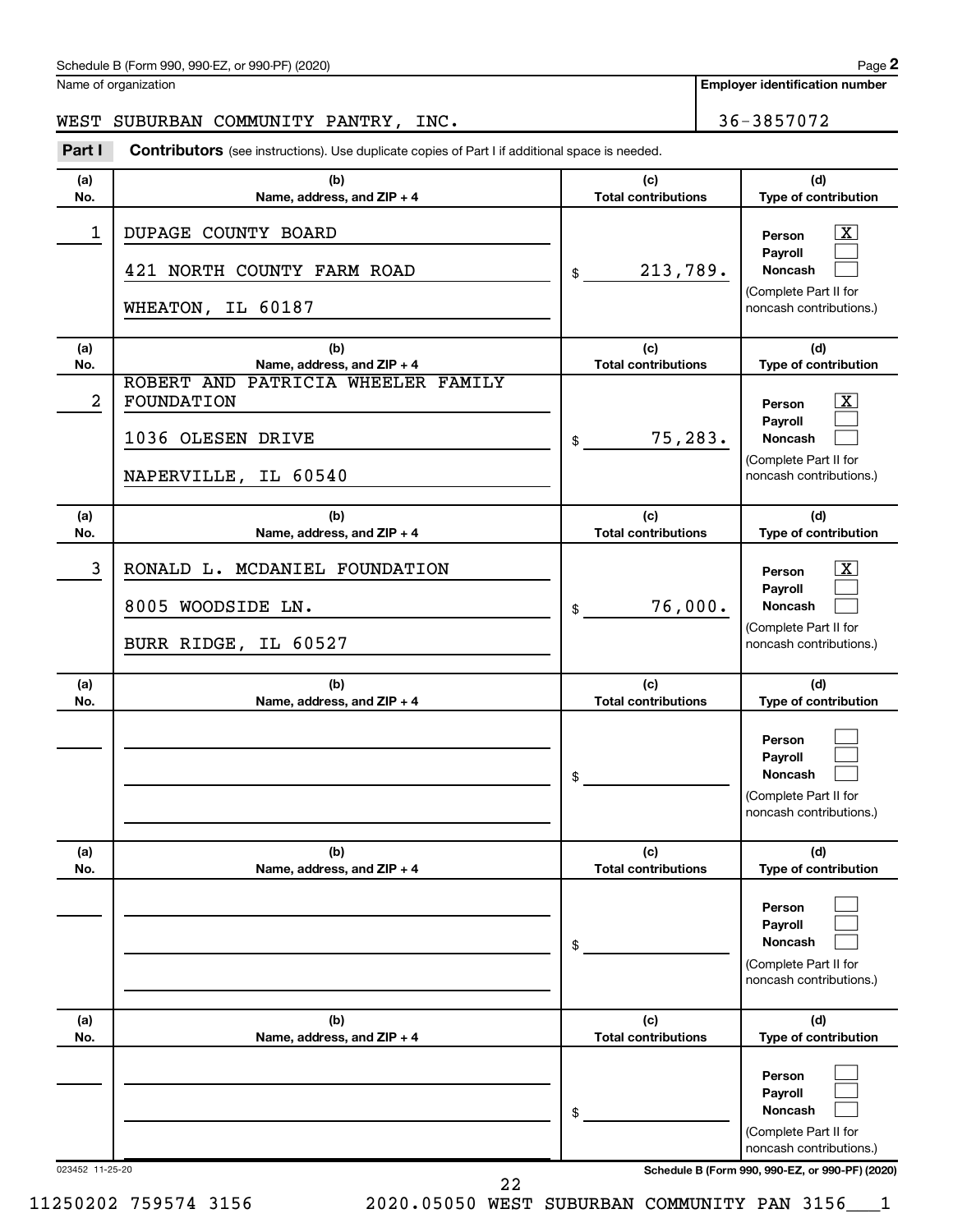Schedule B (Form 990, 990-EZ, or 990-PF) (2020)

Name of organization: WEST SUBURBAN COMMUNITY PANTRY, INC.

Employer identification number: 36-3857072

## Part I Contributors (see instructions). Use duplicate copies of Part I if additional space is needed.

| (a) No. | (b) Name, address, and ZIP + 4 | (c) Total contributions | (d) Type of contribution |
|---|---|---|---|
| 1 | DUPAGE COUNTY BOARD<br>421 NORTH COUNTY FARM ROAD<br>WHEATON, IL 60187 | $ 213,789. | Person [X]<br>Payroll [ ]<br>Noncash [ ]<br>(Complete Part II for noncash contributions.) |
| 2 | ROBERT AND PATRICIA WHEELER FAMILY FOUNDATION<br>1036 OLESEN DRIVE<br>NAPERVILLE, IL 60540 | $ 75,283. | Person [X]<br>Payroll [ ]<br>Noncash [ ]<br>(Complete Part II for noncash contributions.) |
| 3 | RONALD L. MCDANIEL FOUNDATION<br>8005 WOODSIDE LN.<br>BURR RIDGE, IL 60527 | $ 76,000. | Person [X]<br>Payroll [ ]<br>Noncash [ ]<br>(Complete Part II for noncash contributions.) |
| | | $ | Person [ ]<br>Payroll [ ]<br>Noncash [ ]<br>(Complete Part II for noncash contributions.) |
| | | $ | Person [ ]<br>Payroll [ ]<br>Noncash [ ]<br>(Complete Part II for noncash contributions.) |
| | | $ | Person [ ]<br>Payroll [ ]<br>Noncash [ ]<br>(Complete Part II for noncash contributions.) |

023452 11-25-20

Schedule B (Form 990, 990-EZ, or 990-PF) (2020)

11250202 759574 3156 2020.05050 WEST SUBURBAN COMMUNITY PAN 3156___1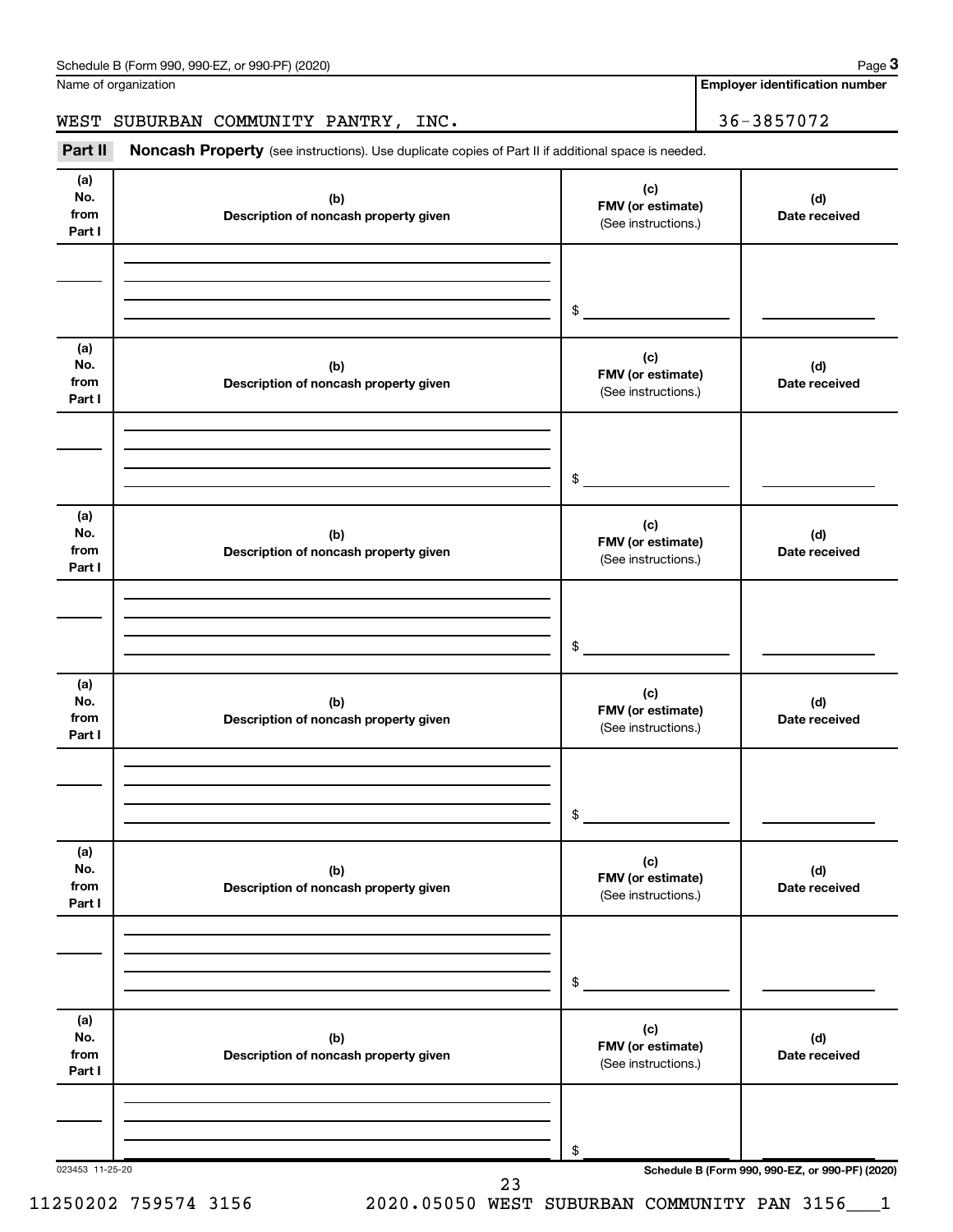Name of organization

WEST SUBURBAN COMMUNITY PANTRY, INC.

**Employer identification number**

36-3857072

**Part II** **Noncash Property** (see instructions). Use duplicate copies of Part II if additional space is needed.

| (a) No. from Part I | (b) Description of noncash property given | (c) FMV (or estimate) (See instructions.) | (d) Date received |
|---|---|---|---|
| | | $ | |

| (a) No. from Part I | (b) Description of noncash property given | (c) FMV (or estimate) (See instructions.) | (d) Date received |
|---|---|---|---|
| | | $ | |

| (a) No. from Part I | (b) Description of noncash property given | (c) FMV (or estimate) (See instructions.) | (d) Date received |
|---|---|---|---|
| | | $ | |

| (a) No. from Part I | (b) Description of noncash property given | (c) FMV (or estimate) (See instructions.) | (d) Date received |
|---|---|---|---|
| | | $ | |

| (a) No. from Part I | (b) Description of noncash property given | (c) FMV (or estimate) (See instructions.) | (d) Date received |
|---|---|---|---|
| | | $ | |

| (a) No. from Part I | (b) Description of noncash property given | (c) FMV (or estimate) (See instructions.) | (d) Date received |
|---|---|---|---|
| | | $ | |

023453 11-25-20

**Schedule B (Form 990, 990-EZ, or 990-PF) (2020)**

11250202 759574 3156 2020.05050 WEST SUBURBAN COMMUNITY PAN 3156___1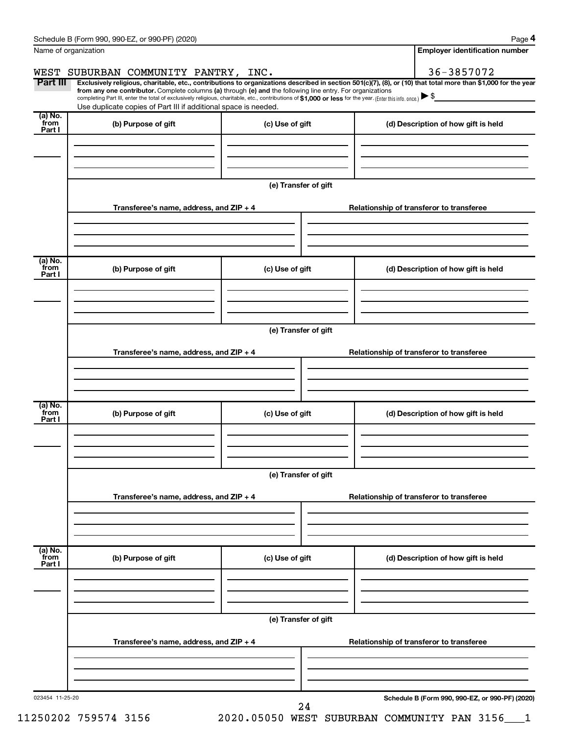Schedule B (Form 990, 990-EZ, or 990-PF) (2020)

| Name of organization | Employer identification number |
| --- | --- |
| WEST SUBURBAN COMMUNITY PANTRY, INC. | 36-3857072 |

**Part III** **Exclusively religious, charitable, etc., contributions to organizations described in section 501(c)(7), (8), or (10) that total more than $1,000 for the year from any one contributor.** Complete columns **(a)** through **(e) and** the following line entry. For organizations completing Part III, enter the total of exclusively religious, charitable, etc., contributions of **$1,000 or less** for the year. (Enter this info. once.) ▶ $

Use duplicate copies of Part III if additional space is needed.

| (a) No. from Part I | (b) Purpose of gift | (c) Use of gift | (d) Description of how gift is held |
| --- | --- | --- | --- |
| | | | |

**(e) Transfer of gift**

| Transferee's name, address, and ZIP + 4 | Relationship of transferor to transferee |
| --- | --- |
| | |

| (a) No. from Part I | (b) Purpose of gift | (c) Use of gift | (d) Description of how gift is held |
| --- | --- | --- | --- |
| | | | |

**(e) Transfer of gift**

| Transferee's name, address, and ZIP + 4 | Relationship of transferor to transferee |
| --- | --- |
| | |

| (a) No. from Part I | (b) Purpose of gift | (c) Use of gift | (d) Description of how gift is held |
| --- | --- | --- | --- |
| | | | |

**(e) Transfer of gift**

| Transferee's name, address, and ZIP + 4 | Relationship of transferor to transferee |
| --- | --- |
| | |

| (a) No. from Part I | (b) Purpose of gift | (c) Use of gift | (d) Description of how gift is held |
| --- | --- | --- | --- |
| | | | |

**(e) Transfer of gift**

| Transferee's name, address, and ZIP + 4 | Relationship of transferor to transferee |
| --- | --- |
| | |

023454 11-25-20

**Schedule B (Form 990, 990-EZ, or 990-PF) (2020)**

11250202 759574 3156 2020.05050 WEST SUBURBAN COMMUNITY PAN 3156___1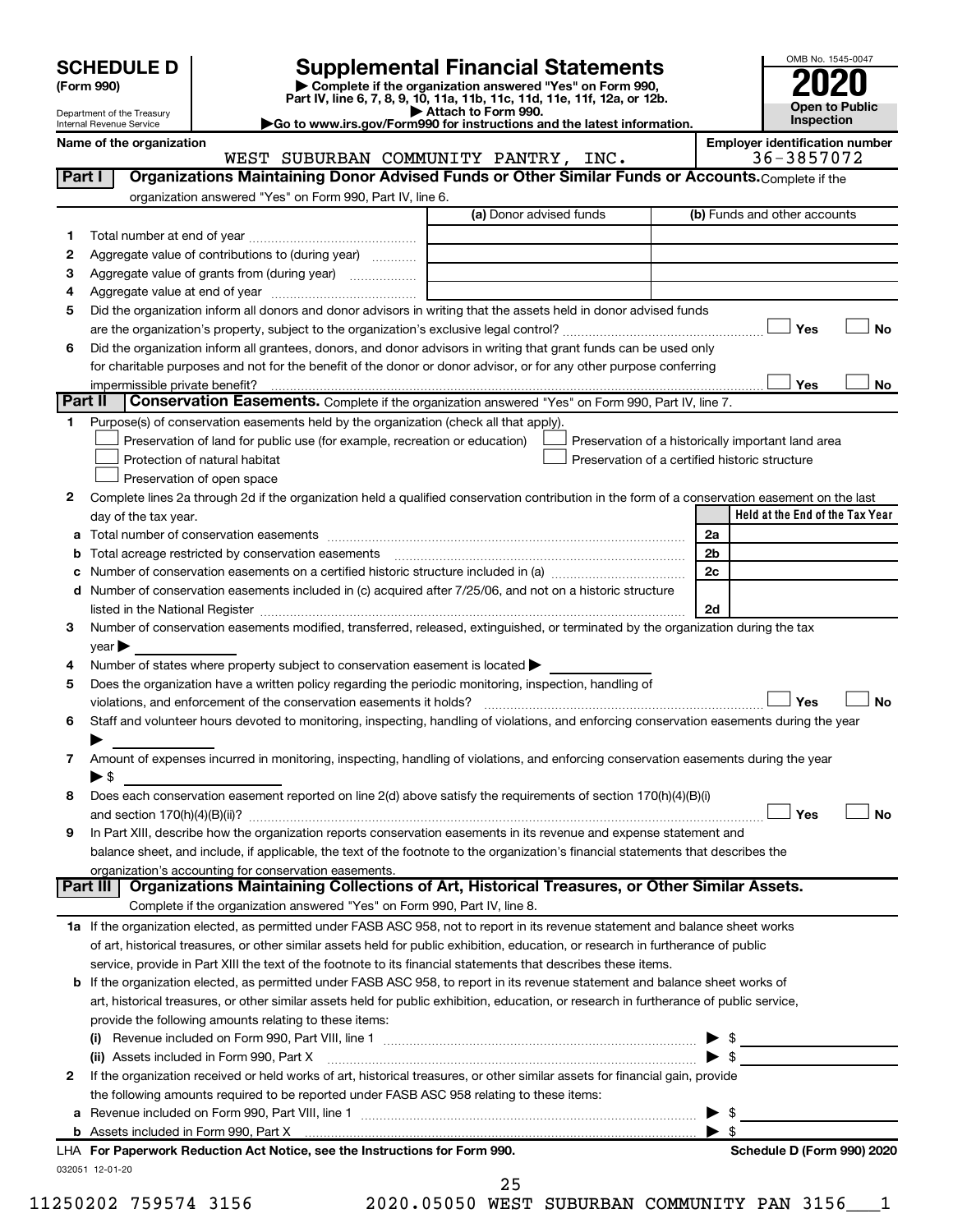**SCHEDULE D (Form 990)**

Department of the Treasury
Internal Revenue Service

# Supplemental Financial Statements

▶ Complete if the organization answered "Yes" on Form 990, Part IV, line 6, 7, 8, 9, 10, 11a, 11b, 11c, 11d, 11e, 11f, 12a, or 12b.
▶ Attach to Form 990.
▶Go to www.irs.gov/Form990 for instructions and the latest information.

OMB No. 1545-0047

**2020**

**Open to Public Inspection**

**Name of the organization**
WEST SUBURBAN COMMUNITY PANTRY, INC.

**Employer identification number**
36-3857072

## Part I Organizations Maintaining Donor Advised Funds or Other Similar Funds or Accounts.

Complete if the organization answered "Yes" on Form 990, Part IV, line 6.

| | | (a) Donor advised funds | (b) Funds and other accounts |
|---|---|---|---|
| 1 | Total number at end of year | | |
| 2 | Aggregate value of contributions to (during year) | | |
| 3 | Aggregate value of grants from (during year) | | |
| 4 | Aggregate value at end of year | | |

5 Did the organization inform all donors and donor advisors in writing that the assets held in donor advised funds are the organization's property, subject to the organization's exclusive legal control? ☐ Yes ☐ No

6 Did the organization inform all grantees, donors, and donor advisors in writing that grant funds can be used only for charitable purposes and not for the benefit of the donor or donor advisor, or for any other purpose conferring impermissible private benefit? ☐ Yes ☐ No

## Part II Conservation Easements.

Complete if the organization answered "Yes" on Form 990, Part IV, line 7.

1 Purpose(s) of conservation easements held by the organization (check all that apply).

- ☐ Preservation of land for public use (for example, recreation or education)
- ☐ Preservation of a historically important land area
- ☐ Protection of natural habitat
- ☐ Preservation of a certified historic structure
- ☐ Preservation of open space

2 Complete lines 2a through 2d if the organization held a qualified conservation contribution in the form of a conservation easement on the last day of the tax year.

| | | | Held at the End of the Tax Year |
|---|---|---|---|
| a | Total number of conservation easements | 2a | |
| b | Total acreage restricted by conservation easements | 2b | |
| c | Number of conservation easements on a certified historic structure included in (a) | 2c | |
| d | Number of conservation easements included in (c) acquired after 7/25/06, and not on a historic structure listed in the National Register | 2d | |

3 Number of conservation easements modified, transferred, released, extinguished, or terminated by the organization during the tax year ▶

4 Number of states where property subject to conservation easement is located ▶

5 Does the organization have a written policy regarding the periodic monitoring, inspection, handling of violations, and enforcement of the conservation easements it holds? ☐ Yes ☐ No

6 Staff and volunteer hours devoted to monitoring, inspecting, handling of violations, and enforcing conservation easements during the year ▶

7 Amount of expenses incurred in monitoring, inspecting, handling of violations, and enforcing conservation easements during the year ▶ $

8 Does each conservation easement reported on line 2(d) above satisfy the requirements of section 170(h)(4)(B)(i) and section 170(h)(4)(B)(ii)? ☐ Yes ☐ No

9 In Part XIII, describe how the organization reports conservation easements in its revenue and expense statement and balance sheet, and include, if applicable, the text of the footnote to the organization's financial statements that describes the organization's accounting for conservation easements.

## Part III Organizations Maintaining Collections of Art, Historical Treasures, or Other Similar Assets.

Complete if the organization answered "Yes" on Form 990, Part IV, line 8.

1a If the organization elected, as permitted under FASB ASC 958, not to report in its revenue statement and balance sheet works of art, historical treasures, or other similar assets held for public exhibition, education, or research in furtherance of public service, provide in Part XIII the text of the footnote to its financial statements that describes these items.

b If the organization elected, as permitted under FASB ASC 958, to report in its revenue statement and balance sheet works of art, historical treasures, or other similar assets held for public exhibition, education, or research in furtherance of public service, provide the following amounts relating to these items:

(i) Revenue included on Form 990, Part VIII, line 1 ▶ $

(ii) Assets included in Form 990, Part X ▶ $

2 If the organization received or held works of art, historical treasures, or other similar assets for financial gain, provide the following amounts required to be reported under FASB ASC 958 relating to these items:

a Revenue included on Form 990, Part VIII, line 1 ▶ $

b Assets included in Form 990, Part X ▶ $

LHA **For Paperwork Reduction Act Notice, see the Instructions for Form 990.** **Schedule D (Form 990) 2020**

032051 12-01-20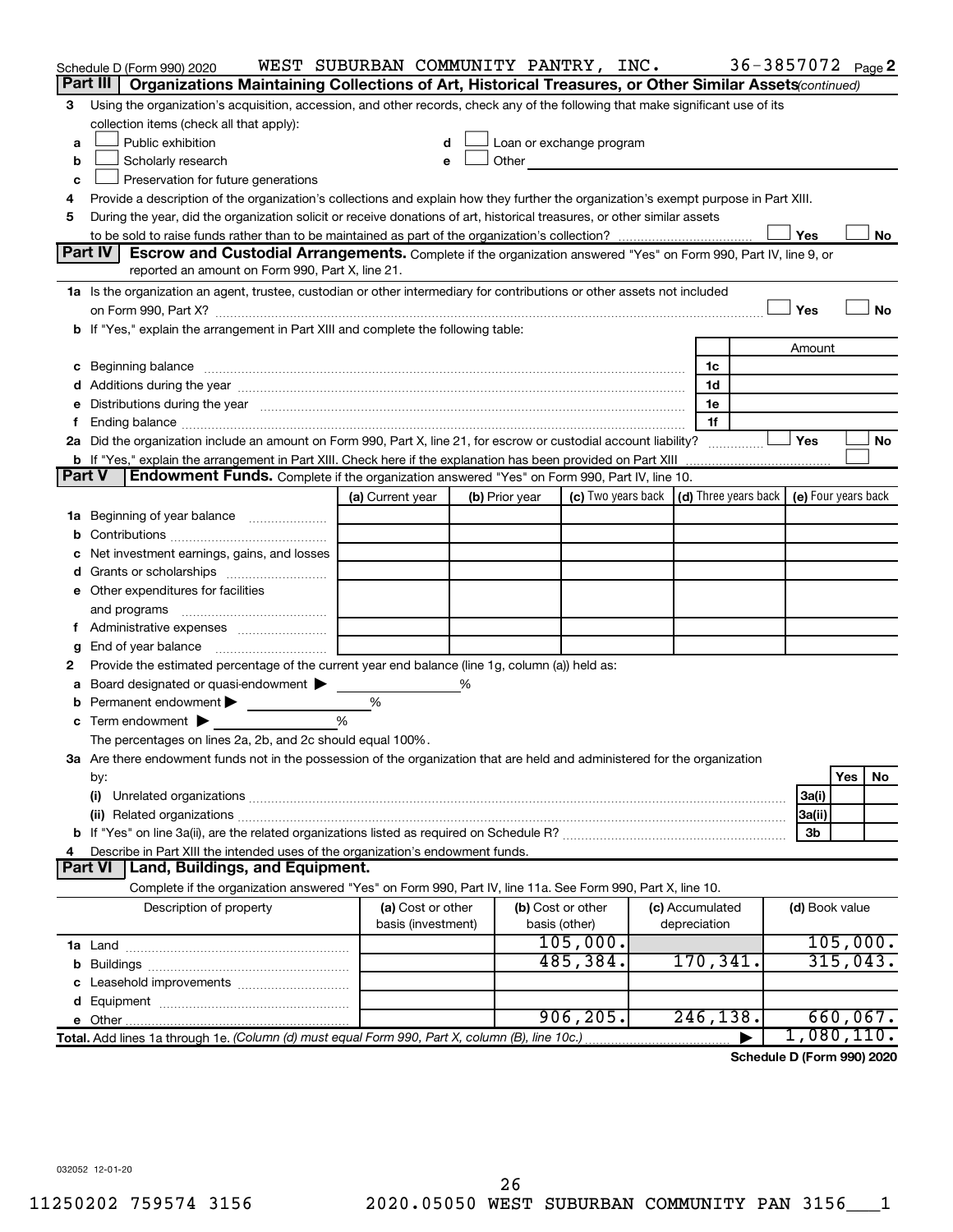Schedule D (Form 990) 2020 WEST SUBURBAN COMMUNITY PANTRY, INC. 36-3857072 Page 2

## Part III Organizations Maintaining Collections of Art, Historical Treasures, or Other Similar Assets *(continued)*

3 Using the organization's acquisition, accession, and other records, check any of the following that make significant use of its collection items (check all that apply):

- a ☐ Public exhibition
- b ☐ Scholarly research
- c ☐ Preservation for future generations
- d ☐ Loan or exchange program
- e ☐ Other

4 Provide a description of the organization's collections and explain how they further the organization's exempt purpose in Part XIII.

5 During the year, did the organization solicit or receive donations of art, historical treasures, or other similar assets to be sold to raise funds rather than to be maintained as part of the organization's collection? ☐ Yes ☐ No

## Part IV Escrow and Custodial Arrangements.

Complete if the organization answered "Yes" on Form 990, Part IV, line 9, or reported an amount on Form 990, Part X, line 21.

1a Is the organization an agent, trustee, custodian or other intermediary for contributions or other assets not included on Form 990, Part X? ☐ Yes ☐ No

b If "Yes," explain the arrangement in Part XIII and complete the following table:

| | | Amount |
|---|---|---|
| c Beginning balance | 1c | |
| d Additions during the year | 1d | |
| e Distributions during the year | 1e | |
| f Ending balance | 1f | |

2a Did the organization include an amount on Form 990, Part X, line 21, for escrow or custodial account liability? ☐ Yes ☐ No

b If "Yes," explain the arrangement in Part XIII. Check here if the explanation has been provided on Part XIII ☐

## Part V Endowment Funds.

Complete if the organization answered "Yes" on Form 990, Part IV, line 10.

| | (a) Current year | (b) Prior year | (c) Two years back | (d) Three years back | (e) Four years back |
|---|---|---|---|---|---|
| 1a Beginning of year balance | | | | | |
| b Contributions | | | | | |
| c Net investment earnings, gains, and losses | | | | | |
| d Grants or scholarships | | | | | |
| e Other expenditures for facilities and programs | | | | | |
| f Administrative expenses | | | | | |
| g End of year balance | | | | | |

2 Provide the estimated percentage of the current year end balance (line 1g, column (a)) held as:

- a Board designated or quasi-endowment ▶ ______ %
- b Permanent endowment ▶ ______ %
- c Term endowment ▶ ______ %

The percentages on lines 2a, 2b, and 2c should equal 100%.

3a Are there endowment funds not in the possession of the organization that are held and administered for the organization by:

| | | Yes | No |
|---|---|---|---|
| (i) Unrelated organizations | 3a(i) | | |
| (ii) Related organizations | 3a(ii) | | |
| b If "Yes" on line 3a(ii), are the related organizations listed as required on Schedule R? | 3b | | |

4 Describe in Part XIII the intended uses of the organization's endowment funds.

## Part VI Land, Buildings, and Equipment.

Complete if the organization answered "Yes" on Form 990, Part IV, line 11a. See Form 990, Part X, line 10.

| Description of property | (a) Cost or other basis (investment) | (b) Cost or other basis (other) | (c) Accumulated depreciation | (d) Book value |
|---|---|---|---|---|
| 1a Land | | 105,000. | | 105,000. |
| b Buildings | | 485,384. | 170,341. | 315,043. |
| c Leasehold improvements | | | | |
| d Equipment | | | | |
| e Other | | 906,205. | 246,138. | 660,067. |
| **Total.** Add lines 1a through 1e. *(Column (d) must equal Form 990, Part X, column (B), line 10c.)* ▶ | | | | 1,080,110. |

**Schedule D (Form 990) 2020**

032052 12-01-20

11250202 759574 3156 2020.05050 WEST SUBURBAN COMMUNITY PAN 3156___1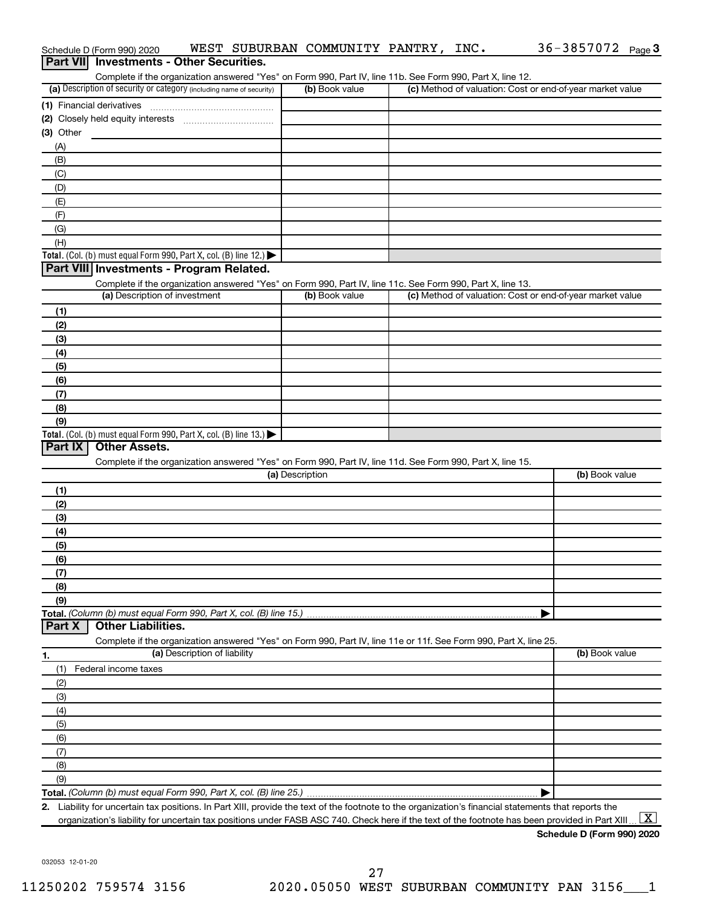Schedule D (Form 990) 2020 WEST SUBURBAN COMMUNITY PANTRY, INC. 36-3857072 Page 3

## Part VII Investments - Other Securities.

Complete if the organization answered "Yes" on Form 990, Part IV, line 11b. See Form 990, Part X, line 12.

| (a) Description of security or category (including name of security) | (b) Book value | (c) Method of valuation: Cost or end-of-year market value |
|---|---|---|
| (1) Financial derivatives | | |
| (2) Closely held equity interests | | |
| (3) Other | | |
| (A) | | |
| (B) | | |
| (C) | | |
| (D) | | |
| (E) | | |
| (F) | | |
| (G) | | |
| (H) | | |
| **Total.** (Col. (b) must equal Form 990, Part X, col. (B) line 12.) ▶ | | |

## Part VIII Investments - Program Related.

Complete if the organization answered "Yes" on Form 990, Part IV, line 11c. See Form 990, Part X, line 13.

| (a) Description of investment | (b) Book value | (c) Method of valuation: Cost or end-of-year market value |
|---|---|---|
| (1) | | |
| (2) | | |
| (3) | | |
| (4) | | |
| (5) | | |
| (6) | | |
| (7) | | |
| (8) | | |
| (9) | | |
| **Total.** (Col. (b) must equal Form 990, Part X, col. (B) line 13.) ▶ | | |

## Part IX Other Assets.

Complete if the organization answered "Yes" on Form 990, Part IV, line 11d. See Form 990, Part X, line 15.

| (a) Description | (b) Book value |
|---|---|
| (1) | |
| (2) | |
| (3) | |
| (4) | |
| (5) | |
| (6) | |
| (7) | |
| (8) | |
| (9) | |
| **Total.** *(Column (b) must equal Form 990, Part X, col. (B) line 15.)* ▶ | |

## Part X Other Liabilities.

Complete if the organization answered "Yes" on Form 990, Part IV, line 11e or 11f. See Form 990, Part X, line 25.

| 1. (a) Description of liability | (b) Book value |
|---|---|
| (1) Federal income taxes | |
| (2) | |
| (3) | |
| (4) | |
| (5) | |
| (6) | |
| (7) | |
| (8) | |
| (9) | |
| **Total.** *(Column (b) must equal Form 990, Part X, col. (B) line 25.)* ▶ | |

**2.** Liability for uncertain tax positions. In Part XIII, provide the text of the footnote to the organization's financial statements that reports the organization's liability for uncertain tax positions under FASB ASC 740. Check here if the text of the footnote has been provided in Part XIII ... [X]

**Schedule D (Form 990) 2020**

032053 12-01-20

11250202 759574 3156 2020.05050 WEST SUBURBAN COMMUNITY PAN 3156___1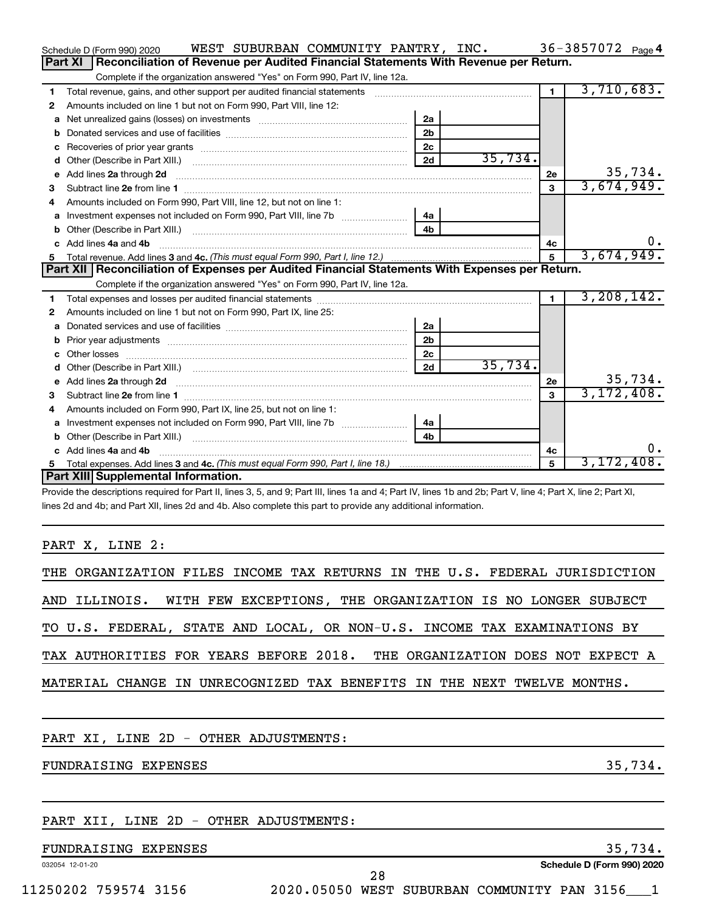Schedule D (Form 990) 2020 WEST SUBURBAN COMMUNITY PANTRY, INC. 36-3857072 Page 4

## Part XI Reconciliation of Revenue per Audited Financial Statements With Revenue per Return.

Complete if the organization answered "Yes" on Form 990, Part IV, line 12a.

| | | | | | |
|---|---|---|---|---|---|
| 1 | Total revenue, gains, and other support per audited financial statements | | | 1 | 3,710,683. |
| 2 | Amounts included on line 1 but not on Form 990, Part VIII, line 12: | | | | |
| a | Net unrealized gains (losses) on investments | 2a | | | |
| b | Donated services and use of facilities | 2b | | | |
| c | Recoveries of prior year grants | 2c | | | |
| d | Other (Describe in Part XIII.) | 2d | 35,734. | | |
| e | Add lines 2a through 2d | | | 2e | 35,734. |
| 3 | Subtract line 2e from line 1 | | | 3 | 3,674,949. |
| 4 | Amounts included on Form 990, Part VIII, line 12, but not on line 1: | | | | |
| a | Investment expenses not included on Form 990, Part VIII, line 7b | 4a | | | |
| b | Other (Describe in Part XIII.) | 4b | | | |
| c | Add lines 4a and 4b | | | 4c | 0. |
| 5 | Total revenue. Add lines 3 and 4c. *(This must equal Form 990, Part I, line 12.)* | | | 5 | 3,674,949. |

## Part XII Reconciliation of Expenses per Audited Financial Statements With Expenses per Return.

Complete if the organization answered "Yes" on Form 990, Part IV, line 12a.

| | | | | | |
|---|---|---|---|---|---|
| 1 | Total expenses and losses per audited financial statements | | | 1 | 3,208,142. |
| 2 | Amounts included on line 1 but not on Form 990, Part IX, line 25: | | | | |
| a | Donated services and use of facilities | 2a | | | |
| b | Prior year adjustments | 2b | | | |
| c | Other losses | 2c | | | |
| d | Other (Describe in Part XIII.) | 2d | 35,734. | | |
| e | Add lines 2a through 2d | | | 2e | 35,734. |
| 3 | Subtract line 2e from line 1 | | | 3 | 3,172,408. |
| 4 | Amounts included on Form 990, Part IX, line 25, but not on line 1: | | | | |
| a | Investment expenses not included on Form 990, Part VIII, line 7b | 4a | | | |
| b | Other (Describe in Part XIII.) | 4b | | | |
| c | Add lines 4a and 4b | | | 4c | 0. |
| 5 | Total expenses. Add lines 3 and 4c. *(This must equal Form 990, Part I, line 18.)* | | | 5 | 3,172,408. |

## Part XIII Supplemental Information.

Provide the descriptions required for Part II, lines 3, 5, and 9; Part III, lines 1a and 4; Part IV, lines 1b and 2b; Part V, line 4; Part X, line 2; Part XI, lines 2d and 4b; and Part XII, lines 2d and 4b. Also complete this part to provide any additional information.

PART X, LINE 2:

THE ORGANIZATION FILES INCOME TAX RETURNS IN THE U.S. FEDERAL JURISDICTION AND ILLINOIS. WITH FEW EXCEPTIONS, THE ORGANIZATION IS NO LONGER SUBJECT TO U.S. FEDERAL, STATE AND LOCAL, OR NON-U.S. INCOME TAX EXAMINATIONS BY TAX AUTHORITIES FOR YEARS BEFORE 2018. THE ORGANIZATION DOES NOT EXPECT A MATERIAL CHANGE IN UNRECOGNIZED TAX BENEFITS IN THE NEXT TWELVE MONTHS.

PART XI, LINE 2D - OTHER ADJUSTMENTS:

FUNDRAISING EXPENSES 35,734.

PART XII, LINE 2D - OTHER ADJUSTMENTS:

FUNDRAISING EXPENSES 35,734.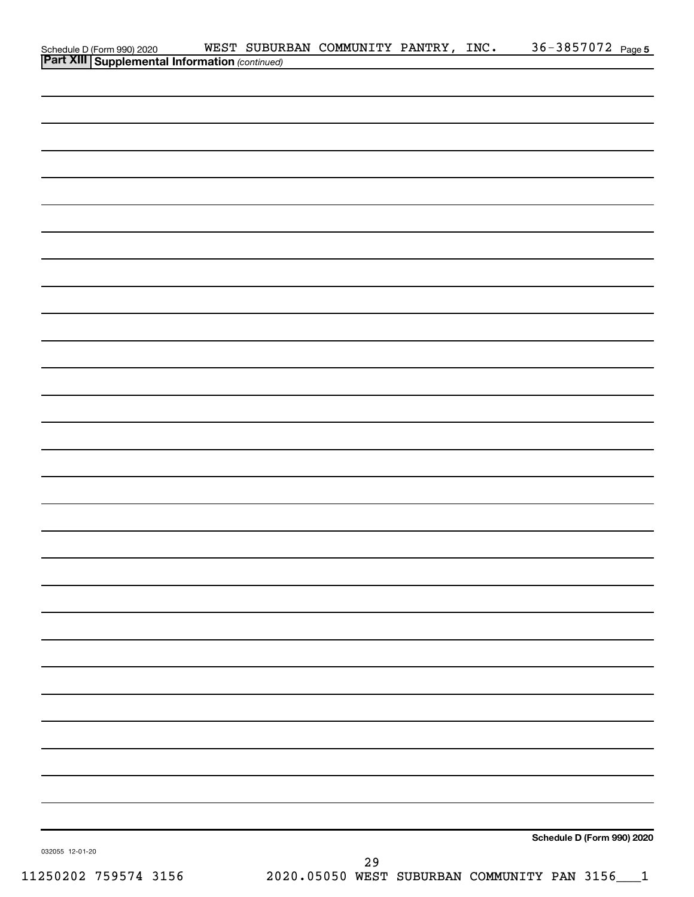Schedule D (Form 990) 2020 WEST SUBURBAN COMMUNITY PANTRY, INC. 36-3857072 Page 5

**Part XIII Supplemental Information** *(continued)*

**Schedule D (Form 990) 2020**

032055 12-01-20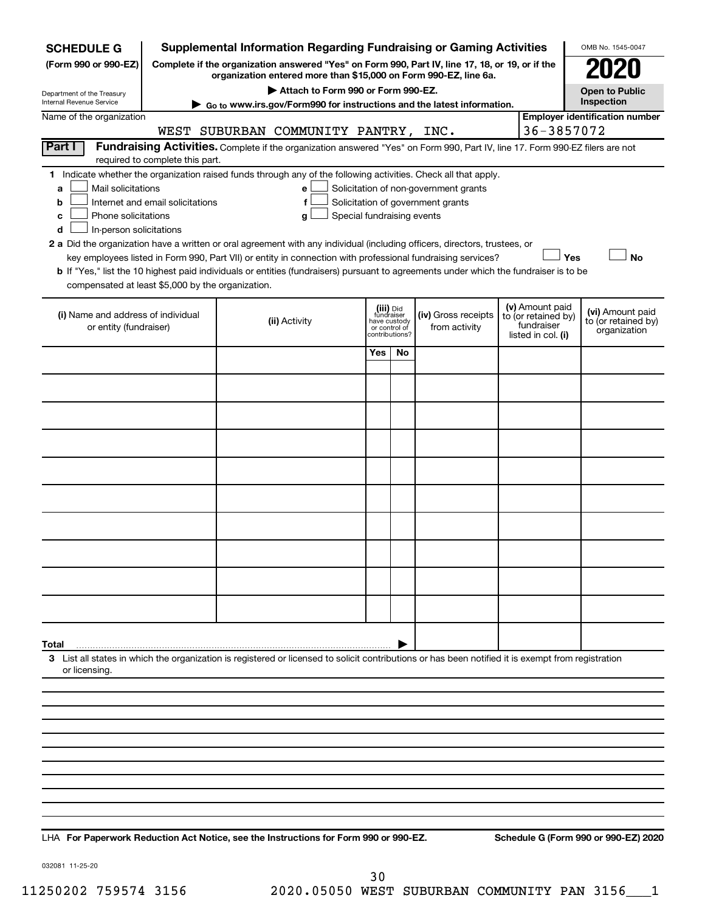**SCHEDULE G**
**(Form 990 or 990-EZ)**

Department of the Treasury
Internal Revenue Service

# Supplemental Information Regarding Fundraising or Gaming Activities

**Complete if the organization answered "Yes" on Form 990, Part IV, line 17, 18, or 19, or if the organization entered more than $15,000 on Form 990-EZ, line 6a.**

**▶ Attach to Form 990 or Form 990-EZ.**

**▶ Go to www.irs.gov/Form990 for instructions and the latest information.**

OMB No. 1545-0047

**2020**

**Open to Public Inspection**

Name of the organization: WEST SUBURBAN COMMUNITY PANTRY, INC.

**Employer identification number:** 36-3857072

**Part I** **Fundraising Activities.** Complete if the organization answered "Yes" on Form 990, Part IV, line 17. Form 990-EZ filers are not required to complete this part.

**1** Indicate whether the organization raised funds through any of the following activities. Check all that apply.

- **a** ☐ Mail solicitations
- **b** ☐ Internet and email solicitations
- **c** ☐ Phone solicitations
- **d** ☐ In-person solicitations
- **e** ☐ Solicitation of non-government grants
- **f** ☐ Solicitation of government grants
- **g** ☐ Special fundraising events

**2 a** Did the organization have a written or oral agreement with any individual (including officers, directors, trustees, or key employees listed in Form 990, Part VII) or entity in connection with professional fundraising services? ☐ **Yes** ☐ **No**

**b** If "Yes," list the 10 highest paid individuals or entities (fundraisers) pursuant to agreements under which the fundraiser is to be compensated at least $5,000 by the organization.

| (i) Name and address of individual or entity (fundraiser) | (ii) Activity | (iii) Did fundraiser have custody or control of contributions? Yes | No | (iv) Gross receipts from activity | (v) Amount paid to (or retained by) fundraiser listed in col. (i) | (vi) Amount paid to (or retained by) organization |
|---|---|---|---|---|---|---|
| | | | | | | |
| | | | | | | |
| | | | | | | |
| | | | | | | |
| | | | | | | |
| | | | | | | |
| | | | | | | |
| | | | | | | |
| | | | | | | |
| | | | | | | |
| **Total** ▶ | | | | | | |

**3** List all states in which the organization is registered or licensed to solicit contributions or has been notified it is exempt from registration or licensing.

LHA **For Paperwork Reduction Act Notice, see the Instructions for Form 990 or 990-EZ.** **Schedule G (Form 990 or 990-EZ) 2020**

032081 11-25-20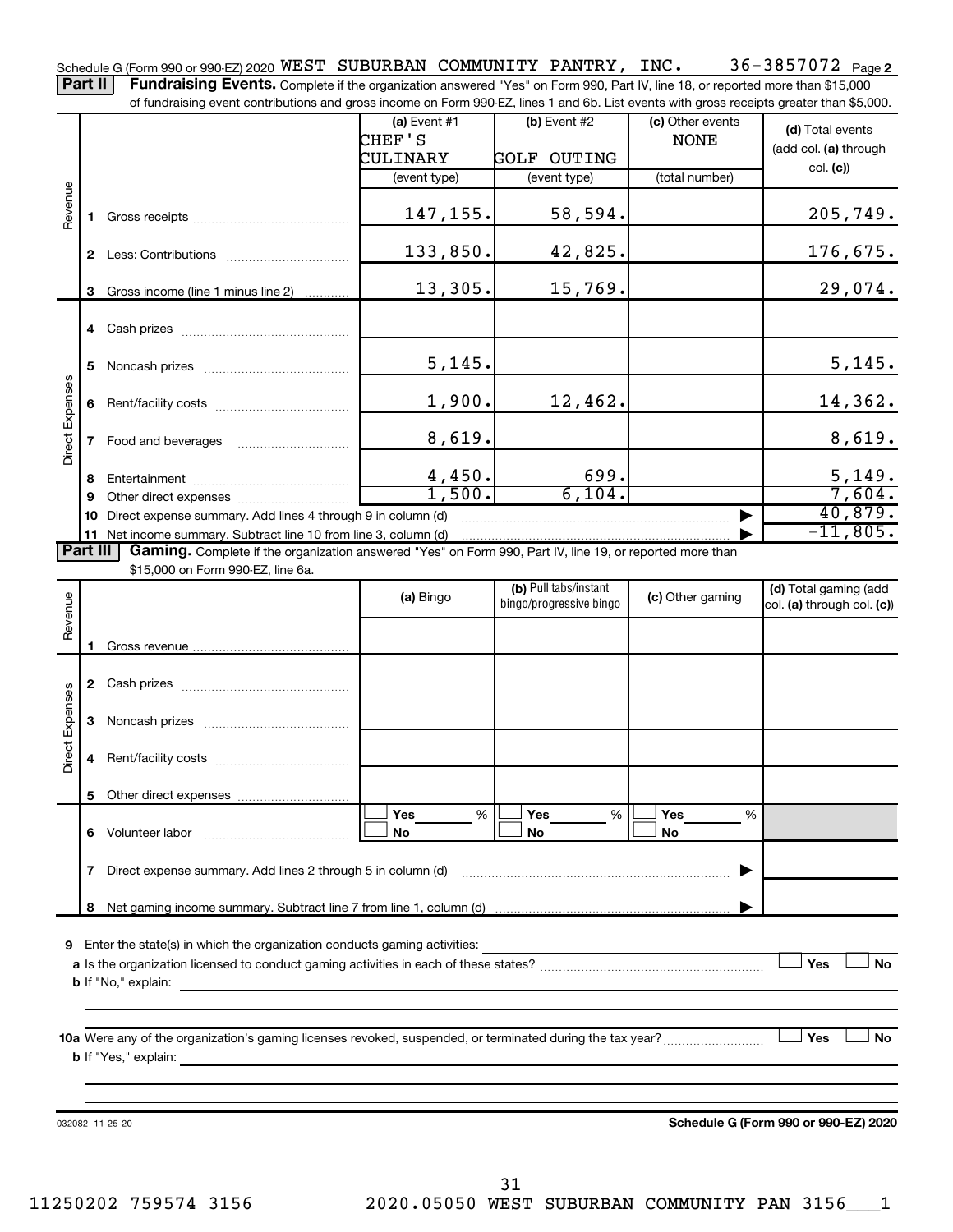Schedule G (Form 990 or 990-EZ) 2020 WEST SUBURBAN COMMUNITY PANTRY, INC. 36-3857072 Page 2

**Part II** **Fundraising Events.** Complete if the organization answered "Yes" on Form 990, Part IV, line 18, or reported more than $15,000 of fundraising event contributions and gross income on Form 990-EZ, lines 1 and 6b. List events with gross receipts greater than $5,000.

| | | (a) Event #1 CHEF'S CULINARY (event type) | (b) Event #2 GOLF OUTING (event type) | (c) Other events NONE (total number) | (d) Total events (add col. (a) through col. (c)) |
|---|---|---|---|---|---|
| Revenue | 1 Gross receipts | 147,155. | 58,594. | | 205,749. |
| | 2 Less: Contributions | 133,850. | 42,825. | | 176,675. |
| | 3 Gross income (line 1 minus line 2) | 13,305. | 15,769. | | 29,074. |
| Direct Expenses | 4 Cash prizes | | | | |
| | 5 Noncash prizes | 5,145. | | | 5,145. |
| | 6 Rent/facility costs | 1,900. | 12,462. | | 14,362. |
| | 7 Food and beverages | 8,619. | | | 8,619. |
| | 8 Entertainment | 4,450. | 699. | | 5,149. |
| | 9 Other direct expenses | 1,500. | 6,104. | | 7,604. |
| | 10 Direct expense summary. Add lines 4 through 9 in column (d) | | | | 40,879. |
| | 11 Net income summary. Subtract line 10 from line 3, column (d) | | | | -11,805. |

**Part III** **Gaming.** Complete if the organization answered "Yes" on Form 990, Part IV, line 19, or reported more than $15,000 on Form 990-EZ, line 6a.

| | | (a) Bingo | (b) Pull tabs/instant bingo/progressive bingo | (c) Other gaming | (d) Total gaming (add col. (a) through col. (c)) |
|---|---|---|---|---|---|
| Revenue | 1 Gross revenue | | | | |
| Direct Expenses | 2 Cash prizes | | | | |
| | 3 Noncash prizes | | | | |
| | 4 Rent/facility costs | | | | |
| | 5 Other direct expenses | | | | |
| | 6 Volunteer labor | ☐ Yes ___% ☐ No | ☐ Yes ___% ☐ No | ☐ Yes ___% ☐ No | |
| | 7 Direct expense summary. Add lines 2 through 5 in column (d) | | | | |
| | 8 Net gaming income summary. Subtract line 7 from line 1, column (d) | | | | |

9 Enter the state(s) in which the organization conducts gaming activities:

a Is the organization licensed to conduct gaming activities in each of these states? ☐ Yes ☐ No

b If "No," explain:

10a Were any of the organization's gaming licenses revoked, suspended, or terminated during the tax year? ☐ Yes ☐ No

b If "Yes," explain:

032082 11-25-20

**Schedule G (Form 990 or 990-EZ) 2020**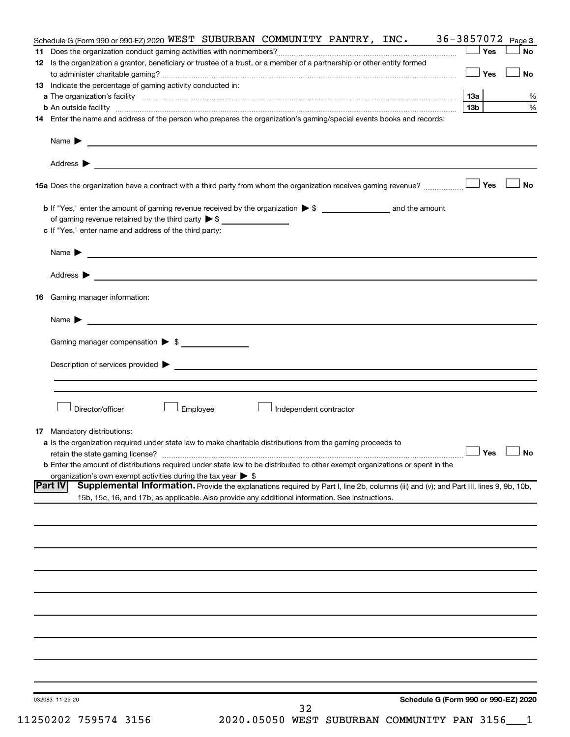Schedule G (Form 990 or 990-EZ) 2020 WEST SUBURBAN COMMUNITY PANTRY, INC. 36-3857072 Page 3

**11** Does the organization conduct gaming activities with nonmembers? ☐ Yes ☐ No

**12** Is the organization a grantor, beneficiary or trustee of a trust, or a member of a partnership or other entity formed to administer charitable gaming? ☐ Yes ☐ No

**13** Indicate the percentage of gaming activity conducted in:

**a** The organization's facility — 13a ______ %

**b** An outside facility — 13b ______ %

**14** Enter the name and address of the person who prepares the organization's gaming/special events books and records:

Name ▶

Address ▶

**15a** Does the organization have a contract with a third party from whom the organization receives gaming revenue? ☐ Yes ☐ No

**b** If "Yes," enter the amount of gaming revenue received by the organization ▶ $ ______ and the amount of gaming revenue retained by the third party ▶ $ ______

**c** If "Yes," enter name and address of the third party:

Name ▶

Address ▶

**16** Gaming manager information:

Name ▶

Gaming manager compensation ▶ $ ______

Description of services provided ▶

☐ Director/officer ☐ Employee ☐ Independent contractor

**17** Mandatory distributions:

**a** Is the organization required under state law to make charitable distributions from the gaming proceeds to retain the state gaming license? ☐ Yes ☐ No

**b** Enter the amount of distributions required under state law to be distributed to other exempt organizations or spent in the organization's own exempt activities during the tax year ▶ $

**Part IV** **Supplemental Information.** Provide the explanations required by Part I, line 2b, columns (iii) and (v); and Part III, lines 9, 9b, 10b, 15b, 15c, 16, and 17b, as applicable. Also provide any additional information. See instructions.

032083 11-25-20

**Schedule G (Form 990 or 990-EZ) 2020**

11250202 759574 3156 2020.05050 WEST SUBURBAN COMMUNITY PAN 3156___1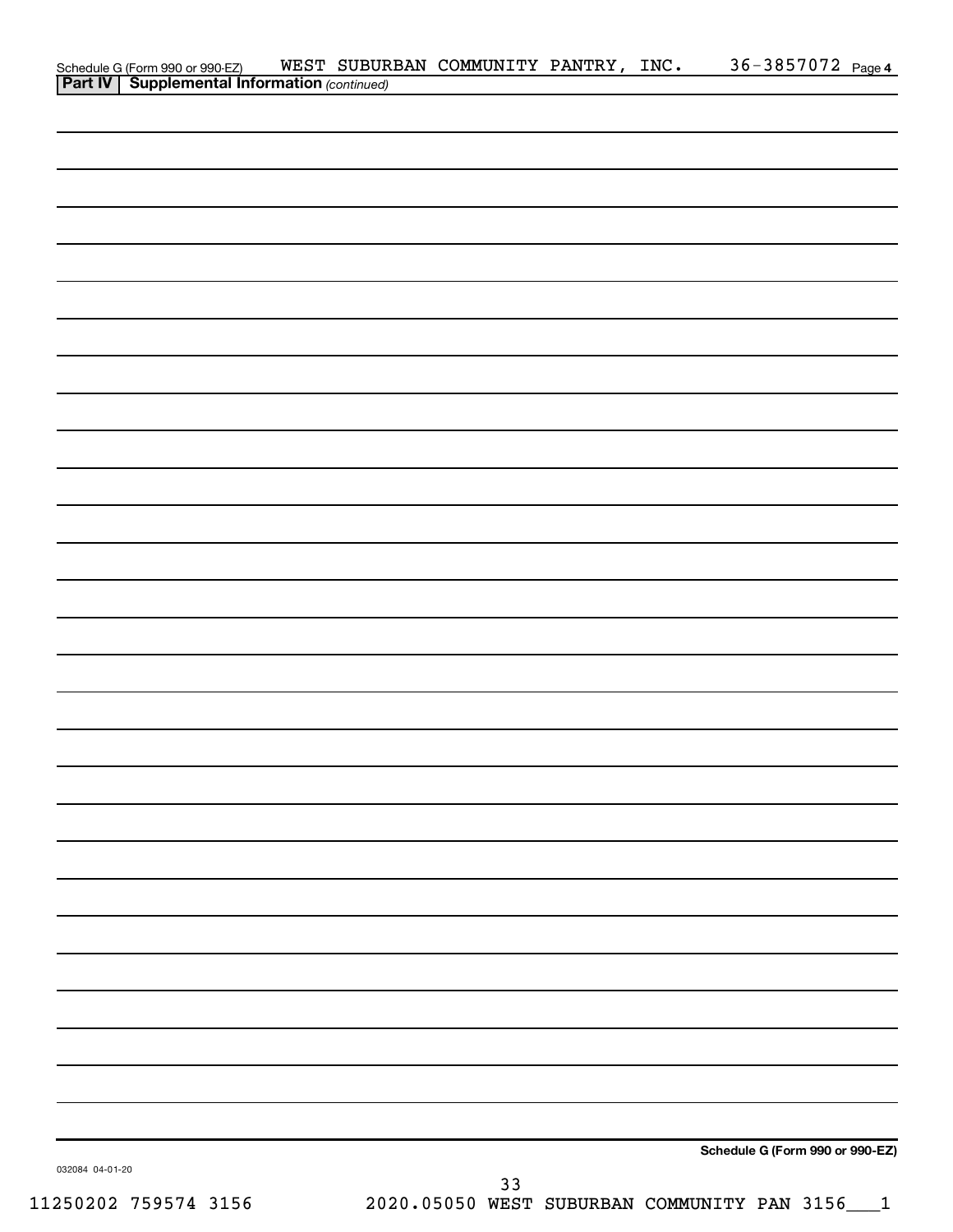Schedule G (Form 990 or 990-EZ) WEST SUBURBAN COMMUNITY PANTRY, INC. 36-3857072 Page 4

**Part IV | Supplemental Information** *(continued)*

**Schedule G (Form 990 or 990-EZ)**

032084 04-01-20

11250202 759574 3156 2020.05050 WEST SUBURBAN COMMUNITY PAN 3156___1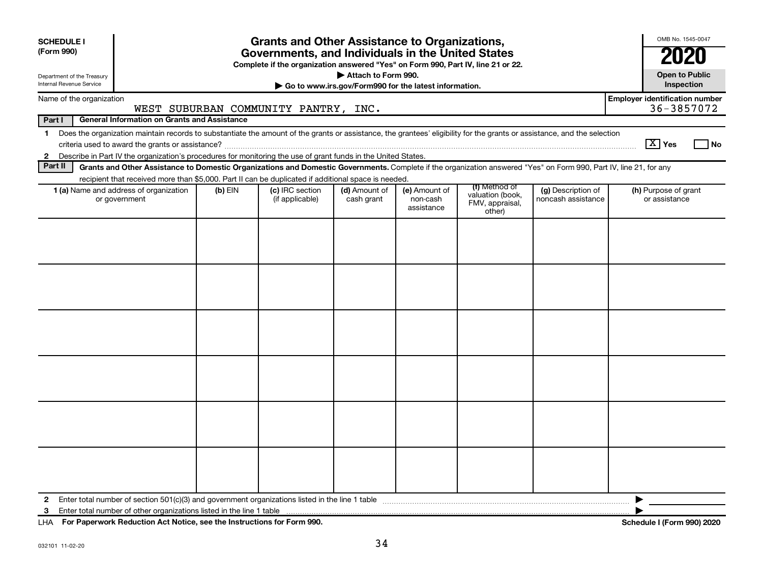**SCHEDULE I**
**(Form 990)**

Department of the Treasury
Internal Revenue Service

# Grants and Other Assistance to Organizations, Governments, and Individuals in the United States

**Complete if the organization answered "Yes" on Form 990, Part IV, line 21 or 22.**
▶ Attach to Form 990.
▶ Go to www.irs.gov/Form990 for the latest information.

OMB No. 1545-0047
**2020**
**Open to Public Inspection**

Name of the organization: WEST SUBURBAN COMMUNITY PANTRY, INC.
**Employer identification number:** 36-3857072

**Part I — General Information on Grants and Assistance**

1 Does the organization maintain records to substantiate the amount of the grants or assistance, the grantees' eligibility for the grants or assistance, and the selection criteria used to award the grants or assistance? [X] Yes [ ] No

2 Describe in Part IV the organization's procedures for monitoring the use of grant funds in the United States.

**Part II — Grants and Other Assistance to Domestic Organizations and Domestic Governments.** Complete if the organization answered "Yes" on Form 990, Part IV, line 21, for any recipient that received more than $5,000. Part II can be duplicated if additional space is needed.

| 1 (a) Name and address of organization or government | (b) EIN | (c) IRC section (if applicable) | (d) Amount of cash grant | (e) Amount of non-cash assistance | (f) Method of valuation (book, FMV, appraisal, other) | (g) Description of noncash assistance | (h) Purpose of grant or assistance |
|---|---|---|---|---|---|---|---|
| | | | | | | | |
| | | | | | | | |
| | | | | | | | |
| | | | | | | | |
| | | | | | | | |
| | | | | | | | |

2 Enter total number of section 501(c)(3) and government organizations listed in the line 1 table ▶

3 Enter total number of other organizations listed in the line 1 table ▶

LHA **For Paperwork Reduction Act Notice, see the Instructions for Form 990.** **Schedule I (Form 990) 2020**

032101 11-02-20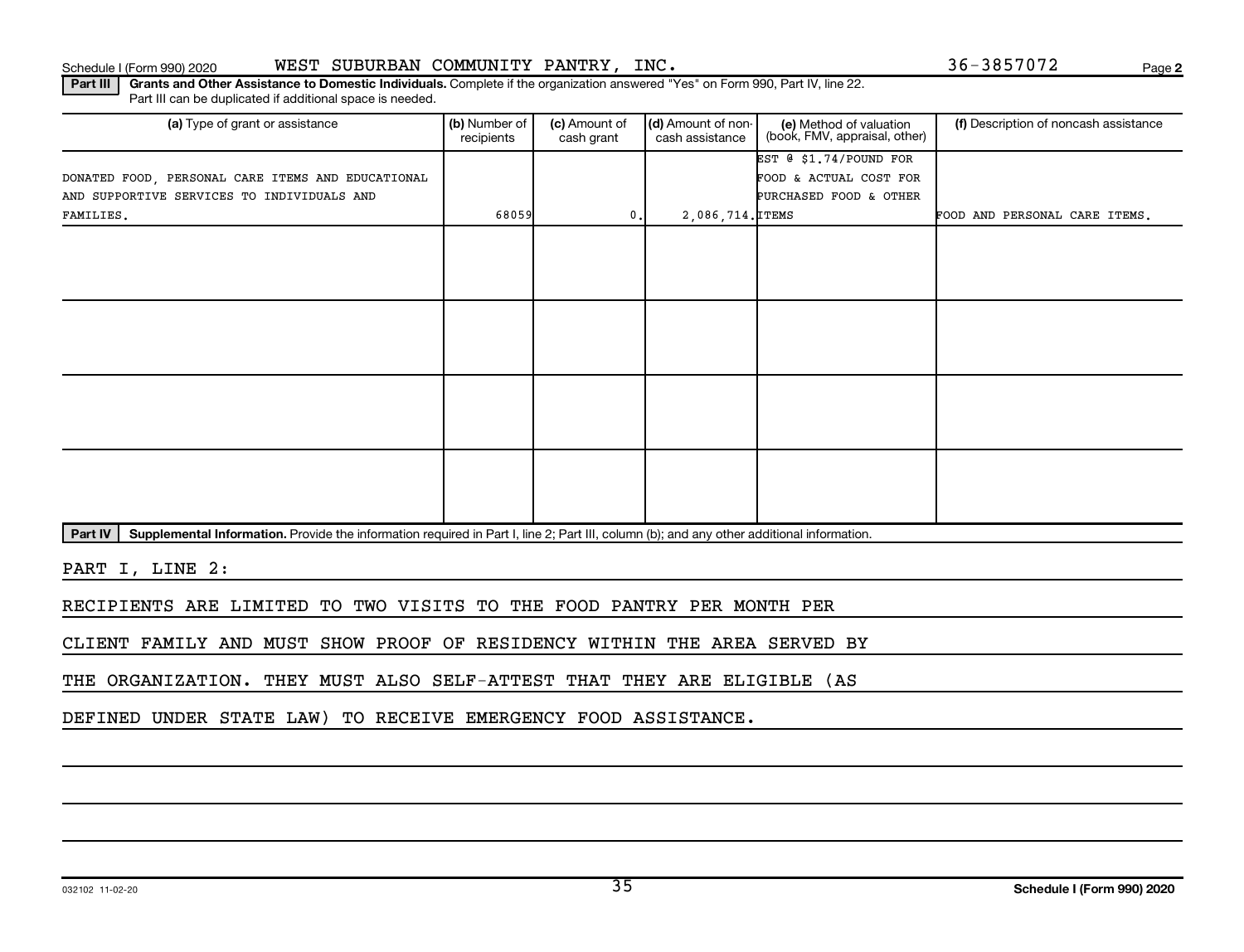Schedule I (Form 990) 2020 WEST SUBURBAN COMMUNITY PANTRY, INC. 36-3857072 Page 2

**Part III** **Grants and Other Assistance to Domestic Individuals.** Complete if the organization answered "Yes" on Form 990, Part IV, line 22. Part III can be duplicated if additional space is needed.

| (a) Type of grant or assistance | (b) Number of recipients | (c) Amount of cash grant | (d) Amount of non-cash assistance | (e) Method of valuation (book, FMV, appraisal, other) | (f) Description of noncash assistance |
|---|---|---|---|---|---|
| DONATED FOOD, PERSONAL CARE ITEMS AND EDUCATIONAL AND SUPPORTIVE SERVICES TO INDIVIDUALS AND FAMILIES. | 68059 | 0. | 2,086,714. | EST @ $1.74/POUND FOR FOOD & ACTUAL COST FOR PURCHASED FOOD & OTHER ITEMS | FOOD AND PERSONAL CARE ITEMS. |
| | | | | | |
| | | | | | |
| | | | | | |
| | | | | | |

**Part IV** **Supplemental Information.** Provide the information required in Part I, line 2; Part III, column (b); and any other additional information.

PART I, LINE 2:

RECIPIENTS ARE LIMITED TO TWO VISITS TO THE FOOD PANTRY PER MONTH PER CLIENT FAMILY AND MUST SHOW PROOF OF RESIDENCY WITHIN THE AREA SERVED BY THE ORGANIZATION. THEY MUST ALSO SELF-ATTEST THAT THEY ARE ELIGIBLE (AS DEFINED UNDER STATE LAW) TO RECEIVE EMERGENCY FOOD ASSISTANCE.

032102 11-02-20 **Schedule I (Form 990) 2020**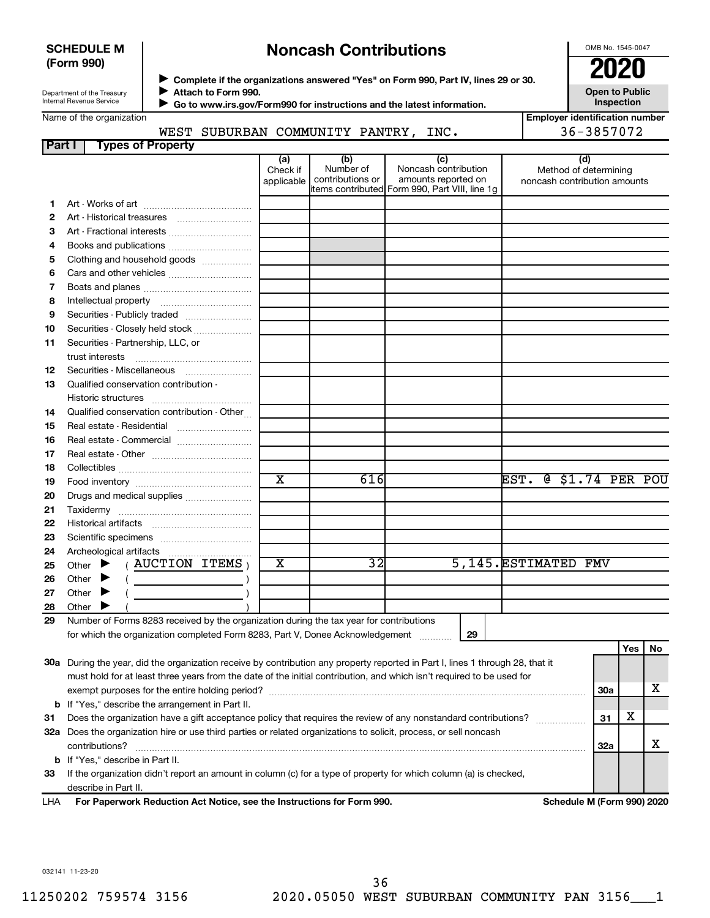**SCHEDULE M (Form 990)**

Department of the Treasury
Internal Revenue Service

# Noncash Contributions

▶ Complete if the organizations answered "Yes" on Form 990, Part IV, lines 29 or 30.
▶ Attach to Form 990.
▶ Go to www.irs.gov/Form990 for instructions and the latest information.

OMB No. 1545-0047

**2020**

**Open to Public Inspection**

Name of the organization: WEST SUBURBAN COMMUNITY PANTRY, INC.

Employer identification number: 36-3857072

## Part I Types of Property

| | | (a) Check if applicable | (b) Number of contributions or items contributed | (c) Noncash contribution amounts reported on Form 990, Part VIII, line 1g | (d) Method of determining noncash contribution amounts |
|---|---|---|---|---|---|
| 1 | Art - Works of art | | | | |
| 2 | Art - Historical treasures | | | | |
| 3 | Art - Fractional interests | | | | |
| 4 | Books and publications | | | | |
| 5 | Clothing and household goods | | | | |
| 6 | Cars and other vehicles | | | | |
| 7 | Boats and planes | | | | |
| 8 | Intellectual property | | | | |
| 9 | Securities - Publicly traded | | | | |
| 10 | Securities - Closely held stock | | | | |
| 11 | Securities - Partnership, LLC, or trust interests | | | | |
| 12 | Securities - Miscellaneous | | | | |
| 13 | Qualified conservation contribution - Historic structures | | | | |
| 14 | Qualified conservation contribution - Other | | | | |
| 15 | Real estate - Residential | | | | |
| 16 | Real estate - Commercial | | | | |
| 17 | Real estate - Other | | | | |
| 18 | Collectibles | | | | |
| 19 | Food inventory | X | 616 | | EST. @ $1.74 PER POU |
| 20 | Drugs and medical supplies | | | | |
| 21 | Taxidermy | | | | |
| 22 | Historical artifacts | | | | |
| 23 | Scientific specimens | | | | |
| 24 | Archeological artifacts | | | | |
| 25 | Other ▶ ( AUCTION ITEMS ) | X | 32 | 5,145. | ESTIMATED FMV |
| 26 | Other ▶ ( ) | | | | |
| 27 | Other ▶ ( ) | | | | |
| 28 | Other ▶ ( ) | | | | |

29 Number of Forms 8283 received by the organization during the tax year for contributions for which the organization completed Form 8283, Part V, Donee Acknowledgement ..... 29

| | | | Yes | No |
|---|---|---|---|---|
| 30a | During the year, did the organization receive by contribution any property reported in Part I, lines 1 through 28, that it must hold for at least three years from the date of the initial contribution, and which isn't required to be used for exempt purposes for the entire holding period? | 30a | | X |
| b | If "Yes," describe the arrangement in Part II. | | | |
| 31 | Does the organization have a gift acceptance policy that requires the review of any nonstandard contributions? | 31 | X | |
| 32a | Does the organization hire or use third parties or related organizations to solicit, process, or sell noncash contributions? | 32a | | X |
| b | If "Yes," describe in Part II. | | | |
| 33 | If the organization didn't report an amount in column (c) for a type of property for which column (a) is checked, describe in Part II. | | | |

LHA For Paperwork Reduction Act Notice, see the Instructions for Form 990. Schedule M (Form 990) 2020

032141 11-23-20

11250202 759574 3156 2020.05050 WEST SUBURBAN COMMUNITY PAN 3156___1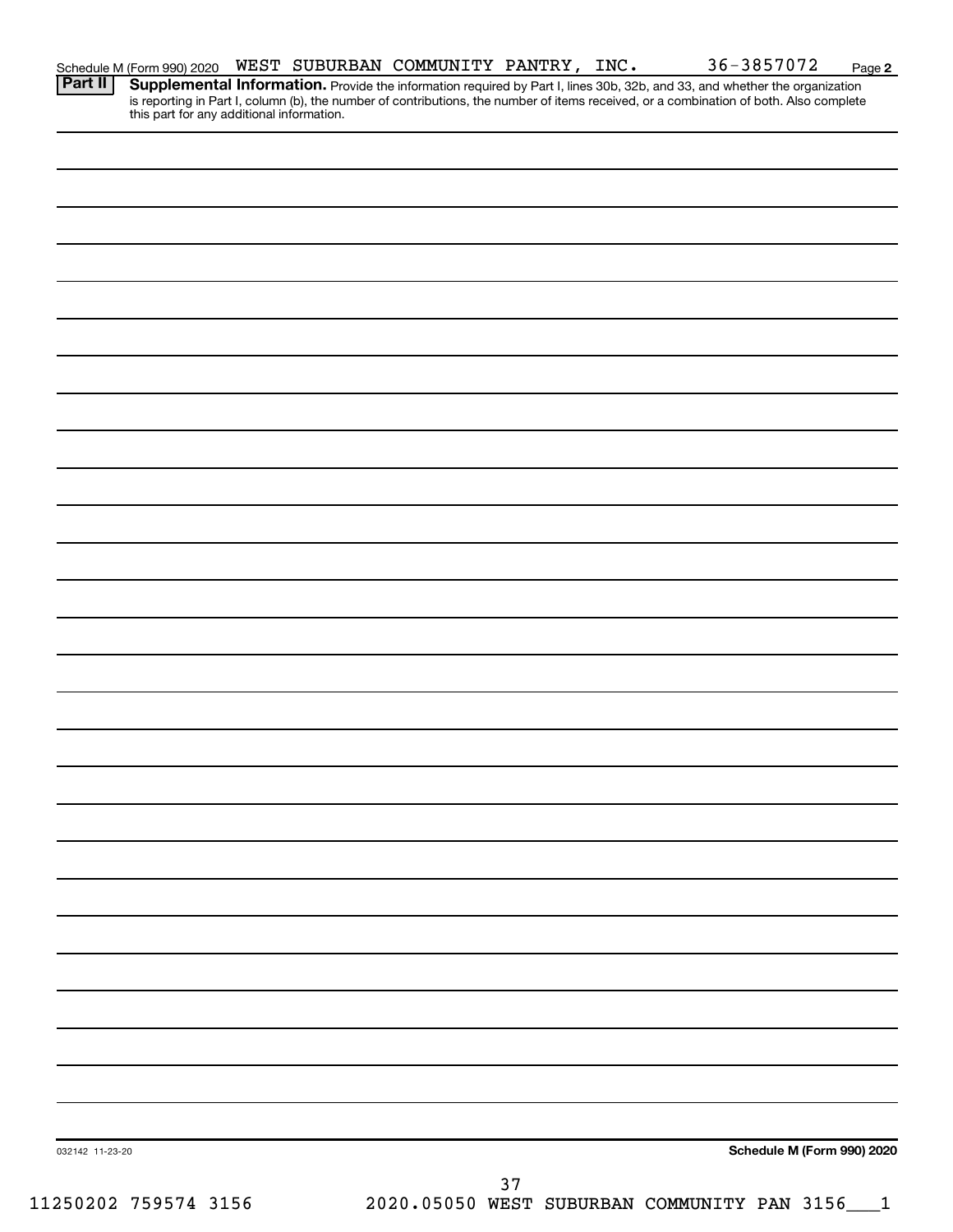Schedule M (Form 990) 2020 WEST SUBURBAN COMMUNITY PANTRY, INC. 36-3857072 Page **2**

**Part II** **Supplemental Information.** Provide the information required by Part I, lines 30b, 32b, and 33, and whether the organization is reporting in Part I, column (b), the number of contributions, the number of items received, or a combination of both. Also complete this part for any additional information.

032142 11-23-20 **Schedule M (Form 990) 2020**

11250202 759574 3156 2020.05050 WEST SUBURBAN COMMUNITY PAN 3156___1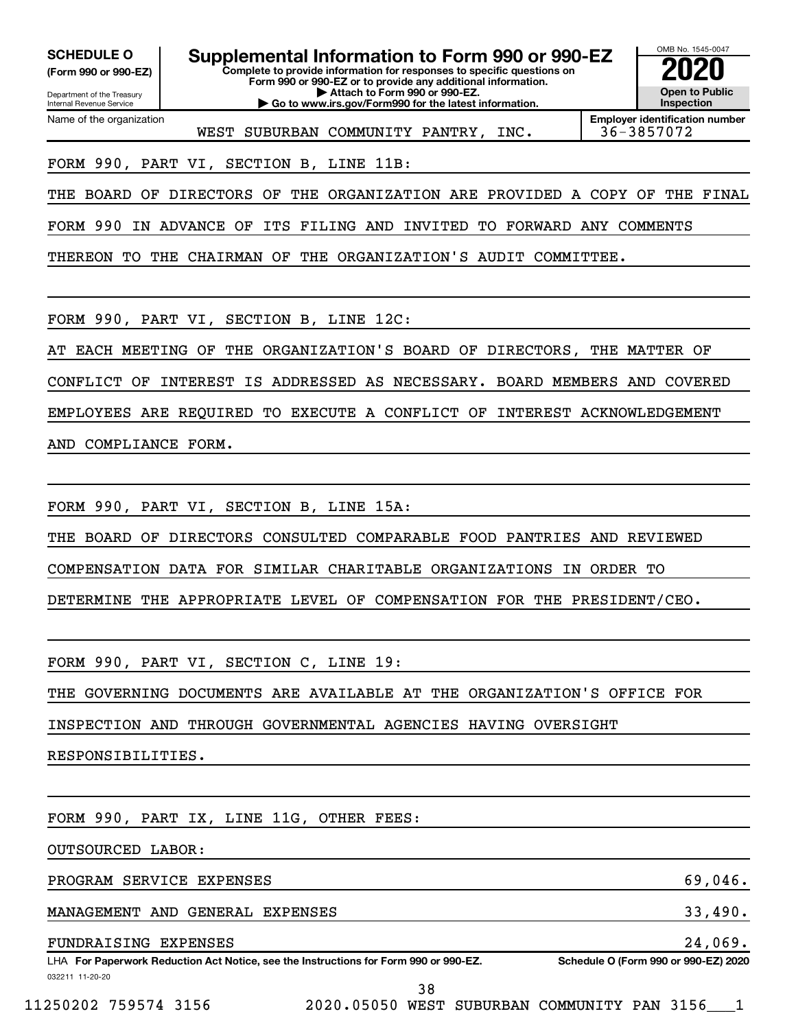**SCHEDULE O** (Form 990 or 990-EZ)

Department of the Treasury
Internal Revenue Service

# Supplemental Information to Form 990 or 990-EZ

**Complete to provide information for responses to specific questions on Form 990 or 990-EZ or to provide any additional information.**
**▶ Attach to Form 990 or 990-EZ.**
**▶ Go to www.irs.gov/Form990 for the latest information.**

OMB No. 1545-0047

**2020**

**Open to Public Inspection**

Name of the organization: WEST SUBURBAN COMMUNITY PANTRY, INC.

**Employer identification number:** 36-3857072

FORM 990, PART VI, SECTION B, LINE 11B:

THE BOARD OF DIRECTORS OF THE ORGANIZATION ARE PROVIDED A COPY OF THE FINAL FORM 990 IN ADVANCE OF ITS FILING AND INVITED TO FORWARD ANY COMMENTS THEREON TO THE CHAIRMAN OF THE ORGANIZATION'S AUDIT COMMITTEE.

FORM 990, PART VI, SECTION B, LINE 12C:

AT EACH MEETING OF THE ORGANIZATION'S BOARD OF DIRECTORS, THE MATTER OF CONFLICT OF INTEREST IS ADDRESSED AS NECESSARY. BOARD MEMBERS AND COVERED EMPLOYEES ARE REQUIRED TO EXECUTE A CONFLICT OF INTEREST ACKNOWLEDGEMENT AND COMPLIANCE FORM.

FORM 990, PART VI, SECTION B, LINE 15A:

THE BOARD OF DIRECTORS CONSULTED COMPARABLE FOOD PANTRIES AND REVIEWED COMPENSATION DATA FOR SIMILAR CHARITABLE ORGANIZATIONS IN ORDER TO DETERMINE THE APPROPRIATE LEVEL OF COMPENSATION FOR THE PRESIDENT/CEO.

FORM 990, PART VI, SECTION C, LINE 19:

THE GOVERNING DOCUMENTS ARE AVAILABLE AT THE ORGANIZATION'S OFFICE FOR INSPECTION AND THROUGH GOVERNMENTAL AGENCIES HAVING OVERSIGHT RESPONSIBILITIES.

FORM 990, PART IX, LINE 11G, OTHER FEES:

OUTSOURCED LABOR:

| | |
|---|---:|
| PROGRAM SERVICE EXPENSES | 69,046. |
| MANAGEMENT AND GENERAL EXPENSES | 33,490. |
| FUNDRAISING EXPENSES | 24,069. |

LHA **For Paperwork Reduction Act Notice, see the Instructions for Form 990 or 990-EZ.** **Schedule O (Form 990 or 990-EZ) 2020**

032211 11-20-20

11250202 759574 3156 2020.05050 WEST SUBURBAN COMMUNITY PAN 3156___1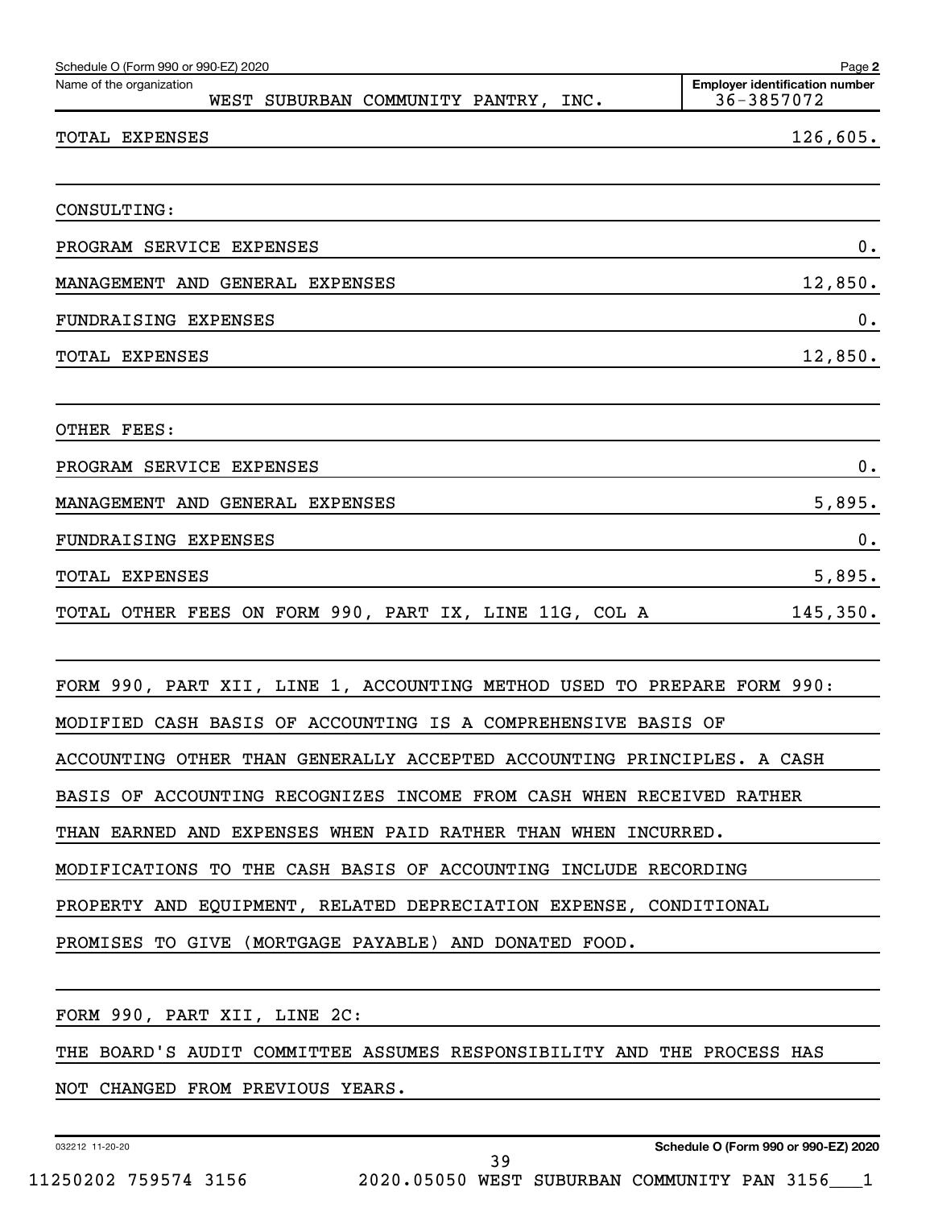Schedule O (Form 990 or 990-EZ) 2020

Name of the organization: WEST SUBURBAN COMMUNITY PANTRY, INC.

Employer identification number: 36-3857072

| | |
|---|---|
| TOTAL EXPENSES | 126,605. |
| | |
| CONSULTING: | |
| PROGRAM SERVICE EXPENSES | 0. |
| MANAGEMENT AND GENERAL EXPENSES | 12,850. |
| FUNDRAISING EXPENSES | 0. |
| TOTAL EXPENSES | 12,850. |
| | |
| OTHER FEES: | |
| PROGRAM SERVICE EXPENSES | 0. |
| MANAGEMENT AND GENERAL EXPENSES | 5,895. |
| FUNDRAISING EXPENSES | 0. |
| TOTAL EXPENSES | 5,895. |
| TOTAL OTHER FEES ON FORM 990, PART IX, LINE 11G, COL A | 145,350. |

FORM 990, PART XII, LINE 1, ACCOUNTING METHOD USED TO PREPARE FORM 990:

MODIFIED CASH BASIS OF ACCOUNTING IS A COMPREHENSIVE BASIS OF ACCOUNTING OTHER THAN GENERALLY ACCEPTED ACCOUNTING PRINCIPLES. A CASH BASIS OF ACCOUNTING RECOGNIZES INCOME FROM CASH WHEN RECEIVED RATHER THAN EARNED AND EXPENSES WHEN PAID RATHER THAN WHEN INCURRED. MODIFICATIONS TO THE CASH BASIS OF ACCOUNTING INCLUDE RECORDING PROPERTY AND EQUIPMENT, RELATED DEPRECIATION EXPENSE, CONDITIONAL PROMISES TO GIVE (MORTGAGE PAYABLE) AND DONATED FOOD.

FORM 990, PART XII, LINE 2C:

THE BOARD'S AUDIT COMMITTEE ASSUMES RESPONSIBILITY AND THE PROCESS HAS NOT CHANGED FROM PREVIOUS YEARS.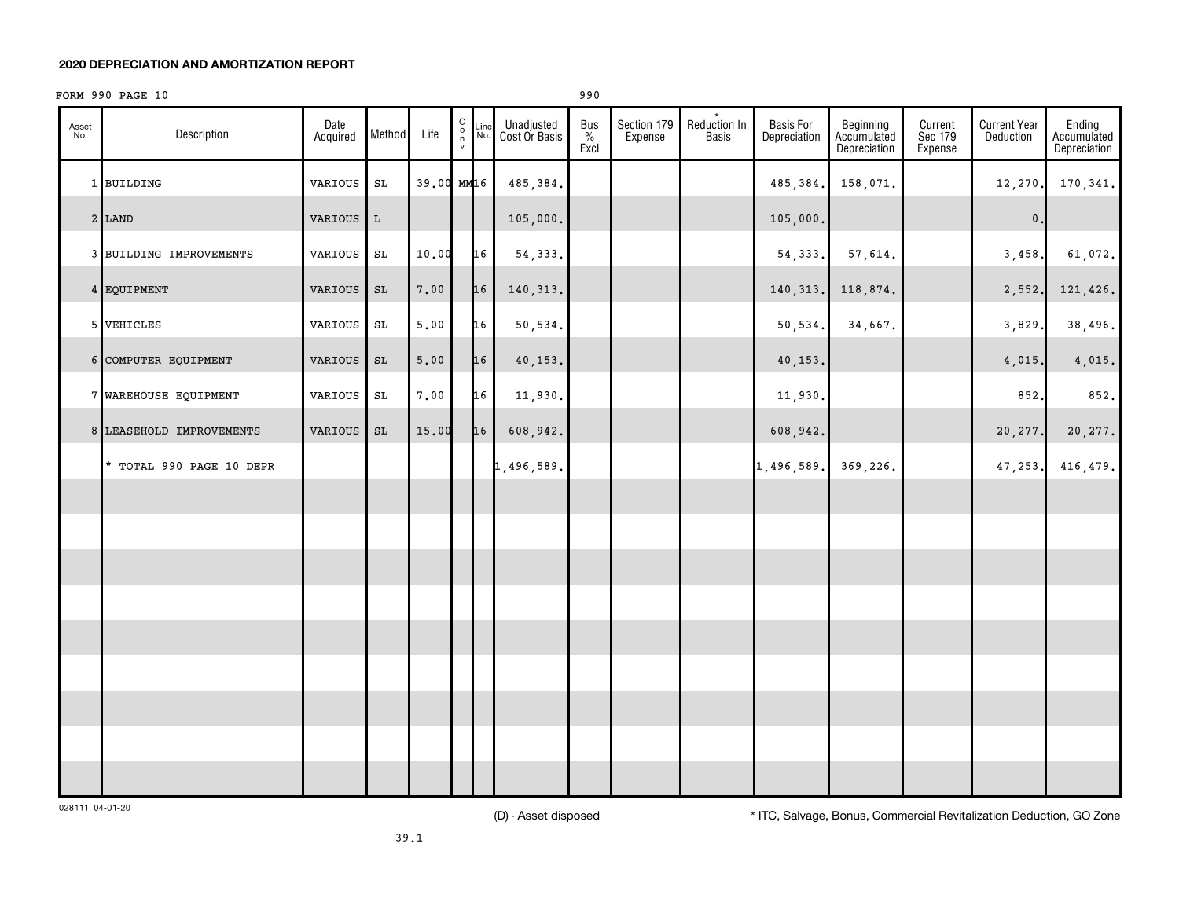## 2020 DEPRECIATION AND AMORTIZATION REPORT

FORM 990 PAGE 10 990

| Asset No. | Description | Date Acquired | Method | Life | C o n v | Line No. | Unadjusted Cost Or Basis | Bus % Excl | Section 179 Expense | * Reduction In Basis | Basis For Depreciation | Beginning Accumulated Depreciation | Current Sec 179 Expense | Current Year Deduction | Ending Accumulated Depreciation |
|---|---|---|---|---|---|---|---|---|---|---|---|---|---|---|---|
| 1 | BUILDING | VARIOUS | SL | 39.00 | MM | 16 | 485,384. | | | | 485,384. | 158,071. | | 12,270. | 170,341. |
| 2 | LAND | VARIOUS | L | | | | 105,000. | | | | 105,000. | | | 0. | |
| 3 | BUILDING IMPROVEMENTS | VARIOUS | SL | 10.00 | | 16 | 54,333. | | | | 54,333. | 57,614. | | 3,458. | 61,072. |
| 4 | EQUIPMENT | VARIOUS | SL | 7.00 | | 16 | 140,313. | | | | 140,313. | 118,874. | | 2,552. | 121,426. |
| 5 | VEHICLES | VARIOUS | SL | 5.00 | | 16 | 50,534. | | | | 50,534. | 34,667. | | 3,829. | 38,496. |
| 6 | COMPUTER EQUIPMENT | VARIOUS | SL | 5.00 | | 16 | 40,153. | | | | 40,153. | | | 4,015. | 4,015. |
| 7 | WAREHOUSE EQUIPMENT | VARIOUS | SL | 7.00 | | 16 | 11,930. | | | | 11,930. | | | 852. | 852. |
| 8 | LEASEHOLD IMPROVEMENTS | VARIOUS | SL | 15.00 | | 16 | 608,942. | | | | 608,942. | | | 20,277. | 20,277. |
| | * TOTAL 990 PAGE 10 DEPR | | | | | | 1,496,589. | | | | 1,496,589. | 369,226. | | 47,253. | 416,479. |

028111 04-01-20

(D) - Asset disposed

* ITC, Salvage, Bonus, Commercial Revitalization Deduction, GO Zone

39.1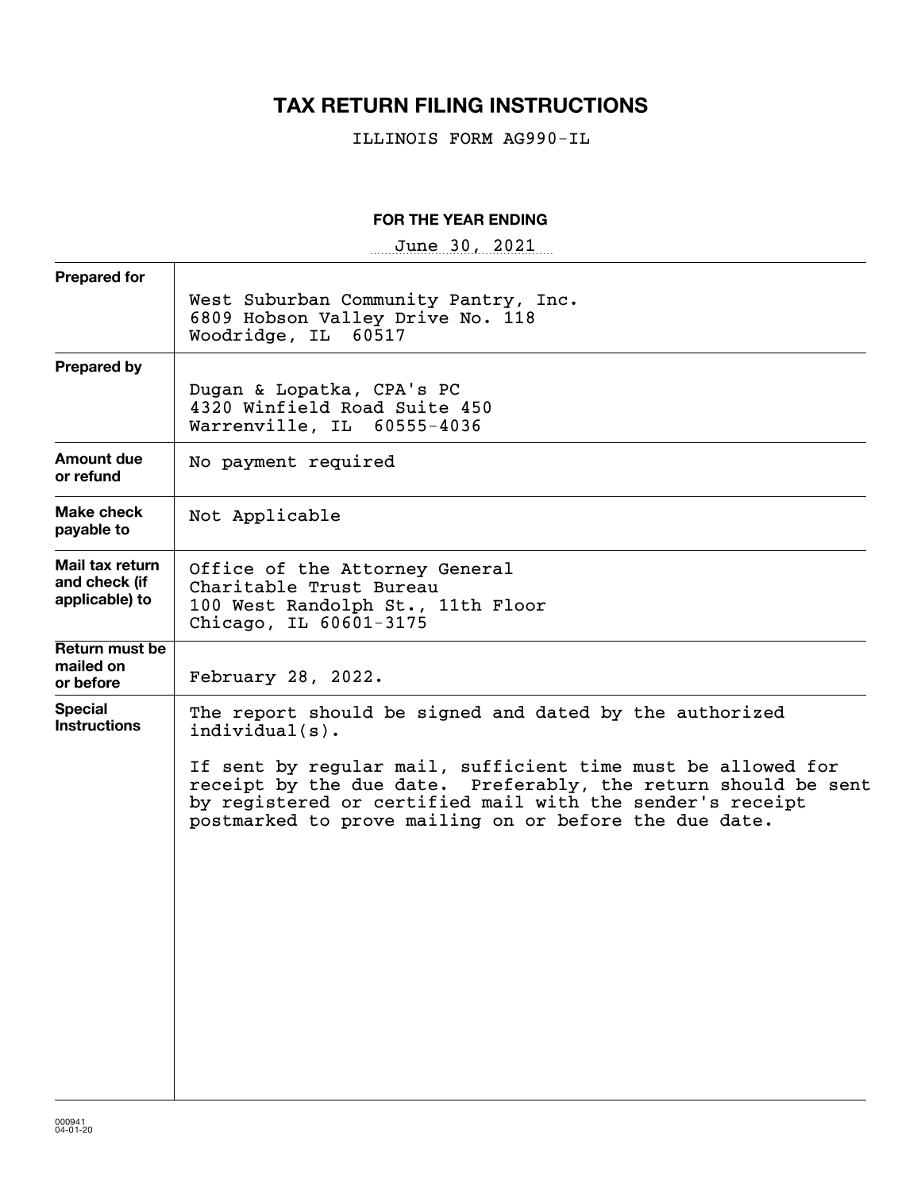# TAX RETURN FILING INSTRUCTIONS

ILLINOIS FORM AG990-IL

**FOR THE YEAR ENDING**

June 30, 2021

| | |
|---|---|
| **Prepared for** | West Suburban Community Pantry, Inc.<br>6809 Hobson Valley Drive No. 118<br>Woodridge, IL 60517 |
| **Prepared by** | Dugan & Lopatka, CPA's PC<br>4320 Winfield Road Suite 450<br>Warrenville, IL 60555-4036 |
| **Amount due or refund** | No payment required |
| **Make check payable to** | Not Applicable |
| **Mail tax return and check (if applicable) to** | Office of the Attorney General<br>Charitable Trust Bureau<br>100 West Randolph St., 11th Floor<br>Chicago, IL 60601-3175 |
| **Return must be mailed on or before** | February 28, 2022. |
| **Special Instructions** | The report should be signed and dated by the authorized individual(s).<br><br>If sent by regular mail, sufficient time must be allowed for receipt by the due date. Preferably, the return should be sent by registered or certified mail with the sender's receipt postmarked to prove mailing on or before the due date. |

000941
04-01-20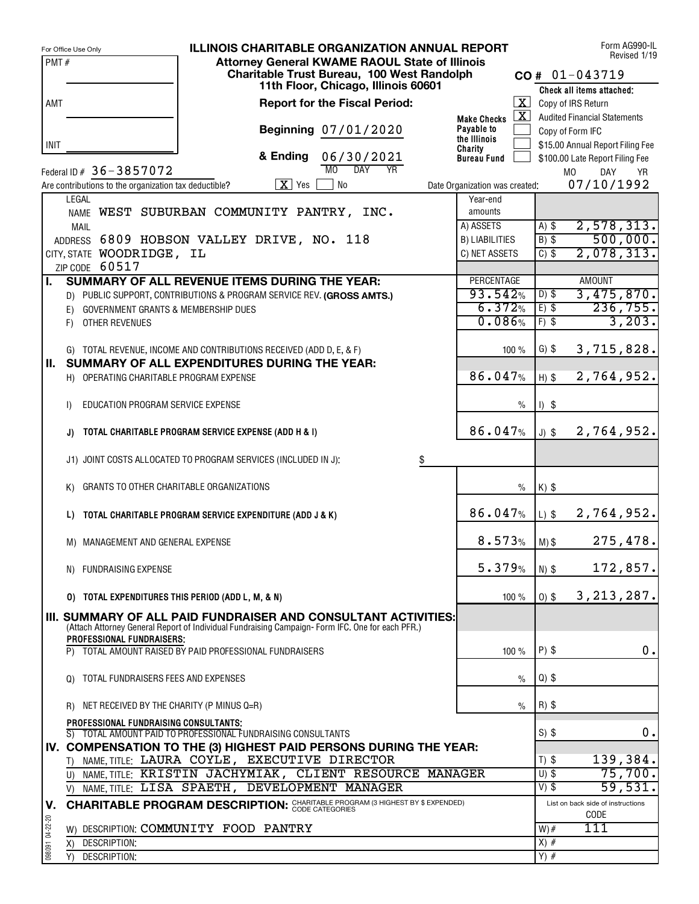For Office Use Only

PMT #

AMT

INIT

# ILLINOIS CHARITABLE ORGANIZATION ANNUAL REPORT

**Attorney General KWAME RAOUL State of Illinois**
**Charitable Trust Bureau, 100 West Randolph 11th Floor, Chicago, Illinois 60601**

Form AG990-IL
Revised 1/19

**CO #** 01-043719

**Report for the Fiscal Period:**

**Beginning** 07/01/2020

**& Ending** 06/30/2021 (MO DAY YR)

**Make Checks Payable to the Illinois Charity Bureau Fund**

**Check all items attached:**

- [X] Copy of IRS Return
- [X] Audited Financial Statements
- [ ] Copy of Form IFC
- [ ] $15.00 Annual Report Filing Fee
- [ ] $100.00 Late Report Filing Fee

Federal ID # 36-3857072

Are contributions to the organization tax deductible? [X] Yes [ ] No

Date Organization was created: 07/10/1992 (MO DAY YR)

LEGAL NAME WEST SUBURBAN COMMUNITY PANTRY, INC.
MAIL ADDRESS 6809 HOBSON VALLEY DRIVE, NO. 118
CITY, STATE WOODRIDGE, IL
ZIP CODE 60517

| Year-end amounts | |
|---|---|
| A) ASSETS | A) $ 2,578,313. |
| B) LIABILITIES | B) $ 500,000. |
| C) NET ASSETS | C) $ 2,078,313. |

| | PERCENTAGE | AMOUNT |
|---|---|---|
| **I. SUMMARY OF ALL REVENUE ITEMS DURING THE YEAR:** | | |
| D) PUBLIC SUPPORT, CONTRIBUTIONS & PROGRAM SERVICE REV. **(GROSS AMTS.)** | 93.542% | D) $ 3,475,870. |
| E) GOVERNMENT GRANTS & MEMBERSHIP DUES | 6.372% | E) $ 236,755. |
| F) OTHER REVENUES | 0.086% | F) $ 3,203. |
| G) TOTAL REVENUE, INCOME AND CONTRIBUTIONS RECEIVED (ADD D, E, & F) | 100 % | G) $ 3,715,828. |
| **II. SUMMARY OF ALL EXPENDITURES DURING THE YEAR:** | | |
| H) OPERATING CHARITABLE PROGRAM EXPENSE | 86.047% | H) $ 2,764,952. |
| I) EDUCATION PROGRAM SERVICE EXPENSE | % | I) $ |
| **J) TOTAL CHARITABLE PROGRAM SERVICE EXPENSE (ADD H & I)** | 86.047% | J) $ 2,764,952. |
| J1) JOINT COSTS ALLOCATED TO PROGRAM SERVICES (INCLUDED IN J): $ | | |
| K) GRANTS TO OTHER CHARITABLE ORGANIZATIONS | % | K) $ |
| **L) TOTAL CHARITABLE PROGRAM SERVICE EXPENDITURE (ADD J & K)** | 86.047% | L) $ 2,764,952. |
| M) MANAGEMENT AND GENERAL EXPENSE | 8.573% | M) $ 275,478. |
| N) FUNDRAISING EXPENSE | 5.379% | N) $ 172,857. |
| **O) TOTAL EXPENDITURES THIS PERIOD (ADD L, M, & N)** | 100 % | O) $ 3,213,287. |
| **III. SUMMARY OF ALL PAID FUNDRAISER AND CONSULTANT ACTIVITIES:** (Attach Attorney General Report of Individual Fundraising Campaign- Form IFC. One for each PFR.) | | |
| **PROFESSIONAL FUNDRAISERS:** | | |
| P) TOTAL AMOUNT RAISED BY PAID PROFESSIONAL FUNDRAISERS | 100 % | P) $ 0. |
| Q) TOTAL FUNDRAISERS FEES AND EXPENSES | % | Q) $ |
| R) NET RECEIVED BY THE CHARITY (P MINUS Q=R) | % | R) $ |
| **PROFESSIONAL FUNDRAISING CONSULTANTS:** | | |
| S) TOTAL AMOUNT PAID TO PROFESSIONAL FUNDRAISING CONSULTANTS | | S) $ 0. |
| **IV. COMPENSATION TO THE (3) HIGHEST PAID PERSONS DURING THE YEAR:** | | |
| T) NAME, TITLE: LAURA COYLE, EXECUTIVE DIRECTOR | | T) $ 139,384. |
| U) NAME, TITLE: KRISTIN JACHYMIAK, CLIENT RESOURCE MANAGER | | U) $ 75,700. |
| V) NAME, TITLE: LISA SPAETH, DEVELOPMENT MANAGER | | V) $ 59,531. |

**V. CHARITABLE PROGRAM DESCRIPTION:** CHARITABLE PROGRAM (3 HIGHEST BY $ EXPENDED) CODE CATEGORIES

| Description | List on back side of instructions CODE |
|---|---|
| W) DESCRIPTION: COMMUNITY FOOD PANTRY | W) # 111 |
| X) DESCRIPTION: | X) # |
| Y) DESCRIPTION: | Y) # |

098091 04-22-20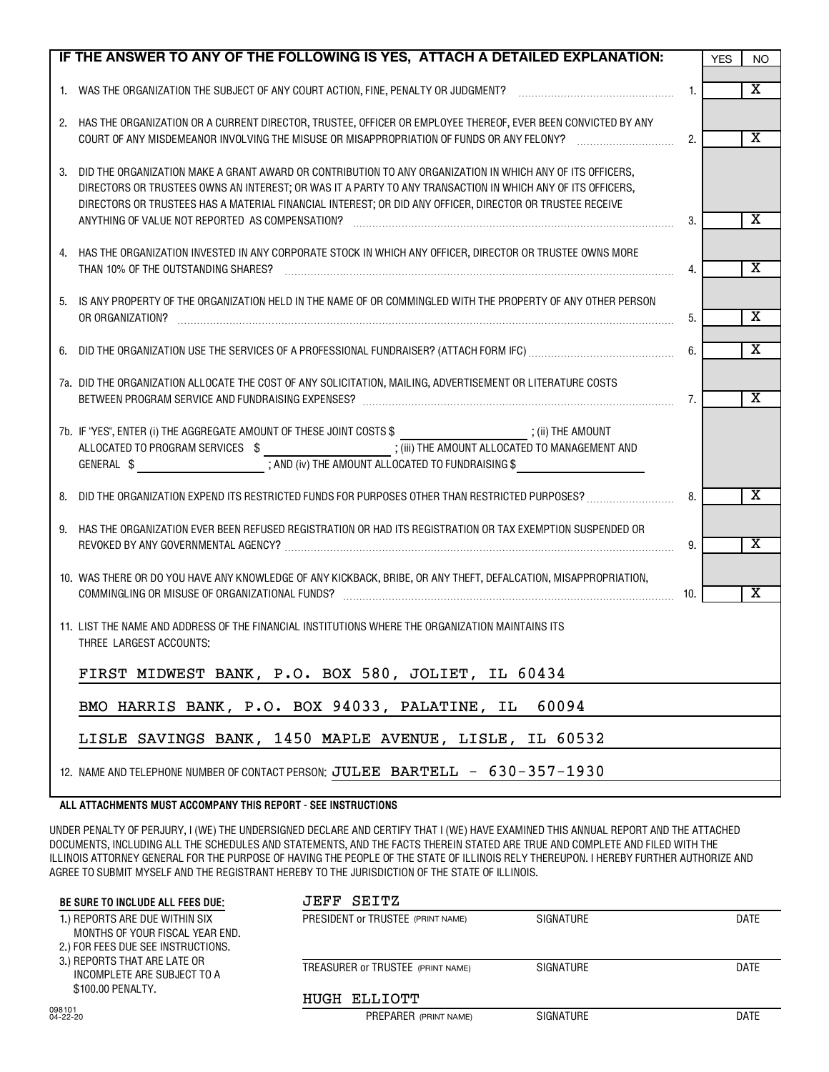## IF THE ANSWER TO ANY OF THE FOLLOWING IS YES, ATTACH A DETAILED EXPLANATION:

| | | | YES | NO |
|---|---|---|---|---|
| 1. | WAS THE ORGANIZATION THE SUBJECT OF ANY COURT ACTION, FINE, PENALTY OR JUDGMENT? | 1. | | X |
| 2. | HAS THE ORGANIZATION OR A CURRENT DIRECTOR, TRUSTEE, OFFICER OR EMPLOYEE THEREOF, EVER BEEN CONVICTED BY ANY COURT OF ANY MISDEMEANOR INVOLVING THE MISUSE OR MISAPPROPRIATION OF FUNDS OR ANY FELONY? | 2. | | X |
| 3. | DID THE ORGANIZATION MAKE A GRANT AWARD OR CONTRIBUTION TO ANY ORGANIZATION IN WHICH ANY OF ITS OFFICERS, DIRECTORS OR TRUSTEES OWNS AN INTEREST; OR WAS IT A PARTY TO ANY TRANSACTION IN WHICH ANY OF ITS OFFICERS, DIRECTORS OR TRUSTEES HAS A MATERIAL FINANCIAL INTEREST; OR DID ANY OFFICER, DIRECTOR OR TRUSTEE RECEIVE ANYTHING OF VALUE NOT REPORTED AS COMPENSATION? | 3. | | X |
| 4. | HAS THE ORGANIZATION INVESTED IN ANY CORPORATE STOCK IN WHICH ANY OFFICER, DIRECTOR OR TRUSTEE OWNS MORE THAN 10% OF THE OUTSTANDING SHARES? | 4. | | X |
| 5. | IS ANY PROPERTY OF THE ORGANIZATION HELD IN THE NAME OF OR COMMINGLED WITH THE PROPERTY OF ANY OTHER PERSON OR ORGANIZATION? | 5. | | X |
| 6. | DID THE ORGANIZATION USE THE SERVICES OF A PROFESSIONAL FUNDRAISER? (ATTACH FORM IFC) | 6. | | X |
| 7a. | DID THE ORGANIZATION ALLOCATE THE COST OF ANY SOLICITATION, MAILING, ADVERTISEMENT OR LITERATURE COSTS BETWEEN PROGRAM SERVICE AND FUNDRAISING EXPENSES? | 7. | | X |
| 7b. | IF "YES", ENTER (i) THE AGGREGATE AMOUNT OF THESE JOINT COSTS $ ______ ; (ii) THE AMOUNT ALLOCATED TO PROGRAM SERVICES $ ______ ; (iii) THE AMOUNT ALLOCATED TO MANAGEMENT AND GENERAL $ ______ ; AND (iv) THE AMOUNT ALLOCATED TO FUNDRAISING $ ______ | | | |
| 8. | DID THE ORGANIZATION EXPEND ITS RESTRICTED FUNDS FOR PURPOSES OTHER THAN RESTRICTED PURPOSES? | 8. | | X |
| 9. | HAS THE ORGANIZATION EVER BEEN REFUSED REGISTRATION OR HAD ITS REGISTRATION OR TAX EXEMPTION SUSPENDED OR REVOKED BY ANY GOVERNMENTAL AGENCY? | 9. | | X |
| 10. | WAS THERE OR DO YOU HAVE ANY KNOWLEDGE OF ANY KICKBACK, BRIBE, OR ANY THEFT, DEFALCATION, MISAPPROPRIATION, COMMINGLING OR MISUSE OF ORGANIZATIONAL FUNDS? | 10. | | X |

11. LIST THE NAME AND ADDRESS OF THE FINANCIAL INSTITUTIONS WHERE THE ORGANIZATION MAINTAINS ITS THREE LARGEST ACCOUNTS:

FIRST MIDWEST BANK, P.O. BOX 580, JOLIET, IL 60434

BMO HARRIS BANK, P.O. BOX 94033, PALATINE, IL 60094

LISLE SAVINGS BANK, 1450 MAPLE AVENUE, LISLE, IL 60532

12. NAME AND TELEPHONE NUMBER OF CONTACT PERSON: JULEE BARTELL - 630-357-1930

**ALL ATTACHMENTS MUST ACCOMPANY THIS REPORT - SEE INSTRUCTIONS**

UNDER PENALTY OF PERJURY, I (WE) THE UNDERSIGNED DECLARE AND CERTIFY THAT I (WE) HAVE EXAMINED THIS ANNUAL REPORT AND THE ATTACHED DOCUMENTS, INCLUDING ALL THE SCHEDULES AND STATEMENTS, AND THE FACTS THEREIN STATED ARE TRUE AND COMPLETE AND FILED WITH THE ILLINOIS ATTORNEY GENERAL FOR THE PURPOSE OF HAVING THE PEOPLE OF THE STATE OF ILLINOIS RELY THEREUPON. I HEREBY FURTHER AUTHORIZE AND AGREE TO SUBMIT MYSELF AND THE REGISTRANT HEREBY TO THE JURISDICTION OF THE STATE OF ILLINOIS.

**BE SURE TO INCLUDE ALL FEES DUE:**

1.) REPORTS ARE DUE WITHIN SIX MONTHS OF YOUR FISCAL YEAR END.
2.) FOR FEES DUE SEE INSTRUCTIONS.
3.) REPORTS THAT ARE LATE OR INCOMPLETE ARE SUBJECT TO A $100.00 PENALTY.

| | | |
|---|---|---|
| JEFF SEITZ | | |
| PRESIDENT or TRUSTEE (PRINT NAME) | SIGNATURE | DATE |
| | | |
| TREASURER or TRUSTEE (PRINT NAME) | SIGNATURE | DATE |
| HUGH ELLIOTT | | |
| PREPARER (PRINT NAME) | SIGNATURE | DATE |

098101
04-22-20